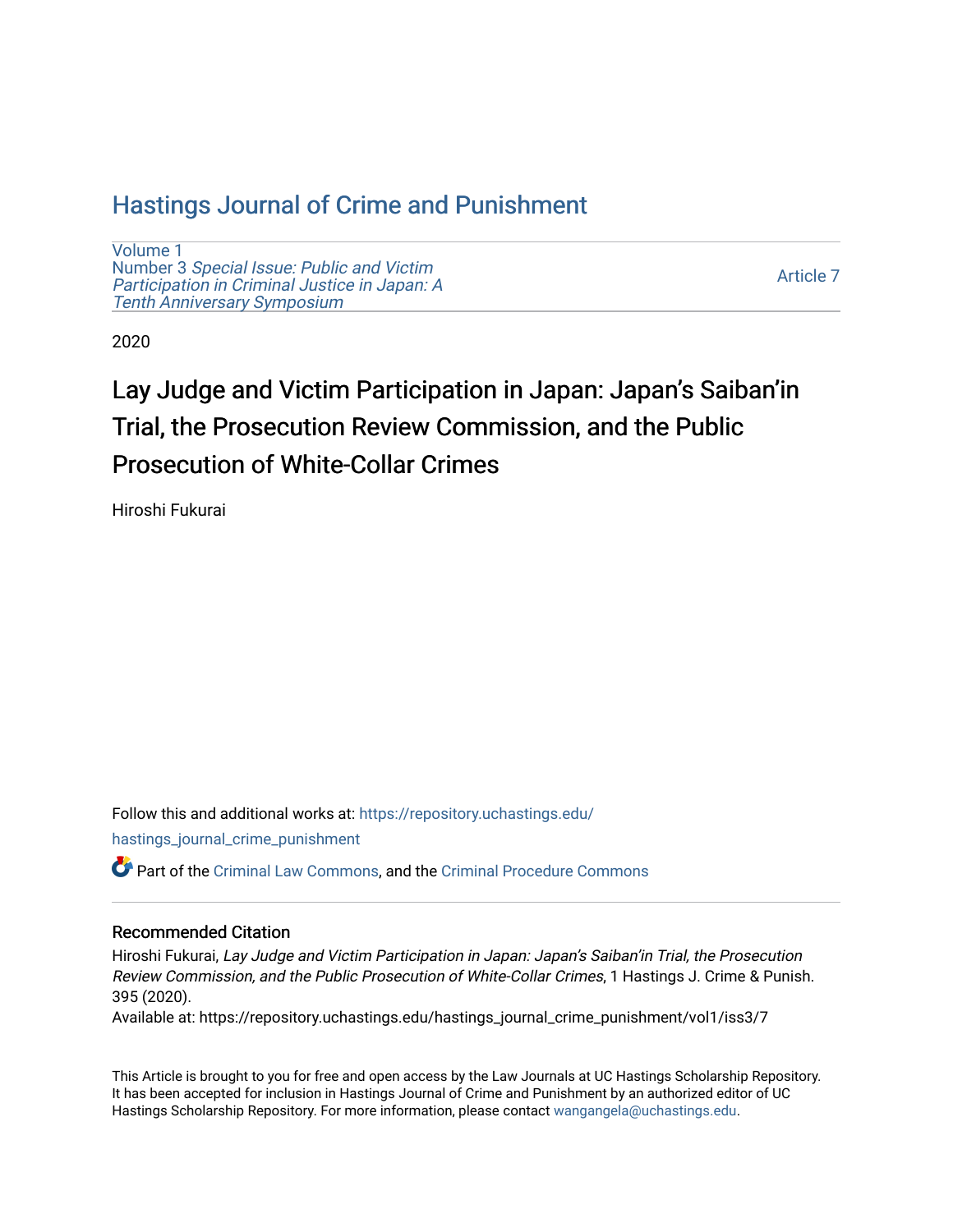# Hastings Journal of Crime and Punishment

Volume 1
Number 3 *Special Issue: Public and Victim Participation in Criminal Justice in Japan: A Tenth Anniversary Symposium*

Article 7

2020

# Lay Judge and Victim Participation in Japan: Japan's Saiban'in Trial, the Prosecution Review Commission, and the Public Prosecution of White-Collar Crimes

Hiroshi Fukurai

Follow this and additional works at: https://repository.uchastings.edu/hastings_journal_crime_punishment

Part of the Criminal Law Commons, and the Criminal Procedure Commons

## Recommended Citation

Hiroshi Fukurai, *Lay Judge and Victim Participation in Japan: Japan's Saiban'in Trial, the Prosecution Review Commission, and the Public Prosecution of White-Collar Crimes*, 1 Hastings J. Crime & Punish. 395 (2020).

Available at: https://repository.uchastings.edu/hastings_journal_crime_punishment/vol1/iss3/7

This Article is brought to you for free and open access by the Law Journals at UC Hastings Scholarship Repository. It has been accepted for inclusion in Hastings Journal of Crime and Punishment by an authorized editor of UC Hastings Scholarship Repository. For more information, please contact wangangela@uchastings.edu.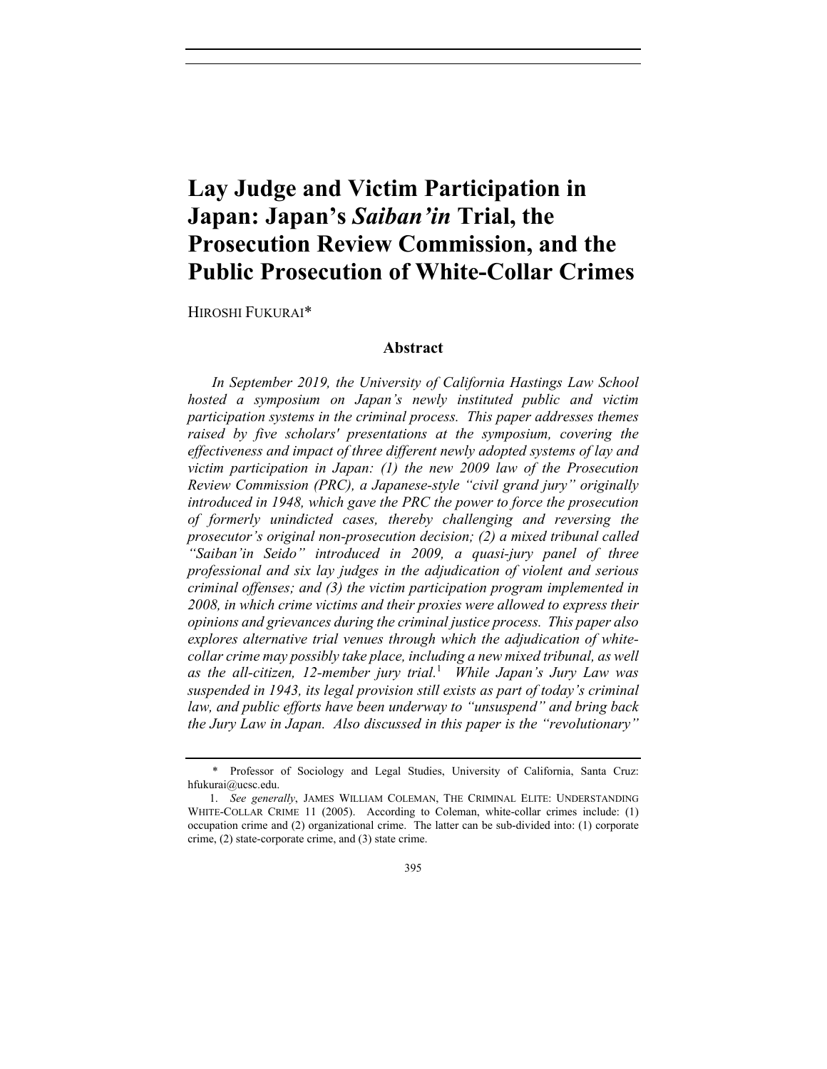# Lay Judge and Victim Participation in Japan: Japan's *Saiban'in* Trial, the Prosecution Review Commission, and the Public Prosecution of White-Collar Crimes

HIROSHI FUKURAI*

## Abstract

*In September 2019, the University of California Hastings Law School hosted a symposium on Japan's newly instituted public and victim participation systems in the criminal process. This paper addresses themes raised by five scholars' presentations at the symposium, covering the effectiveness and impact of three different newly adopted systems of lay and victim participation in Japan: (1) the new 2009 law of the Prosecution Review Commission (PRC), a Japanese-style "civil grand jury" originally introduced in 1948, which gave the PRC the power to force the prosecution of formerly unindicted cases, thereby challenging and reversing the prosecutor's original non-prosecution decision; (2) a mixed tribunal called "Saiban'in Seido" introduced in 2009, a quasi-jury panel of three professional and six lay judges in the adjudication of violent and serious criminal offenses; and (3) the victim participation program implemented in 2008, in which crime victims and their proxies were allowed to express their opinions and grievances during the criminal justice process. This paper also explores alternative trial venues through which the adjudication of white-collar crime may possibly take place, including a new mixed tribunal, as well as the all-citizen, 12-member jury trial.*[1] *While Japan's Jury Law was suspended in 1943, its legal provision still exists as part of today's criminal law, and public efforts have been underway to "unsuspend" and bring back the Jury Law in Japan. Also discussed in this paper is the "revolutionary"*

---

\* Professor of Sociology and Legal Studies, University of California, Santa Cruz: hfukurai@ucsc.edu.

1. *See generally*, JAMES WILLIAM COLEMAN, THE CRIMINAL ELITE: UNDERSTANDING WHITE-COLLAR CRIME 11 (2005). According to Coleman, white-collar crimes include: (1) occupation crime and (2) organizational crime. The latter can be sub-divided into: (1) corporate crime, (2) state-corporate crime, and (3) state crime.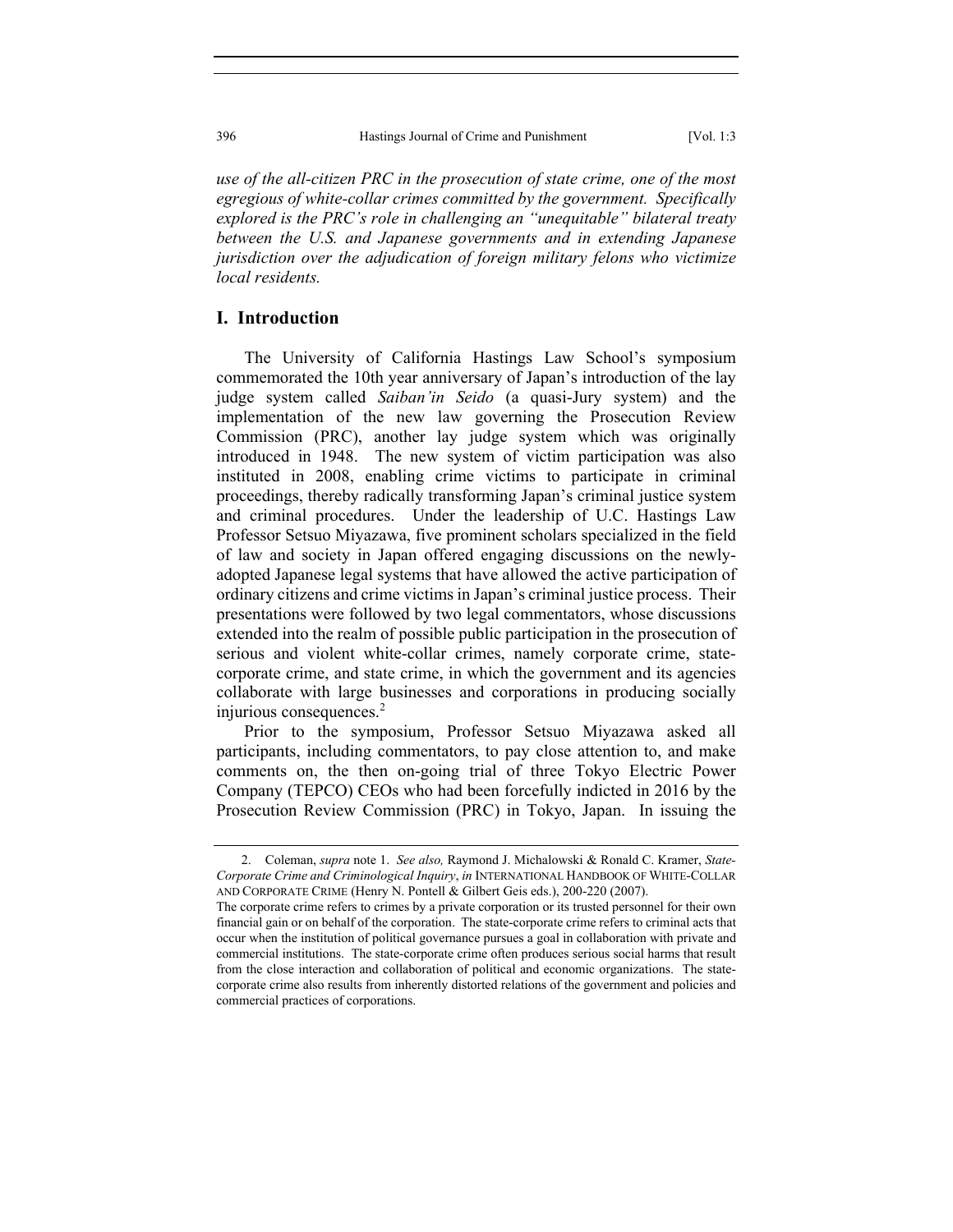*use of the all-citizen PRC in the prosecution of state crime, one of the most egregious of white-collar crimes committed by the government. Specifically explored is the PRC's role in challenging an "unequitable" bilateral treaty between the U.S. and Japanese governments and in extending Japanese jurisdiction over the adjudication of foreign military felons who victimize local residents.*

## I. Introduction

The University of California Hastings Law School's symposium commemorated the 10th year anniversary of Japan's introduction of the lay judge system called *Saiban'in Seido* (a quasi-Jury system) and the implementation of the new law governing the Prosecution Review Commission (PRC), another lay judge system which was originally introduced in 1948. The new system of victim participation was also instituted in 2008, enabling crime victims to participate in criminal proceedings, thereby radically transforming Japan's criminal justice system and criminal procedures. Under the leadership of U.C. Hastings Law Professor Setsuo Miyazawa, five prominent scholars specialized in the field of law and society in Japan offered engaging discussions on the newly-adopted Japanese legal systems that have allowed the active participation of ordinary citizens and crime victims in Japan's criminal justice process. Their presentations were followed by two legal commentators, whose discussions extended into the realm of possible public participation in the prosecution of serious and violent white-collar crimes, namely corporate crime, state-corporate crime, and state crime, in which the government and its agencies collaborate with large businesses and corporations in producing socially injurious consequences.[2]

Prior to the symposium, Professor Setsuo Miyazawa asked all participants, including commentators, to pay close attention to, and make comments on, the then on-going trial of three Tokyo Electric Power Company (TEPCO) CEOs who had been forcefully indicted in 2016 by the Prosecution Review Commission (PRC) in Tokyo, Japan. In issuing the

---

2. Coleman, *supra* note 1. *See also,* Raymond J. Michalowski & Ronald C. Kramer, *State-Corporate Crime and Criminological Inquiry*, *in* INTERNATIONAL HANDBOOK OF WHITE-COLLAR AND CORPORATE CRIME (Henry N. Pontell & Gilbert Geis eds.), 200-220 (2007).

The corporate crime refers to crimes by a private corporation or its trusted personnel for their own financial gain or on behalf of the corporation. The state-corporate crime refers to criminal acts that occur when the institution of political governance pursues a goal in collaboration with private and commercial institutions. The state-corporate crime often produces serious social harms that result from the close interaction and collaboration of political and economic organizations. The state-corporate crime also results from inherently distorted relations of the government and policies and commercial practices of corporations.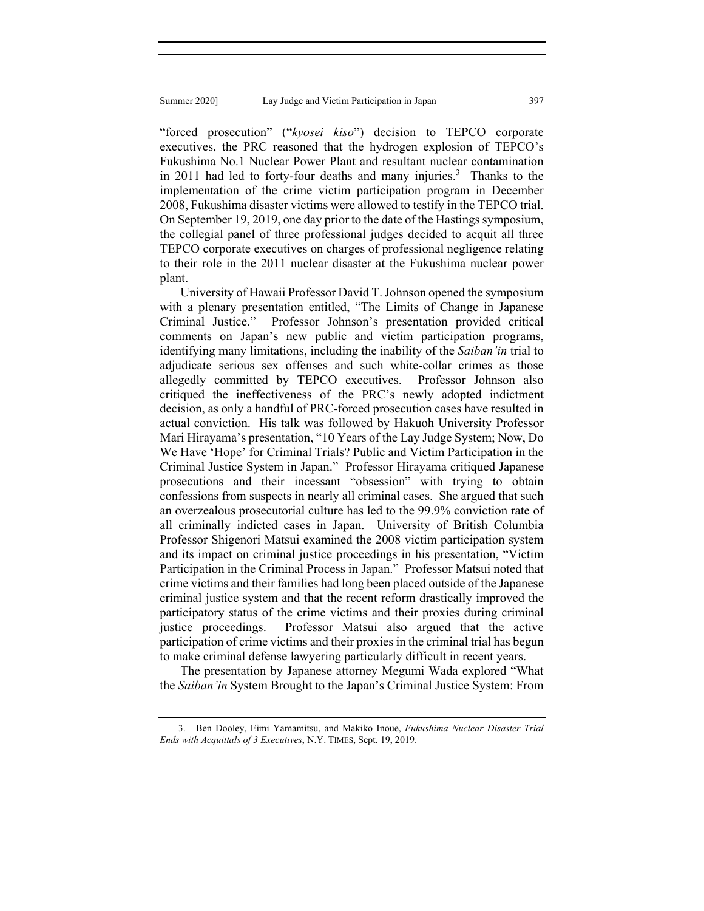"forced prosecution" ("*kyosei kiso*") decision to TEPCO corporate executives, the PRC reasoned that the hydrogen explosion of TEPCO's Fukushima No.1 Nuclear Power Plant and resultant nuclear contamination in 2011 had led to forty-four deaths and many injuries.[3] Thanks to the implementation of the crime victim participation program in December 2008, Fukushima disaster victims were allowed to testify in the TEPCO trial. On September 19, 2019, one day prior to the date of the Hastings symposium, the collegial panel of three professional judges decided to acquit all three TEPCO corporate executives on charges of professional negligence relating to their role in the 2011 nuclear disaster at the Fukushima nuclear power plant.

University of Hawaii Professor David T. Johnson opened the symposium with a plenary presentation entitled, "The Limits of Change in Japanese Criminal Justice." Professor Johnson's presentation provided critical comments on Japan's new public and victim participation programs, identifying many limitations, including the inability of the *Saiban'in* trial to adjudicate serious sex offenses and such white-collar crimes as those allegedly committed by TEPCO executives. Professor Johnson also critiqued the ineffectiveness of the PRC's newly adopted indictment decision, as only a handful of PRC-forced prosecution cases have resulted in actual conviction. His talk was followed by Hakuoh University Professor Mari Hirayama's presentation, "10 Years of the Lay Judge System; Now, Do We Have 'Hope' for Criminal Trials? Public and Victim Participation in the Criminal Justice System in Japan." Professor Hirayama critiqued Japanese prosecutions and their incessant "obsession" with trying to obtain confessions from suspects in nearly all criminal cases. She argued that such an overzealous prosecutorial culture has led to the 99.9% conviction rate of all criminally indicted cases in Japan. University of British Columbia Professor Shigenori Matsui examined the 2008 victim participation system and its impact on criminal justice proceedings in his presentation, "Victim Participation in the Criminal Process in Japan." Professor Matsui noted that crime victims and their families had long been placed outside of the Japanese criminal justice system and that the recent reform drastically improved the participatory status of the crime victims and their proxies during criminal justice proceedings. Professor Matsui also argued that the active participation of crime victims and their proxies in the criminal trial has begun to make criminal defense lawyering particularly difficult in recent years.

The presentation by Japanese attorney Megumi Wada explored "What the *Saiban'in* System Brought to the Japan's Criminal Justice System: From

---

3. Ben Dooley, Eimi Yamamitsu, and Makiko Inoue, *Fukushima Nuclear Disaster Trial Ends with Acquittals of 3 Executives*, N.Y. TIMES, Sept. 19, 2019.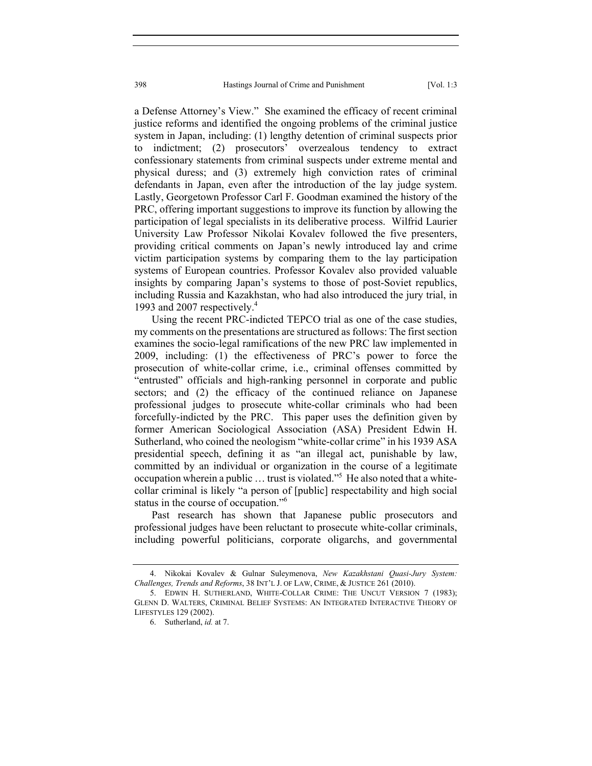a Defense Attorney's View." She examined the efficacy of recent criminal justice reforms and identified the ongoing problems of the criminal justice system in Japan, including: (1) lengthy detention of criminal suspects prior to indictment; (2) prosecutors' overzealous tendency to extract confessionary statements from criminal suspects under extreme mental and physical duress; and (3) extremely high conviction rates of criminal defendants in Japan, even after the introduction of the lay judge system. Lastly, Georgetown Professor Carl F. Goodman examined the history of the PRC, offering important suggestions to improve its function by allowing the participation of legal specialists in its deliberative process. Wilfrid Laurier University Law Professor Nikolai Kovalev followed the five presenters, providing critical comments on Japan's newly introduced lay and crime victim participation systems by comparing them to the lay participation systems of European countries. Professor Kovalev also provided valuable insights by comparing Japan's systems to those of post-Soviet republics, including Russia and Kazakhstan, who had also introduced the jury trial, in 1993 and 2007 respectively.[4]

Using the recent PRC-indicted TEPCO trial as one of the case studies, my comments on the presentations are structured as follows: The first section examines the socio-legal ramifications of the new PRC law implemented in 2009, including: (1) the effectiveness of PRC's power to force the prosecution of white-collar crime, i.e., criminal offenses committed by "entrusted" officials and high-ranking personnel in corporate and public sectors; and (2) the efficacy of the continued reliance on Japanese professional judges to prosecute white-collar criminals who had been forcefully-indicted by the PRC. This paper uses the definition given by former American Sociological Association (ASA) President Edwin H. Sutherland, who coined the neologism "white-collar crime" in his 1939 ASA presidential speech, defining it as "an illegal act, punishable by law, committed by an individual or organization in the course of a legitimate occupation wherein a public … trust is violated."[5] He also noted that a white-collar criminal is likely "a person of [public] respectability and high social status in the course of occupation."[6]

Past research has shown that Japanese public prosecutors and professional judges have been reluctant to prosecute white-collar criminals, including powerful politicians, corporate oligarchs, and governmental

---

4. Nikokai Kovalev & Gulnar Suleymenova, *New Kazakhstani Quasi-Jury System: Challenges, Trends and Reforms*, 38 INT'L J. OF LAW, CRIME, & JUSTICE 261 (2010).

5. EDWIN H. SUTHERLAND, WHITE-COLLAR CRIME: THE UNCUT VERSION 7 (1983); GLENN D. WALTERS, CRIMINAL BELIEF SYSTEMS: AN INTEGRATED INTERACTIVE THEORY OF LIFESTYLES 129 (2002).

6. Sutherland, *id.* at 7.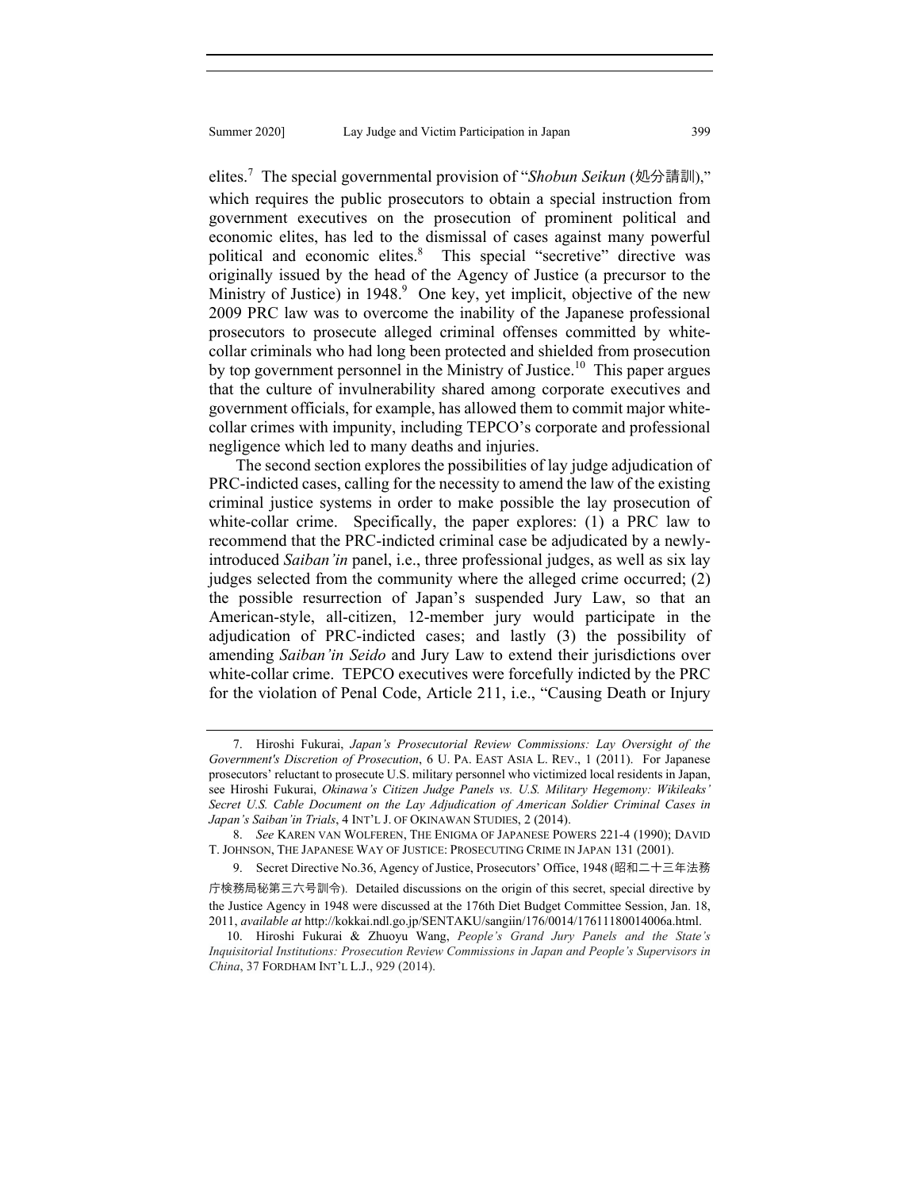elites.[7] The special governmental provision of "*Shobun Seikun* (処分請訓)," which requires the public prosecutors to obtain a special instruction from government executives on the prosecution of prominent political and economic elites, has led to the dismissal of cases against many powerful political and economic elites.[8] This special "secretive" directive was originally issued by the head of the Agency of Justice (a precursor to the Ministry of Justice) in 1948.[9] One key, yet implicit, objective of the new 2009 PRC law was to overcome the inability of the Japanese professional prosecutors to prosecute alleged criminal offenses committed by white-collar criminals who had long been protected and shielded from prosecution by top government personnel in the Ministry of Justice.[10] This paper argues that the culture of invulnerability shared among corporate executives and government officials, for example, has allowed them to commit major white-collar crimes with impunity, including TEPCO's corporate and professional negligence which led to many deaths and injuries.

The second section explores the possibilities of lay judge adjudication of PRC-indicted cases, calling for the necessity to amend the law of the existing criminal justice systems in order to make possible the lay prosecution of white-collar crime. Specifically, the paper explores: (1) a PRC law to recommend that the PRC-indicted criminal case be adjudicated by a newly-introduced *Saiban'in* panel, i.e., three professional judges, as well as six lay judges selected from the community where the alleged crime occurred; (2) the possible resurrection of Japan's suspended Jury Law, so that an American-style, all-citizen, 12-member jury would participate in the adjudication of PRC-indicted cases; and lastly (3) the possibility of amending *Saiban'in Seido* and Jury Law to extend their jurisdictions over white-collar crime. TEPCO executives were forcefully indicted by the PRC for the violation of Penal Code, Article 211, i.e., "Causing Death or Injury

---

7. Hiroshi Fukurai, *Japan's Prosecutorial Review Commissions: Lay Oversight of the Government's Discretion of Prosecution*, 6 U. PA. EAST ASIA L. REV., 1 (2011). For Japanese prosecutors' reluctant to prosecute U.S. military personnel who victimized local residents in Japan, see Hiroshi Fukurai, *Okinawa's Citizen Judge Panels vs. U.S. Military Hegemony: Wikileaks' Secret U.S. Cable Document on the Lay Adjudication of American Soldier Criminal Cases in Japan's Saiban'in Trials*, 4 INT'L J. OF OKINAWAN STUDIES, 2 (2014).

8. *See* KAREN VAN WOLFEREN, THE ENIGMA OF JAPANESE POWERS 221-4 (1990); DAVID T. JOHNSON, THE JAPANESE WAY OF JUSTICE: PROSECUTING CRIME IN JAPAN 131 (2001).

9. Secret Directive No.36, Agency of Justice, Prosecutors' Office, 1948 (昭和二十三年法務庁検務局秘第三六号訓令). Detailed discussions on the origin of this secret, special directive by the Justice Agency in 1948 were discussed at the 176th Diet Budget Committee Session, Jan. 18, 2011, *available at* http://kokkai.ndl.go.jp/SENTAKU/sangiin/176/0014/17611180014006a.html.

10. Hiroshi Fukurai & Zhuoyu Wang, *People's Grand Jury Panels and the State's Inquisitorial Institutions: Prosecution Review Commissions in Japan and People's Supervisors in China*, 37 FORDHAM INT'L L.J., 929 (2014).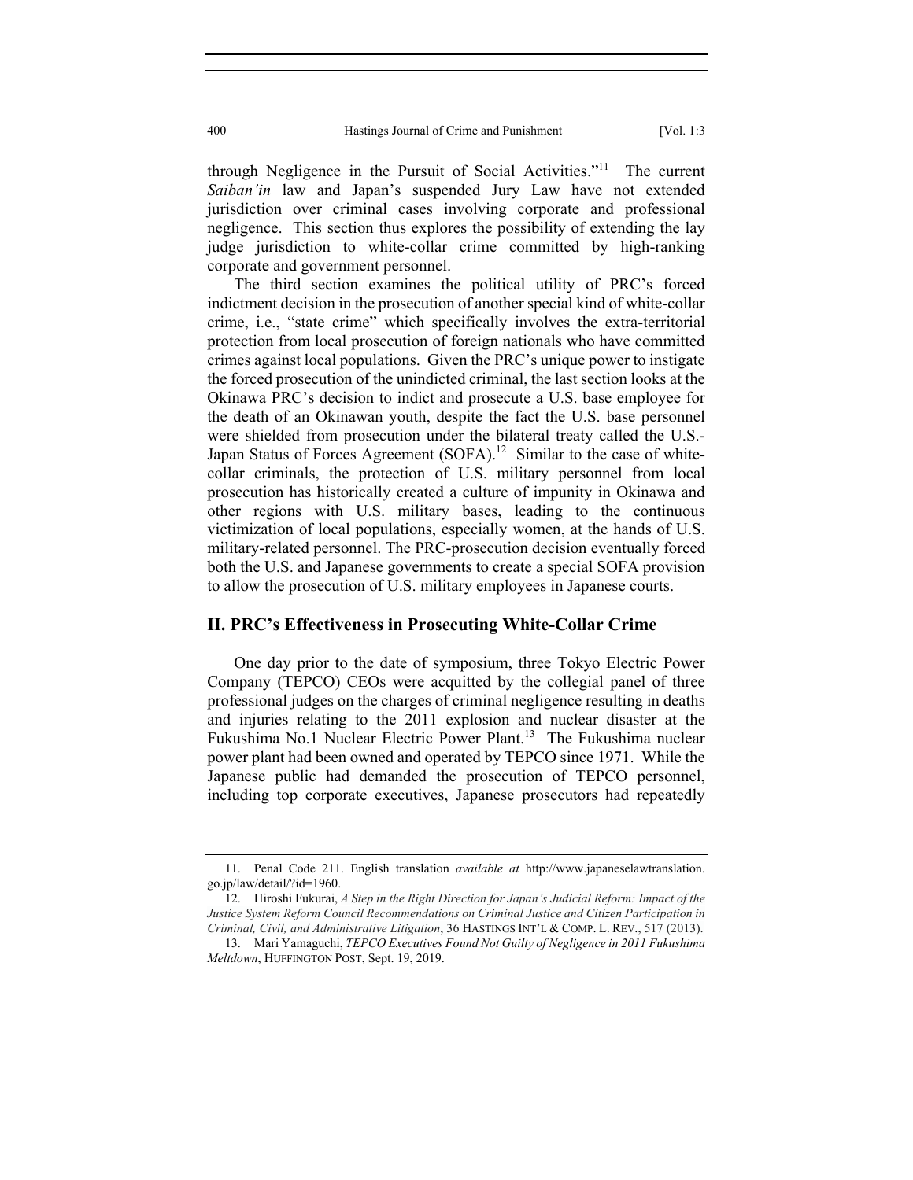through Negligence in the Pursuit of Social Activities."[11] The current *Saiban'in* law and Japan's suspended Jury Law have not extended jurisdiction over criminal cases involving corporate and professional negligence. This section thus explores the possibility of extending the lay judge jurisdiction to white-collar crime committed by high-ranking corporate and government personnel.

The third section examines the political utility of PRC's forced indictment decision in the prosecution of another special kind of white-collar crime, i.e., "state crime" which specifically involves the extra-territorial protection from local prosecution of foreign nationals who have committed crimes against local populations. Given the PRC's unique power to instigate the forced prosecution of the unindicted criminal, the last section looks at the Okinawa PRC's decision to indict and prosecute a U.S. base employee for the death of an Okinawan youth, despite the fact the U.S. base personnel were shielded from prosecution under the bilateral treaty called the U.S.-Japan Status of Forces Agreement (SOFA).[12] Similar to the case of white-collar criminals, the protection of U.S. military personnel from local prosecution has historically created a culture of impunity in Okinawa and other regions with U.S. military bases, leading to the continuous victimization of local populations, especially women, at the hands of U.S. military-related personnel. The PRC-prosecution decision eventually forced both the U.S. and Japanese governments to create a special SOFA provision to allow the prosecution of U.S. military employees in Japanese courts.

## II. PRC's Effectiveness in Prosecuting White-Collar Crime

One day prior to the date of symposium, three Tokyo Electric Power Company (TEPCO) CEOs were acquitted by the collegial panel of three professional judges on the charges of criminal negligence resulting in deaths and injuries relating to the 2011 explosion and nuclear disaster at the Fukushima No.1 Nuclear Electric Power Plant.[13] The Fukushima nuclear power plant had been owned and operated by TEPCO since 1971. While the Japanese public had demanded the prosecution of TEPCO personnel, including top corporate executives, Japanese prosecutors had repeatedly

---

11. Penal Code 211. English translation *available at* http://www.japaneselawtranslation.go.jp/law/detail/?id=1960.

12. Hiroshi Fukurai, *A Step in the Right Direction for Japan's Judicial Reform: Impact of the Justice System Reform Council Recommendations on Criminal Justice and Citizen Participation in Criminal, Civil, and Administrative Litigation*, 36 HASTINGS INT'L & COMP. L. REV., 517 (2013).

13. Mari Yamaguchi, *TEPCO Executives Found Not Guilty of Negligence in 2011 Fukushima Meltdown*, HUFFINGTON POST, Sept. 19, 2019.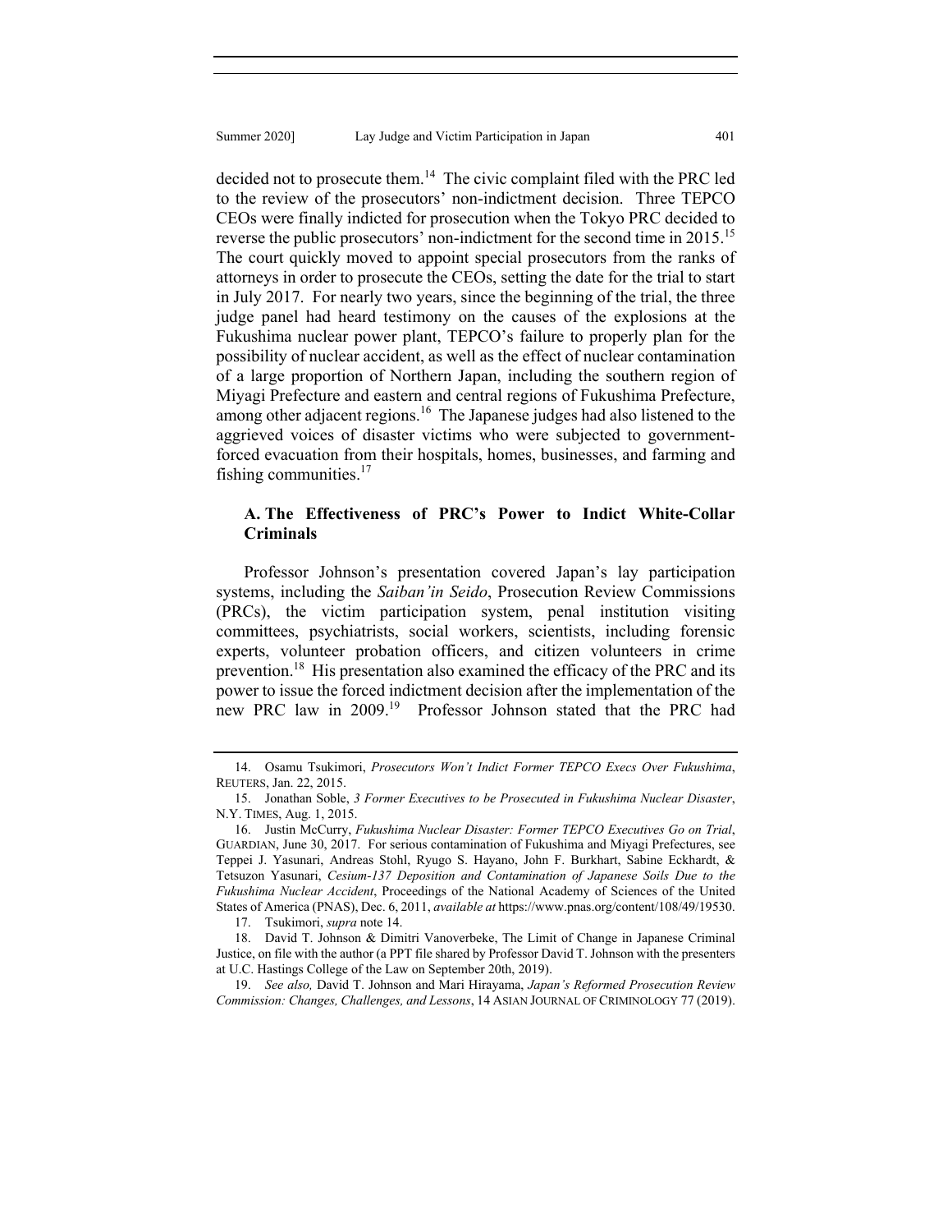decided not to prosecute them.[14] The civic complaint filed with the PRC led to the review of the prosecutors' non-indictment decision. Three TEPCO CEOs were finally indicted for prosecution when the Tokyo PRC decided to reverse the public prosecutors' non-indictment for the second time in 2015.[15] The court quickly moved to appoint special prosecutors from the ranks of attorneys in order to prosecute the CEOs, setting the date for the trial to start in July 2017. For nearly two years, since the beginning of the trial, the three judge panel had heard testimony on the causes of the explosions at the Fukushima nuclear power plant, TEPCO's failure to properly plan for the possibility of nuclear accident, as well as the effect of nuclear contamination of a large proportion of Northern Japan, including the southern region of Miyagi Prefecture and eastern and central regions of Fukushima Prefecture, among other adjacent regions.[16] The Japanese judges had also listened to the aggrieved voices of disaster victims who were subjected to government-forced evacuation from their hospitals, homes, businesses, and farming and fishing communities.[17]

### A. The Effectiveness of PRC's Power to Indict White-Collar Criminals

Professor Johnson's presentation covered Japan's lay participation systems, including the *Saiban'in Seido*, Prosecution Review Commissions (PRCs), the victim participation system, penal institution visiting committees, psychiatrists, social workers, scientists, including forensic experts, volunteer probation officers, and citizen volunteers in crime prevention.[18] His presentation also examined the efficacy of the PRC and its power to issue the forced indictment decision after the implementation of the new PRC law in 2009.[19] Professor Johnson stated that the PRC had

---

14. Osamu Tsukimori, *Prosecutors Won't Indict Former TEPCO Execs Over Fukushima*, REUTERS, Jan. 22, 2015.

15. Jonathan Soble, *3 Former Executives to be Prosecuted in Fukushima Nuclear Disaster*, N.Y. TIMES, Aug. 1, 2015.

16. Justin McCurry, *Fukushima Nuclear Disaster: Former TEPCO Executives Go on Trial*, GUARDIAN, June 30, 2017. For serious contamination of Fukushima and Miyagi Prefectures, see Teppei J. Yasunari, Andreas Stohl, Ryugo S. Hayano, John F. Burkhart, Sabine Eckhardt, & Tetsuzon Yasunari, *Cesium-137 Deposition and Contamination of Japanese Soils Due to the Fukushima Nuclear Accident*, Proceedings of the National Academy of Sciences of the United States of America (PNAS), Dec. 6, 2011, *available at* https://www.pnas.org/content/108/49/19530.

17. Tsukimori, *supra* note 14.

18. David T. Johnson & Dimitri Vanoverbeke, The Limit of Change in Japanese Criminal Justice, on file with the author (a PPT file shared by Professor David T. Johnson with the presenters at U.C. Hastings College of the Law on September 20th, 2019).

19. *See also,* David T. Johnson and Mari Hirayama, *Japan's Reformed Prosecution Review Commission: Changes, Challenges, and Lessons*, 14 ASIAN JOURNAL OF CRIMINOLOGY 77 (2019).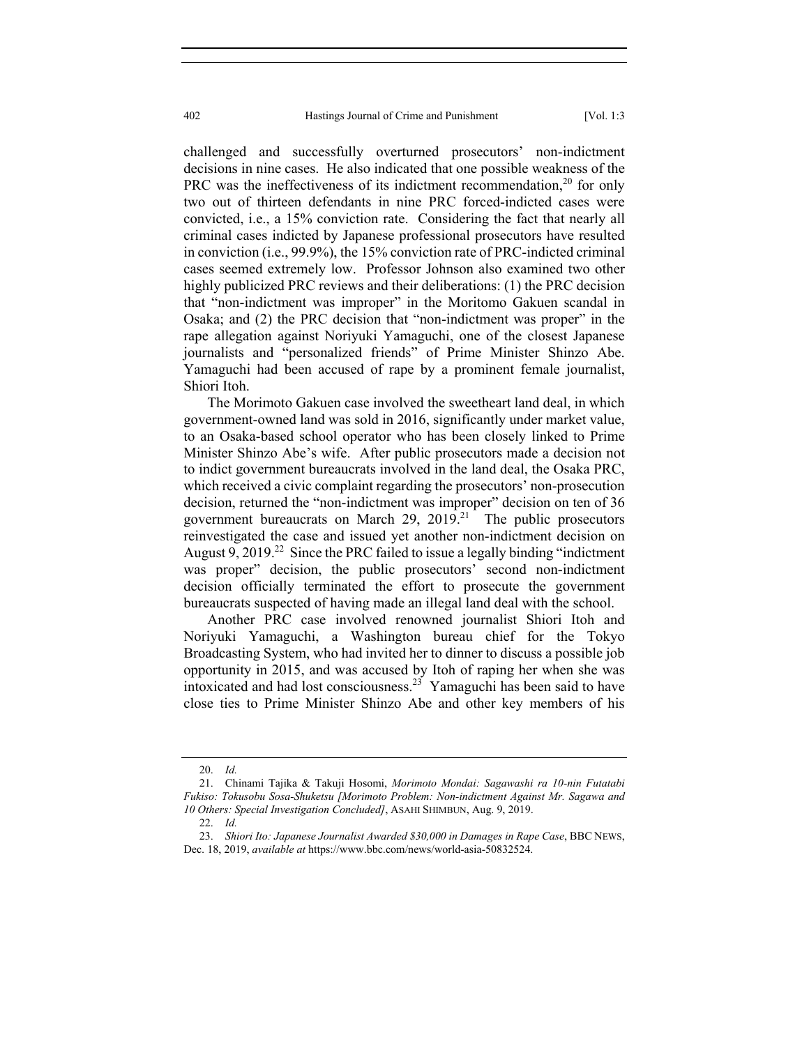challenged and successfully overturned prosecutors' non-indictment decisions in nine cases. He also indicated that one possible weakness of the PRC was the ineffectiveness of its indictment recommendation,[20] for only two out of thirteen defendants in nine PRC forced-indicted cases were convicted, i.e., a 15% conviction rate. Considering the fact that nearly all criminal cases indicted by Japanese professional prosecutors have resulted in conviction (i.e., 99.9%), the 15% conviction rate of PRC-indicted criminal cases seemed extremely low. Professor Johnson also examined two other highly publicized PRC reviews and their deliberations: (1) the PRC decision that "non-indictment was improper" in the Moritomo Gakuen scandal in Osaka; and (2) the PRC decision that "non-indictment was proper" in the rape allegation against Noriyuki Yamaguchi, one of the closest Japanese journalists and "personalized friends" of Prime Minister Shinzo Abe. Yamaguchi had been accused of rape by a prominent female journalist, Shiori Itoh.

The Morimoto Gakuen case involved the sweetheart land deal, in which government-owned land was sold in 2016, significantly under market value, to an Osaka-based school operator who has been closely linked to Prime Minister Shinzo Abe's wife. After public prosecutors made a decision not to indict government bureaucrats involved in the land deal, the Osaka PRC, which received a civic complaint regarding the prosecutors' non-prosecution decision, returned the "non-indictment was improper" decision on ten of 36 government bureaucrats on March 29, 2019.[21] The public prosecutors reinvestigated the case and issued yet another non-indictment decision on August 9, 2019.[22] Since the PRC failed to issue a legally binding "indictment was proper" decision, the public prosecutors' second non-indictment decision officially terminated the effort to prosecute the government bureaucrats suspected of having made an illegal land deal with the school.

Another PRC case involved renowned journalist Shiori Itoh and Noriyuki Yamaguchi, a Washington bureau chief for the Tokyo Broadcasting System, who had invited her to dinner to discuss a possible job opportunity in 2015, and was accused by Itoh of raping her when she was intoxicated and had lost consciousness.[23] Yamaguchi has been said to have close ties to Prime Minister Shinzo Abe and other key members of his

---

20. *Id.*

21. Chinami Tajika & Takuji Hosomi, *Morimoto Mondai: Sagawashi ra 10-nin Futatabi Fukiso: Tokusobu Sosa-Shuketsu [Morimoto Problem: Non-indictment Against Mr. Sagawa and 10 Others: Special Investigation Concluded]*, ASAHI SHIMBUN, Aug. 9, 2019.

22. *Id.*

23. *Shiori Ito: Japanese Journalist Awarded $30,000 in Damages in Rape Case*, BBC NEWS, Dec. 18, 2019, *available at* https://www.bbc.com/news/world-asia-50832524.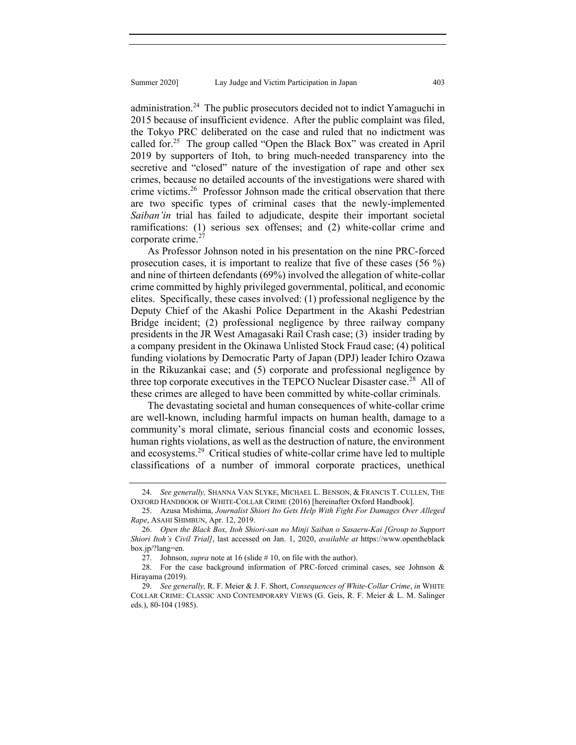administration.[24] The public prosecutors decided not to indict Yamaguchi in 2015 because of insufficient evidence. After the public complaint was filed, the Tokyo PRC deliberated on the case and ruled that no indictment was called for.[25] The group called "Open the Black Box" was created in April 2019 by supporters of Itoh, to bring much-needed transparency into the secretive and "closed" nature of the investigation of rape and other sex crimes, because no detailed accounts of the investigations were shared with crime victims.[26] Professor Johnson made the critical observation that there are two specific types of criminal cases that the newly-implemented *Saiban'in* trial has failed to adjudicate, despite their important societal ramifications: (1) serious sex offenses; and (2) white-collar crime and corporate crime.[27]

As Professor Johnson noted in his presentation on the nine PRC-forced prosecution cases, it is important to realize that five of these cases (56 %) and nine of thirteen defendants (69%) involved the allegation of white-collar crime committed by highly privileged governmental, political, and economic elites. Specifically, these cases involved: (1) professional negligence by the Deputy Chief of the Akashi Police Department in the Akashi Pedestrian Bridge incident; (2) professional negligence by three railway company presidents in the JR West Amagasaki Rail Crash case; (3) insider trading by a company president in the Okinawa Unlisted Stock Fraud case; (4) political funding violations by Democratic Party of Japan (DPJ) leader Ichiro Ozawa in the Rikuzankai case; and (5) corporate and professional negligence by three top corporate executives in the TEPCO Nuclear Disaster case.[28] All of these crimes are alleged to have been committed by white-collar criminals.

The devastating societal and human consequences of white-collar crime are well-known, including harmful impacts on human health, damage to a community's moral climate, serious financial costs and economic losses, human rights violations, as well as the destruction of nature, the environment and ecosystems.[29] Critical studies of white-collar crime have led to multiple classifications of a number of immoral corporate practices, unethical

---

24. *See generally,* SHANNA VAN SLYKE, MICHAEL L. BENSON, & FRANCIS T. CULLEN, THE OXFORD HANDBOOK OF WHITE-COLLAR CRIME (2016) [hereinafter Oxford Handbook].

25. Azusa Mishima, *Journalist Shiori Ito Gets Help With Fight For Damages Over Alleged Rape*, ASAHI SHIMBUN, Apr. 12, 2019.

26. *Open the Black Box, Itoh Shiori-san no Minji Saiban o Sasaeru-Kai [Group to Support Shiori Itoh's Civil Trial]*, last accessed on Jan. 1, 2020, *available at* https://www.opentheblackbox.jp/?lang=en.

27. Johnson, *supra* note at 16 (slide # 10, on file with the author).

28. For the case background information of PRC-forced criminal cases, see Johnson & Hirayama (2019).

29. *See generally,* R. F. Meier & J. F. Short, *Consequences of White-Collar Crime*, *in* WHITE COLLAR CRIME: CLASSIC AND CONTEMPORARY VIEWS (G. Geis, R. F. Meier & L. M. Salinger eds.), 80-104 (1985).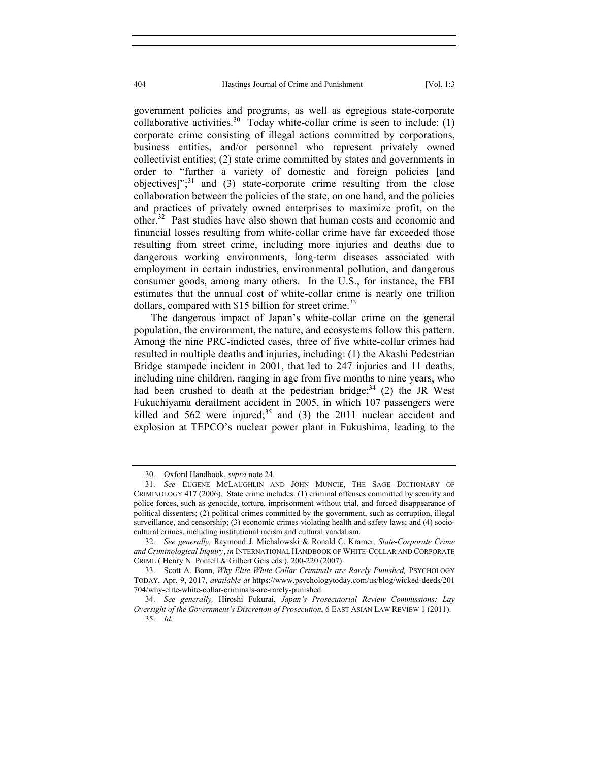government policies and programs, as well as egregious state-corporate collaborative activities.[30] Today white-collar crime is seen to include: (1) corporate crime consisting of illegal actions committed by corporations, business entities, and/or personnel who represent privately owned collectivist entities; (2) state crime committed by states and governments in order to "further a variety of domestic and foreign policies [and objectives]";[31] and (3) state-corporate crime resulting from the close collaboration between the policies of the state, on one hand, and the policies and practices of privately owned enterprises to maximize profit, on the other.[32] Past studies have also shown that human costs and economic and financial losses resulting from white-collar crime have far exceeded those resulting from street crime, including more injuries and deaths due to dangerous working environments, long-term diseases associated with employment in certain industries, environmental pollution, and dangerous consumer goods, among many others. In the U.S., for instance, the FBI estimates that the annual cost of white-collar crime is nearly one trillion dollars, compared with $15 billion for street crime.[33]

The dangerous impact of Japan's white-collar crime on the general population, the environment, the nature, and ecosystems follow this pattern. Among the nine PRC-indicted cases, three of five white-collar crimes had resulted in multiple deaths and injuries, including: (1) the Akashi Pedestrian Bridge stampede incident in 2001, that led to 247 injuries and 11 deaths, including nine children, ranging in age from five months to nine years, who had been crushed to death at the pedestrian bridge;[34] (2) the JR West Fukuchiyama derailment accident in 2005, in which 107 passengers were killed and 562 were injured;[35] and (3) the 2011 nuclear accident and explosion at TEPCO's nuclear power plant in Fukushima, leading to the

---

30. Oxford Handbook, *supra* note 24.

31. *See* EUGENE MCLAUGHLIN AND JOHN MUNCIE, THE SAGE DICTIONARY OF CRIMINOLOGY 417 (2006). State crime includes: (1) criminal offenses committed by security and police forces, such as genocide, torture, imprisonment without trial, and forced disappearance of political dissenters; (2) political crimes committed by the government, such as corruption, illegal surveillance, and censorship; (3) economic crimes violating health and safety laws; and (4) socio-cultural crimes, including institutional racism and cultural vandalism.

32. *See generally,* Raymond J. Michalowski & Ronald C. Kramer*, State-Corporate Crime and Criminological Inquiry*, *in* INTERNATIONAL HANDBOOK OF WHITE-COLLAR AND CORPORATE CRIME ( Henry N. Pontell & Gilbert Geis eds.), 200-220 (2007).

33. Scott A. Bonn, *Why Elite White-Collar Criminals are Rarely Punished,* PSYCHOLOGY TODAY, Apr. 9, 2017, *available at* https://www.psychologytoday.com/us/blog/wicked-deeds/201704/why-elite-white-collar-criminals-are-rarely-punished.

34. *See generally,* Hiroshi Fukurai, *Japan's Prosecutorial Review Commissions: Lay Oversight of the Government's Discretion of Prosecution*, 6 EAST ASIAN LAW REVIEW 1 (2011).

35. *Id.*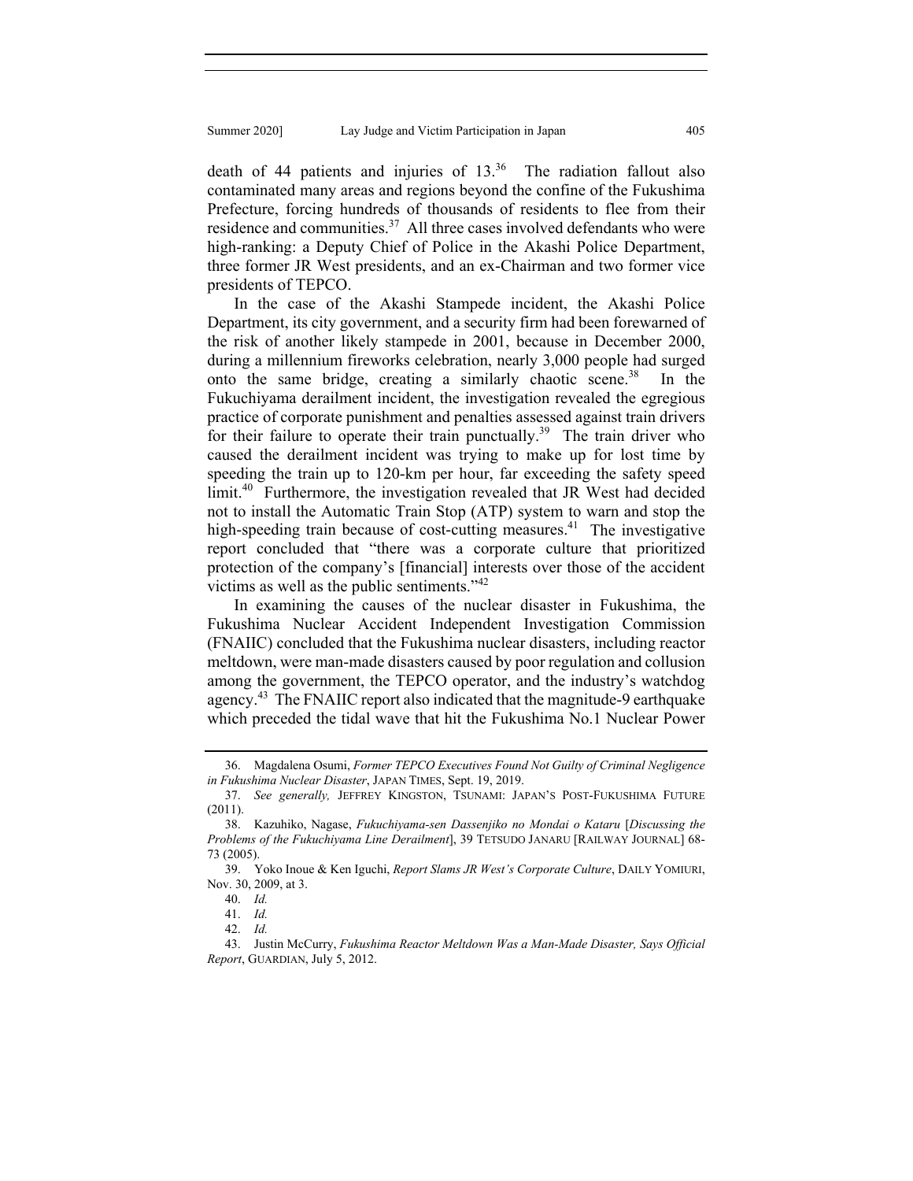death of 44 patients and injuries of 13.[36] The radiation fallout also contaminated many areas and regions beyond the confine of the Fukushima Prefecture, forcing hundreds of thousands of residents to flee from their residence and communities.[37] All three cases involved defendants who were high-ranking: a Deputy Chief of Police in the Akashi Police Department, three former JR West presidents, and an ex-Chairman and two former vice presidents of TEPCO.

In the case of the Akashi Stampede incident, the Akashi Police Department, its city government, and a security firm had been forewarned of the risk of another likely stampede in 2001, because in December 2000, during a millennium fireworks celebration, nearly 3,000 people had surged onto the same bridge, creating a similarly chaotic scene.[38] In the Fukuchiyama derailment incident, the investigation revealed the egregious practice of corporate punishment and penalties assessed against train drivers for their failure to operate their train punctually.[39] The train driver who caused the derailment incident was trying to make up for lost time by speeding the train up to 120-km per hour, far exceeding the safety speed limit.[40] Furthermore, the investigation revealed that JR West had decided not to install the Automatic Train Stop (ATP) system to warn and stop the high-speeding train because of cost-cutting measures.[41] The investigative report concluded that "there was a corporate culture that prioritized protection of the company's [financial] interests over those of the accident victims as well as the public sentiments."[42]

In examining the causes of the nuclear disaster in Fukushima, the Fukushima Nuclear Accident Independent Investigation Commission (FNAIIC) concluded that the Fukushima nuclear disasters, including reactor meltdown, were man-made disasters caused by poor regulation and collusion among the government, the TEPCO operator, and the industry's watchdog agency.[43] The FNAIIC report also indicated that the magnitude-9 earthquake which preceded the tidal wave that hit the Fukushima No.1 Nuclear Power

---

36. Magdalena Osumi, *Former TEPCO Executives Found Not Guilty of Criminal Negligence in Fukushima Nuclear Disaster*, JAPAN TIMES, Sept. 19, 2019.

37. *See generally,* JEFFREY KINGSTON, TSUNAMI: JAPAN'S POST-FUKUSHIMA FUTURE (2011).

38. Kazuhiko, Nagase, *Fukuchiyama-sen Dassenjiko no Mondai o Kataru* [*Discussing the Problems of the Fukuchiyama Line Derailment*], 39 TETSUDO JANARU [RAILWAY JOURNAL] 68-73 (2005).

39. Yoko Inoue & Ken Iguchi, *Report Slams JR West's Corporate Culture*, DAILY YOMIURI, Nov. 30, 2009, at 3.

40. *Id.*

41. *Id.*

42. *Id.*

43. Justin McCurry, *Fukushima Reactor Meltdown Was a Man-Made Disaster, Says Official Report*, GUARDIAN, July 5, 2012.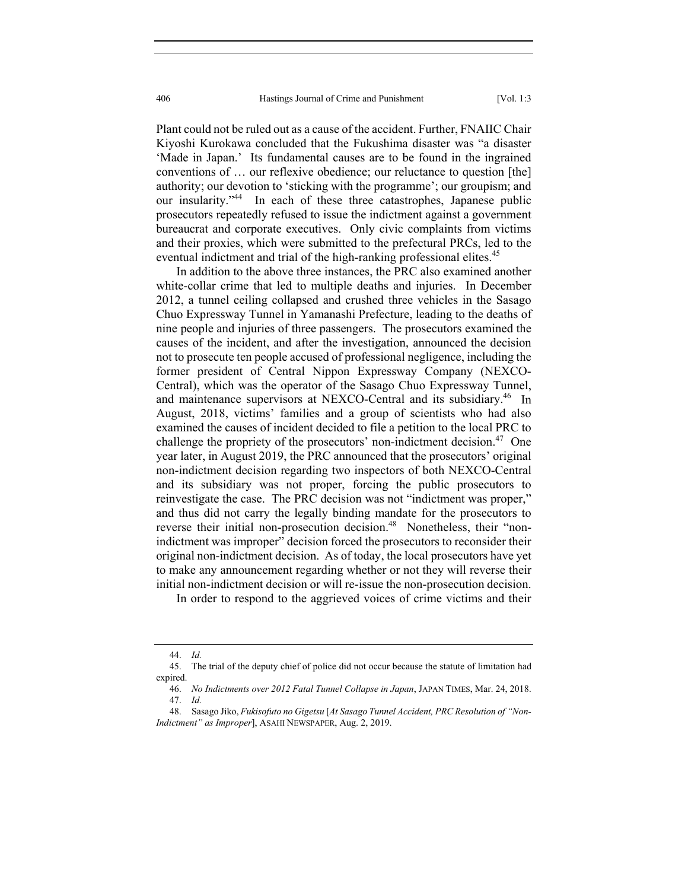Plant could not be ruled out as a cause of the accident. Further, FNAIIC Chair Kiyoshi Kurokawa concluded that the Fukushima disaster was "a disaster 'Made in Japan.' Its fundamental causes are to be found in the ingrained conventions of … our reflexive obedience; our reluctance to question [the] authority; our devotion to 'sticking with the programme'; our groupism; and our insularity."[44] In each of these three catastrophes, Japanese public prosecutors repeatedly refused to issue the indictment against a government bureaucrat and corporate executives. Only civic complaints from victims and their proxies, which were submitted to the prefectural PRCs, led to the eventual indictment and trial of the high-ranking professional elites.[45]

In addition to the above three instances, the PRC also examined another white-collar crime that led to multiple deaths and injuries. In December 2012, a tunnel ceiling collapsed and crushed three vehicles in the Sasago Chuo Expressway Tunnel in Yamanashi Prefecture, leading to the deaths of nine people and injuries of three passengers. The prosecutors examined the causes of the incident, and after the investigation, announced the decision not to prosecute ten people accused of professional negligence, including the former president of Central Nippon Expressway Company (NEXCO-Central), which was the operator of the Sasago Chuo Expressway Tunnel, and maintenance supervisors at NEXCO-Central and its subsidiary.[46] In August, 2018, victims' families and a group of scientists who had also examined the causes of incident decided to file a petition to the local PRC to challenge the propriety of the prosecutors' non-indictment decision.[47] One year later, in August 2019, the PRC announced that the prosecutors' original non-indictment decision regarding two inspectors of both NEXCO-Central and its subsidiary was not proper, forcing the public prosecutors to reinvestigate the case. The PRC decision was not "indictment was proper," and thus did not carry the legally binding mandate for the prosecutors to reverse their initial non-prosecution decision.[48] Nonetheless, their "non-indictment was improper" decision forced the prosecutors to reconsider their original non-indictment decision. As of today, the local prosecutors have yet to make any announcement regarding whether or not they will reverse their initial non-indictment decision or will re-issue the non-prosecution decision.

In order to respond to the aggrieved voices of crime victims and their

---

44. *Id.*

45. The trial of the deputy chief of police did not occur because the statute of limitation had expired.

46. *No Indictments over 2012 Fatal Tunnel Collapse in Japan*, JAPAN TIMES, Mar. 24, 2018.

47. *Id.*

48. Sasago Jiko, *Fukisofuto no Gigetsu* [*At Sasago Tunnel Accident, PRC Resolution of "Non-Indictment" as Improper*], ASAHI NEWSPAPER, Aug. 2, 2019.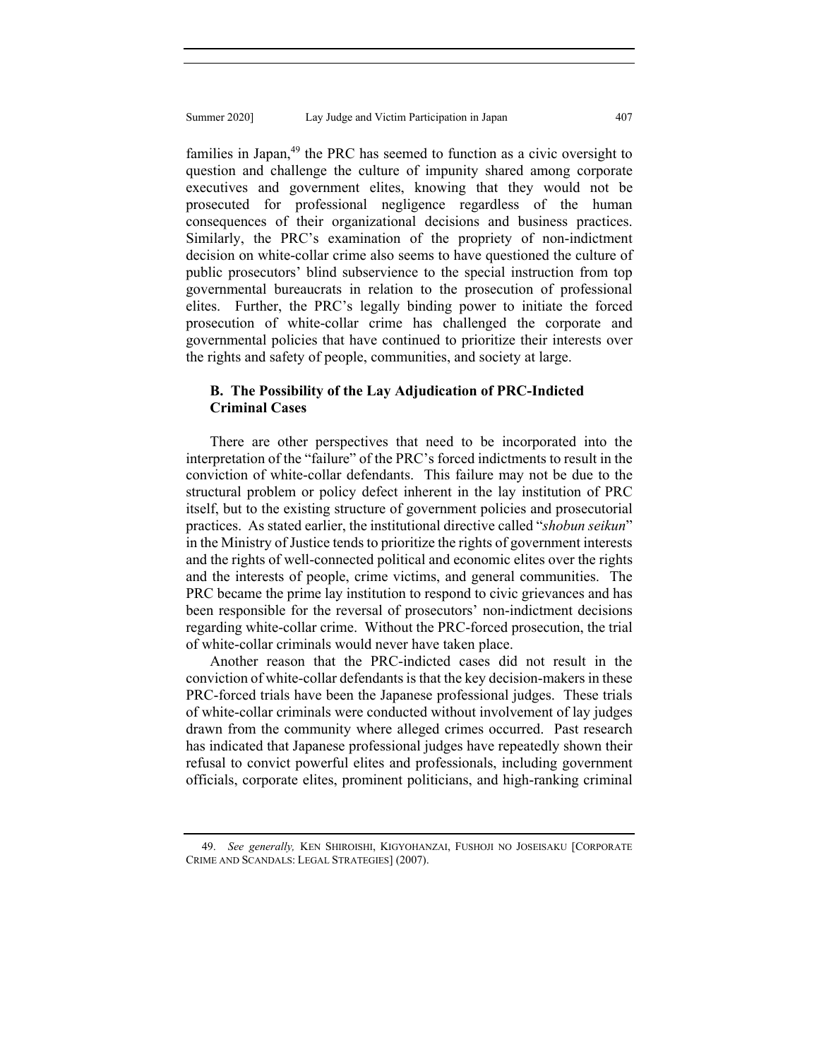families in Japan,[49] the PRC has seemed to function as a civic oversight to question and challenge the culture of impunity shared among corporate executives and government elites, knowing that they would not be prosecuted for professional negligence regardless of the human consequences of their organizational decisions and business practices. Similarly, the PRC's examination of the propriety of non-indictment decision on white-collar crime also seems to have questioned the culture of public prosecutors' blind subservience to the special instruction from top governmental bureaucrats in relation to the prosecution of professional elites. Further, the PRC's legally binding power to initiate the forced prosecution of white-collar crime has challenged the corporate and governmental policies that have continued to prioritize their interests over the rights and safety of people, communities, and society at large.

### B. The Possibility of the Lay Adjudication of PRC-Indicted Criminal Cases

There are other perspectives that need to be incorporated into the interpretation of the "failure" of the PRC's forced indictments to result in the conviction of white-collar defendants. This failure may not be due to the structural problem or policy defect inherent in the lay institution of PRC itself, but to the existing structure of government policies and prosecutorial practices. As stated earlier, the institutional directive called "*shobun seikun*" in the Ministry of Justice tends to prioritize the rights of government interests and the rights of well-connected political and economic elites over the rights and the interests of people, crime victims, and general communities. The PRC became the prime lay institution to respond to civic grievances and has been responsible for the reversal of prosecutors' non-indictment decisions regarding white-collar crime. Without the PRC-forced prosecution, the trial of white-collar criminals would never have taken place.

Another reason that the PRC-indicted cases did not result in the conviction of white-collar defendants is that the key decision-makers in these PRC-forced trials have been the Japanese professional judges. These trials of white-collar criminals were conducted without involvement of lay judges drawn from the community where alleged crimes occurred. Past research has indicated that Japanese professional judges have repeatedly shown their refusal to convict powerful elites and professionals, including government officials, corporate elites, prominent politicians, and high-ranking criminal

---

49. *See generally,* KEN SHIROISHI, KIGYOHANZAI, FUSHOJI NO JOSEISAKU [CORPORATE CRIME AND SCANDALS: LEGAL STRATEGIES] (2007).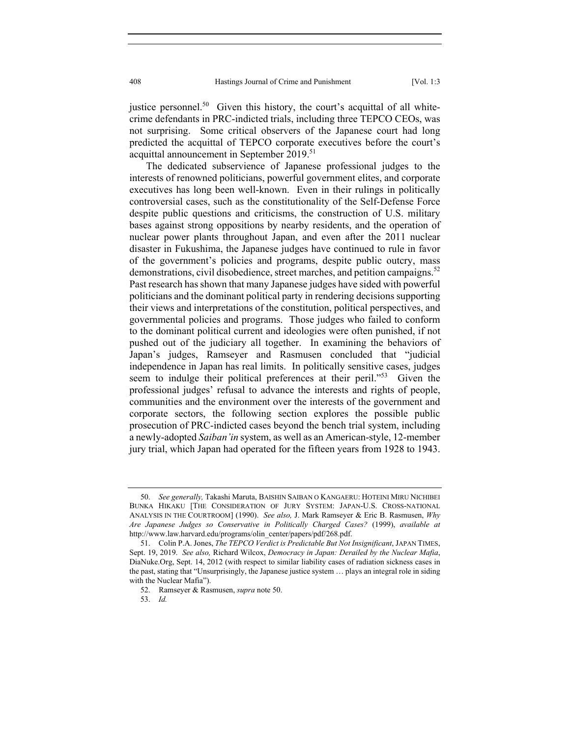justice personnel.[50] Given this history, the court's acquittal of all white-crime defendants in PRC-indicted trials, including three TEPCO CEOs, was not surprising. Some critical observers of the Japanese court had long predicted the acquittal of TEPCO corporate executives before the court's acquittal announcement in September 2019.[51]

The dedicated subservience of Japanese professional judges to the interests of renowned politicians, powerful government elites, and corporate executives has long been well-known. Even in their rulings in politically controversial cases, such as the constitutionality of the Self-Defense Force despite public questions and criticisms, the construction of U.S. military bases against strong oppositions by nearby residents, and the operation of nuclear power plants throughout Japan, and even after the 2011 nuclear disaster in Fukushima, the Japanese judges have continued to rule in favor of the government's policies and programs, despite public outcry, mass demonstrations, civil disobedience, street marches, and petition campaigns.[52] Past research has shown that many Japanese judges have sided with powerful politicians and the dominant political party in rendering decisions supporting their views and interpretations of the constitution, political perspectives, and governmental policies and programs. Those judges who failed to conform to the dominant political current and ideologies were often punished, if not pushed out of the judiciary all together. In examining the behaviors of Japan's judges, Ramseyer and Rasmusen concluded that "judicial independence in Japan has real limits. In politically sensitive cases, judges seem to indulge their political preferences at their peril."[53] Given the professional judges' refusal to advance the interests and rights of people, communities and the environment over the interests of the government and corporate sectors, the following section explores the possible public prosecution of PRC-indicted cases beyond the bench trial system, including a newly-adopted *Saiban'in* system, as well as an American-style, 12-member jury trial, which Japan had operated for the fifteen years from 1928 to 1943.

---

50. *See generally,* Takashi Maruta, BAISHIN SAIBAN O KANGAERU: HOTEINI MIRU NICHIBEI BUNKA HIKAKU [THE CONSIDERATION OF JURY SYSTEM: JAPAN-U.S. CROSS-NATIONAL ANALYSIS IN THE COURTROOM] (1990). *See also,* J. Mark Ramseyer & Eric B. Rasmusen, *Why Are Japanese Judges so Conservative in Politically Charged Cases?* (1999), *available at* http://www.law.harvard.edu/programs/olin_center/papers/pdf/268.pdf.

51. Colin P.A. Jones, *The TEPCO Verdict is Predictable But Not Insignificant*, JAPAN TIMES, Sept. 19, 2019. *See also,* Richard Wilcox, *Democracy in Japan: Derailed by the Nuclear Mafia*, DiaNuke.Org, Sept. 14, 2012 (with respect to similar liability cases of radiation sickness cases in the past, stating that "Unsurprisingly, the Japanese justice system … plays an integral role in siding with the Nuclear Mafia").

52. Ramseyer & Rasmusen, *supra* note 50.

53. *Id.*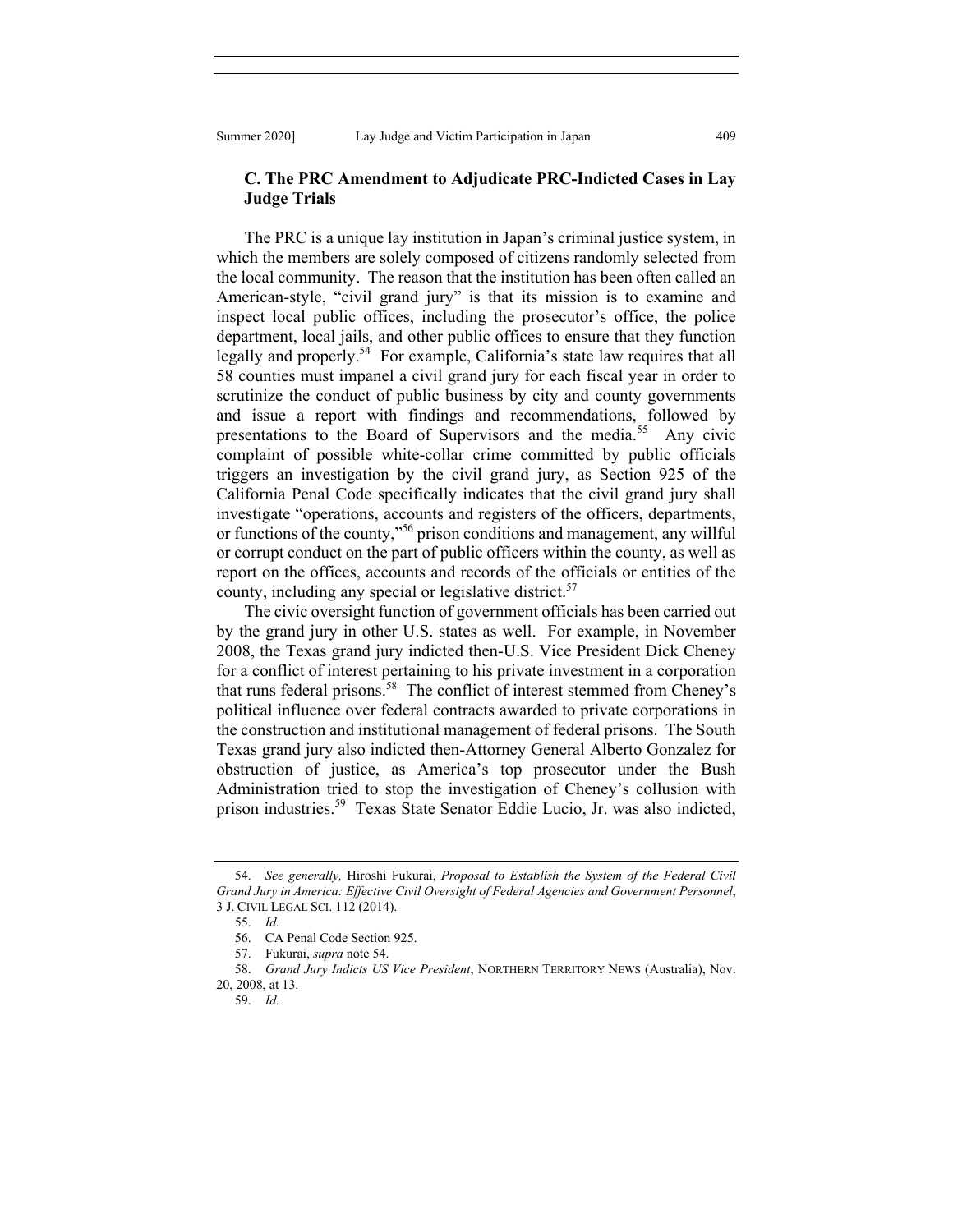### C. The PRC Amendment to Adjudicate PRC-Indicted Cases in Lay Judge Trials

The PRC is a unique lay institution in Japan's criminal justice system, in which the members are solely composed of citizens randomly selected from the local community. The reason that the institution has been often called an American-style, "civil grand jury" is that its mission is to examine and inspect local public offices, including the prosecutor's office, the police department, local jails, and other public offices to ensure that they function legally and properly.[54] For example, California's state law requires that all 58 counties must impanel a civil grand jury for each fiscal year in order to scrutinize the conduct of public business by city and county governments and issue a report with findings and recommendations, followed by presentations to the Board of Supervisors and the media.[55] Any civic complaint of possible white-collar crime committed by public officials triggers an investigation by the civil grand jury, as Section 925 of the California Penal Code specifically indicates that the civil grand jury shall investigate "operations, accounts and registers of the officers, departments, or functions of the county,"[56] prison conditions and management, any willful or corrupt conduct on the part of public officers within the county, as well as report on the offices, accounts and records of the officials or entities of the county, including any special or legislative district.[57]

The civic oversight function of government officials has been carried out by the grand jury in other U.S. states as well. For example, in November 2008, the Texas grand jury indicted then-U.S. Vice President Dick Cheney for a conflict of interest pertaining to his private investment in a corporation that runs federal prisons.[58] The conflict of interest stemmed from Cheney's political influence over federal contracts awarded to private corporations in the construction and institutional management of federal prisons. The South Texas grand jury also indicted then-Attorney General Alberto Gonzalez for obstruction of justice, as America's top prosecutor under the Bush Administration tried to stop the investigation of Cheney's collusion with prison industries.[59] Texas State Senator Eddie Lucio, Jr. was also indicted,

---

54. *See generally,* Hiroshi Fukurai, *Proposal to Establish the System of the Federal Civil Grand Jury in America: Effective Civil Oversight of Federal Agencies and Government Personnel*, 3 J. CIVIL LEGAL SCI. 112 (2014).

55. *Id.*

56. CA Penal Code Section 925.

57. Fukurai, *supra* note 54.

58. *Grand Jury Indicts US Vice President*, NORTHERN TERRITORY NEWS (Australia), Nov. 20, 2008, at 13.

59. *Id.*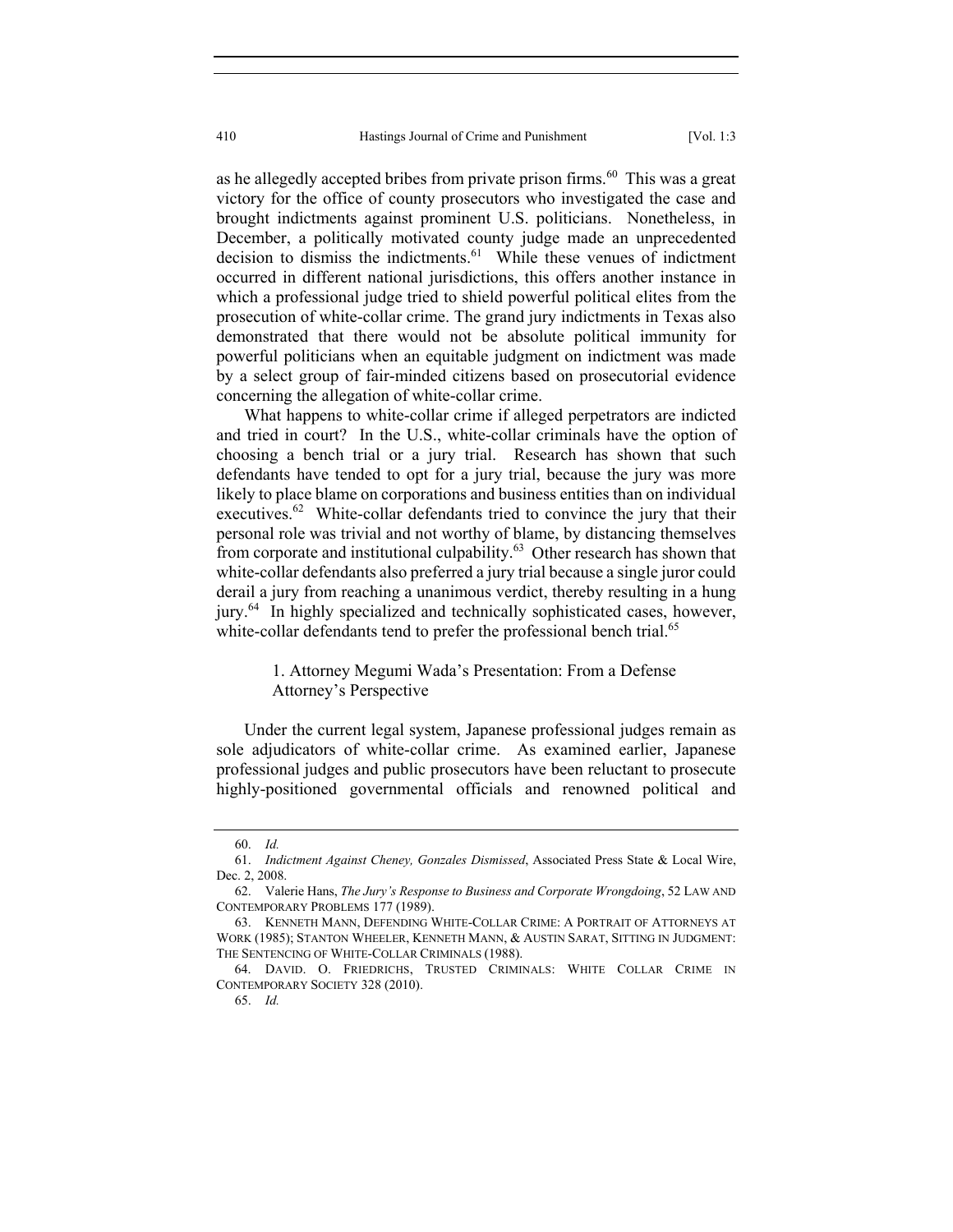as he allegedly accepted bribes from private prison firms.[60] This was a great victory for the office of county prosecutors who investigated the case and brought indictments against prominent U.S. politicians. Nonetheless, in December, a politically motivated county judge made an unprecedented decision to dismiss the indictments.[61] While these venues of indictment occurred in different national jurisdictions, this offers another instance in which a professional judge tried to shield powerful political elites from the prosecution of white-collar crime. The grand jury indictments in Texas also demonstrated that there would not be absolute political immunity for powerful politicians when an equitable judgment on indictment was made by a select group of fair-minded citizens based on prosecutorial evidence concerning the allegation of white-collar crime.

What happens to white-collar crime if alleged perpetrators are indicted and tried in court? In the U.S., white-collar criminals have the option of choosing a bench trial or a jury trial. Research has shown that such defendants have tended to opt for a jury trial, because the jury was more likely to place blame on corporations and business entities than on individual executives.[62] White-collar defendants tried to convince the jury that their personal role was trivial and not worthy of blame, by distancing themselves from corporate and institutional culpability.[63] Other research has shown that white-collar defendants also preferred a jury trial because a single juror could derail a jury from reaching a unanimous verdict, thereby resulting in a hung jury.[64] In highly specialized and technically sophisticated cases, however, white-collar defendants tend to prefer the professional bench trial.[65]

### 1. Attorney Megumi Wada's Presentation: From a Defense Attorney's Perspective

Under the current legal system, Japanese professional judges remain as sole adjudicators of white-collar crime. As examined earlier, Japanese professional judges and public prosecutors have been reluctant to prosecute highly-positioned governmental officials and renowned political and

---

60. *Id.*

61. *Indictment Against Cheney, Gonzales Dismissed*, Associated Press State & Local Wire, Dec. 2, 2008.

62. Valerie Hans, *The Jury's Response to Business and Corporate Wrongdoing*, 52 LAW AND CONTEMPORARY PROBLEMS 177 (1989).

63. KENNETH MANN, DEFENDING WHITE-COLLAR CRIME: A PORTRAIT OF ATTORNEYS AT WORK (1985); STANTON WHEELER, KENNETH MANN, & AUSTIN SARAT, SITTING IN JUDGMENT: THE SENTENCING OF WHITE-COLLAR CRIMINALS (1988).

64. DAVID. O. FRIEDRICHS, TRUSTED CRIMINALS: WHITE COLLAR CRIME IN CONTEMPORARY SOCIETY 328 (2010).

65. *Id.*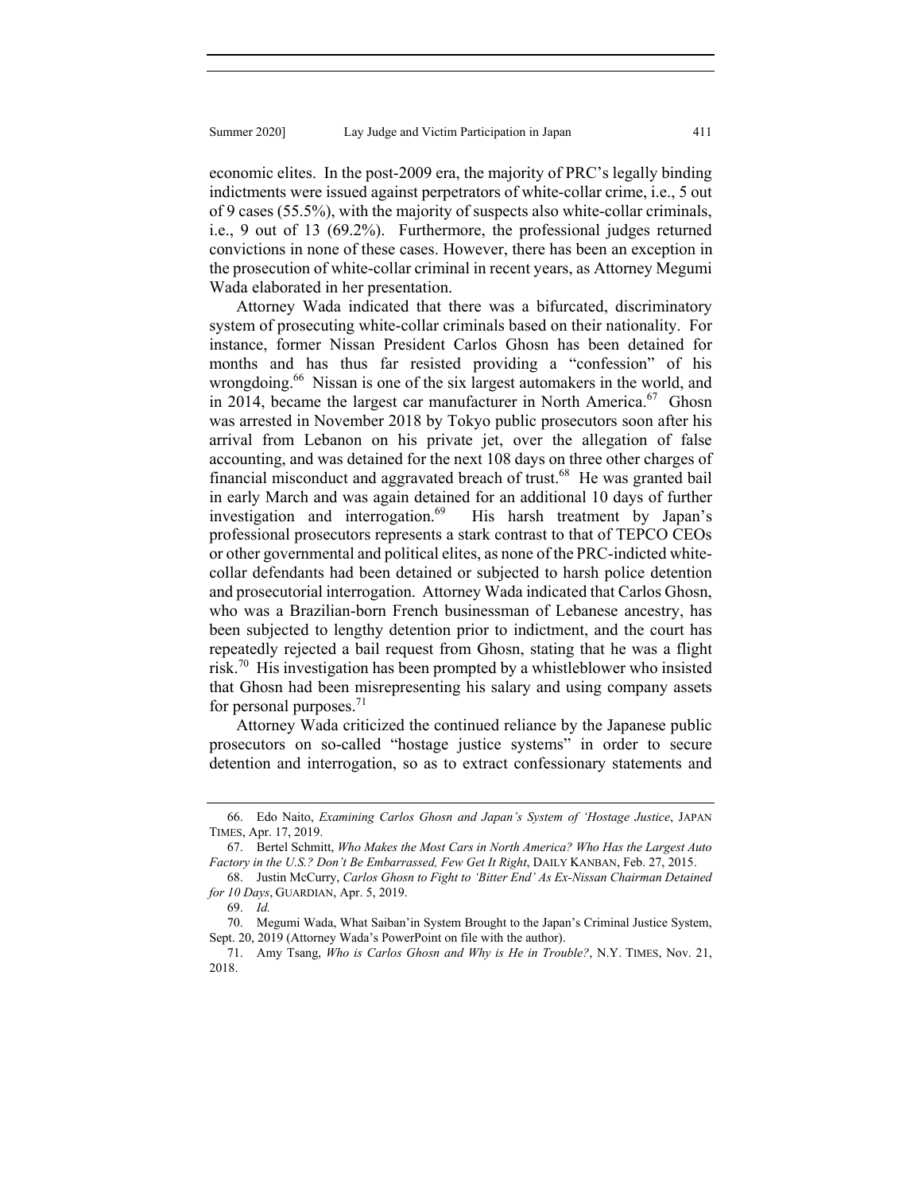economic elites. In the post-2009 era, the majority of PRC's legally binding indictments were issued against perpetrators of white-collar crime, i.e., 5 out of 9 cases (55.5%), with the majority of suspects also white-collar criminals, i.e., 9 out of 13 (69.2%). Furthermore, the professional judges returned convictions in none of these cases. However, there has been an exception in the prosecution of white-collar criminal in recent years, as Attorney Megumi Wada elaborated in her presentation.

Attorney Wada indicated that there was a bifurcated, discriminatory system of prosecuting white-collar criminals based on their nationality. For instance, former Nissan President Carlos Ghosn has been detained for months and has thus far resisted providing a "confession" of his wrongdoing.[66] Nissan is one of the six largest automakers in the world, and in 2014, became the largest car manufacturer in North America.[67] Ghosn was arrested in November 2018 by Tokyo public prosecutors soon after his arrival from Lebanon on his private jet, over the allegation of false accounting, and was detained for the next 108 days on three other charges of financial misconduct and aggravated breach of trust.[68] He was granted bail in early March and was again detained for an additional 10 days of further investigation and interrogation.[69] His harsh treatment by Japan's professional prosecutors represents a stark contrast to that of TEPCO CEOs or other governmental and political elites, as none of the PRC-indicted white-collar defendants had been detained or subjected to harsh police detention and prosecutorial interrogation. Attorney Wada indicated that Carlos Ghosn, who was a Brazilian-born French businessman of Lebanese ancestry, has been subjected to lengthy detention prior to indictment, and the court has repeatedly rejected a bail request from Ghosn, stating that he was a flight risk.[70] His investigation has been prompted by a whistleblower who insisted that Ghosn had been misrepresenting his salary and using company assets for personal purposes.[71]

Attorney Wada criticized the continued reliance by the Japanese public prosecutors on so-called "hostage justice systems" in order to secure detention and interrogation, so as to extract confessionary statements and

---

66. Edo Naito, *Examining Carlos Ghosn and Japan's System of 'Hostage Justice*, JAPAN TIMES, Apr. 17, 2019.

67. Bertel Schmitt, *Who Makes the Most Cars in North America? Who Has the Largest Auto Factory in the U.S.? Don't Be Embarrassed, Few Get It Right*, DAILY KANBAN, Feb. 27, 2015.

68. Justin McCurry, *Carlos Ghosn to Fight to 'Bitter End' As Ex-Nissan Chairman Detained for 10 Days*, GUARDIAN, Apr. 5, 2019.

69. *Id.*

70. Megumi Wada, What Saiban'in System Brought to the Japan's Criminal Justice System, Sept. 20, 2019 (Attorney Wada's PowerPoint on file with the author).

71. Amy Tsang, *Who is Carlos Ghosn and Why is He in Trouble?*, N.Y. TIMES, Nov. 21, 2018.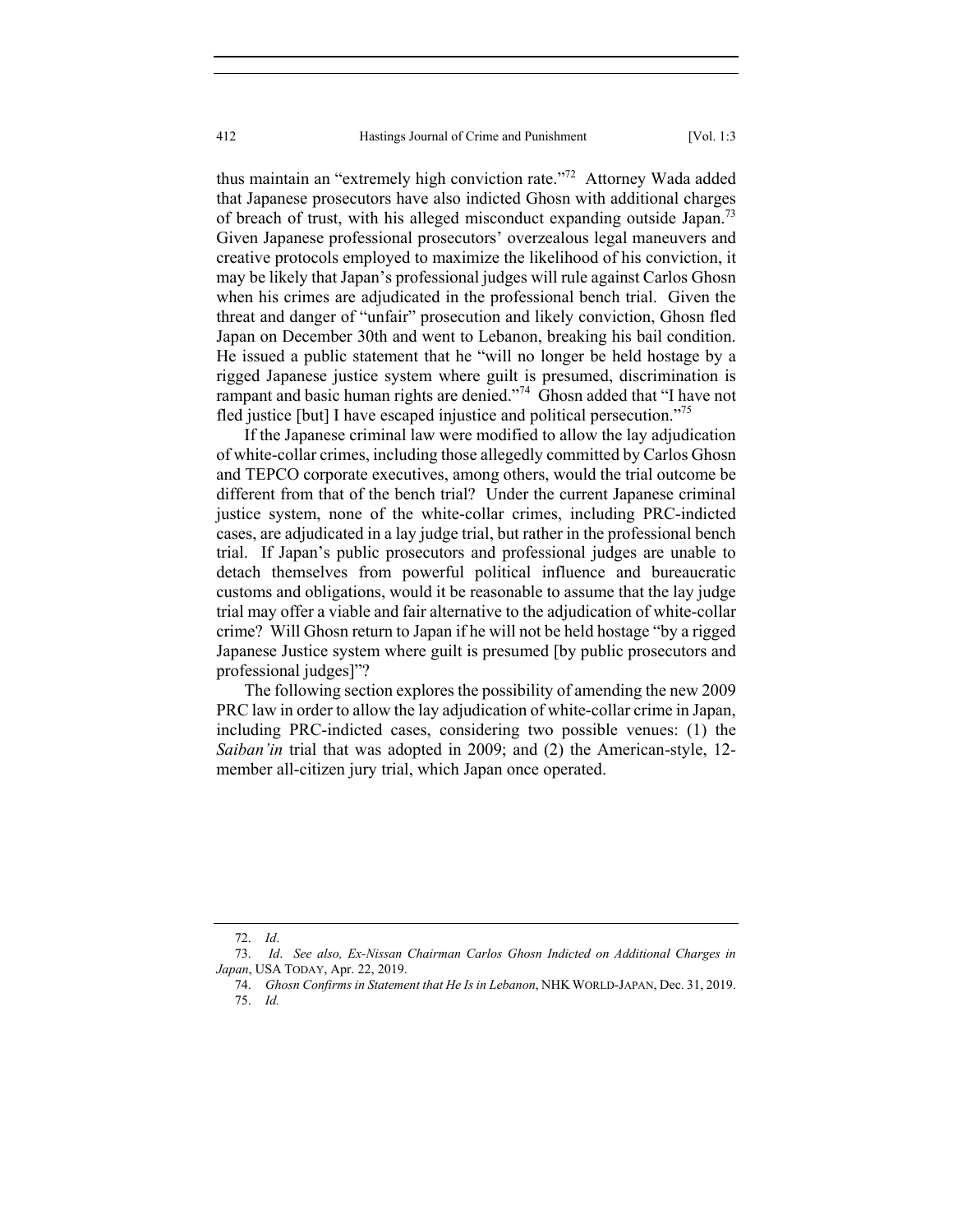thus maintain an "extremely high conviction rate."[72] Attorney Wada added that Japanese prosecutors have also indicted Ghosn with additional charges of breach of trust, with his alleged misconduct expanding outside Japan.[73] Given Japanese professional prosecutors' overzealous legal maneuvers and creative protocols employed to maximize the likelihood of his conviction, it may be likely that Japan's professional judges will rule against Carlos Ghosn when his crimes are adjudicated in the professional bench trial. Given the threat and danger of "unfair" prosecution and likely conviction, Ghosn fled Japan on December 30th and went to Lebanon, breaking his bail condition. He issued a public statement that he "will no longer be held hostage by a rigged Japanese justice system where guilt is presumed, discrimination is rampant and basic human rights are denied."[74] Ghosn added that "I have not fled justice [but] I have escaped injustice and political persecution."[75]

If the Japanese criminal law were modified to allow the lay adjudication of white-collar crimes, including those allegedly committed by Carlos Ghosn and TEPCO corporate executives, among others, would the trial outcome be different from that of the bench trial? Under the current Japanese criminal justice system, none of the white-collar crimes, including PRC-indicted cases, are adjudicated in a lay judge trial, but rather in the professional bench trial. If Japan's public prosecutors and professional judges are unable to detach themselves from powerful political influence and bureaucratic customs and obligations, would it be reasonable to assume that the lay judge trial may offer a viable and fair alternative to the adjudication of white-collar crime? Will Ghosn return to Japan if he will not be held hostage "by a rigged Japanese Justice system where guilt is presumed [by public prosecutors and professional judges]"?

The following section explores the possibility of amending the new 2009 PRC law in order to allow the lay adjudication of white-collar crime in Japan, including PRC-indicted cases, considering two possible venues: (1) the *Saiban'in* trial that was adopted in 2009; and (2) the American-style, 12-member all-citizen jury trial, which Japan once operated.

---

72. *Id*.

73. *Id*. *See also, Ex-Nissan Chairman Carlos Ghosn Indicted on Additional Charges in Japan*, USA TODAY, Apr. 22, 2019.

74. *Ghosn Confirms in Statement that He Is in Lebanon*, NHK WORLD-JAPAN, Dec. 31, 2019.

75. *Id.*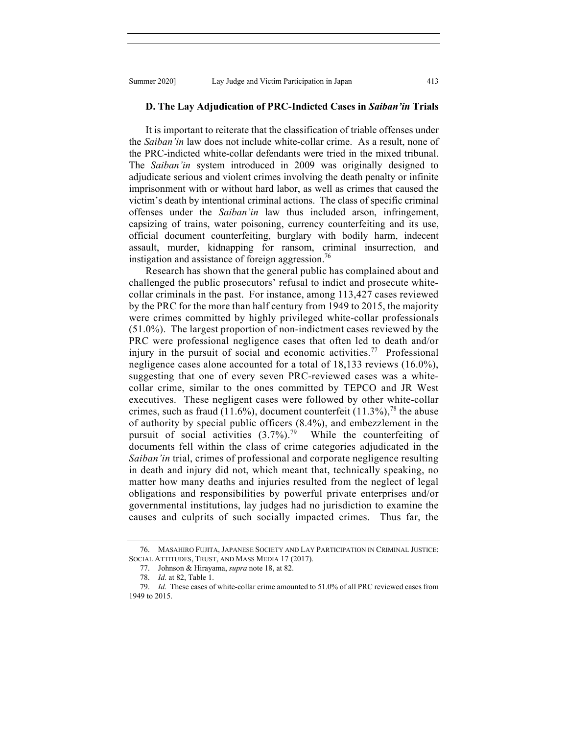### D. The Lay Adjudication of PRC-Indicted Cases in *Saiban'in* Trials

It is important to reiterate that the classification of triable offenses under the *Saiban'in* law does not include white-collar crime. As a result, none of the PRC-indicted white-collar defendants were tried in the mixed tribunal. The *Saiban'in* system introduced in 2009 was originally designed to adjudicate serious and violent crimes involving the death penalty or infinite imprisonment with or without hard labor, as well as crimes that caused the victim's death by intentional criminal actions. The class of specific criminal offenses under the *Saiban'in* law thus included arson, infringement, capsizing of trains, water poisoning, currency counterfeiting and its use, official document counterfeiting, burglary with bodily harm, indecent assault, murder, kidnapping for ransom, criminal insurrection, and instigation and assistance of foreign aggression.[76]

Research has shown that the general public has complained about and challenged the public prosecutors' refusal to indict and prosecute white-collar criminals in the past. For instance, among 113,427 cases reviewed by the PRC for the more than half century from 1949 to 2015, the majority were crimes committed by highly privileged white-collar professionals (51.0%). The largest proportion of non-indictment cases reviewed by the PRC were professional negligence cases that often led to death and/or injury in the pursuit of social and economic activities.[77] Professional negligence cases alone accounted for a total of 18,133 reviews (16.0%), suggesting that one of every seven PRC-reviewed cases was a white-collar crime, similar to the ones committed by TEPCO and JR West executives. These negligent cases were followed by other white-collar crimes, such as fraud (11.6%), document counterfeit (11.3%),[78] the abuse of authority by special public officers (8.4%), and embezzlement in the pursuit of social activities (3.7%).[79] While the counterfeiting of documents fell within the class of crime categories adjudicated in the *Saiban'in* trial, crimes of professional and corporate negligence resulting in death and injury did not, which meant that, technically speaking, no matter how many deaths and injuries resulted from the neglect of legal obligations and responsibilities by powerful private enterprises and/or governmental institutions, lay judges had no jurisdiction to examine the causes and culprits of such socially impacted crimes. Thus far, the

---

76. MASAHIRO FUJITA, JAPANESE SOCIETY AND LAY PARTICIPATION IN CRIMINAL JUSTICE: SOCIAL ATTITUDES, TRUST, AND MASS MEDIA 17 (2017).

77. Johnson & Hirayama, *supra* note 18, at 82.

78. *Id*. at 82, Table 1.

79. *Id*. These cases of white-collar crime amounted to 51.0% of all PRC reviewed cases from 1949 to 2015.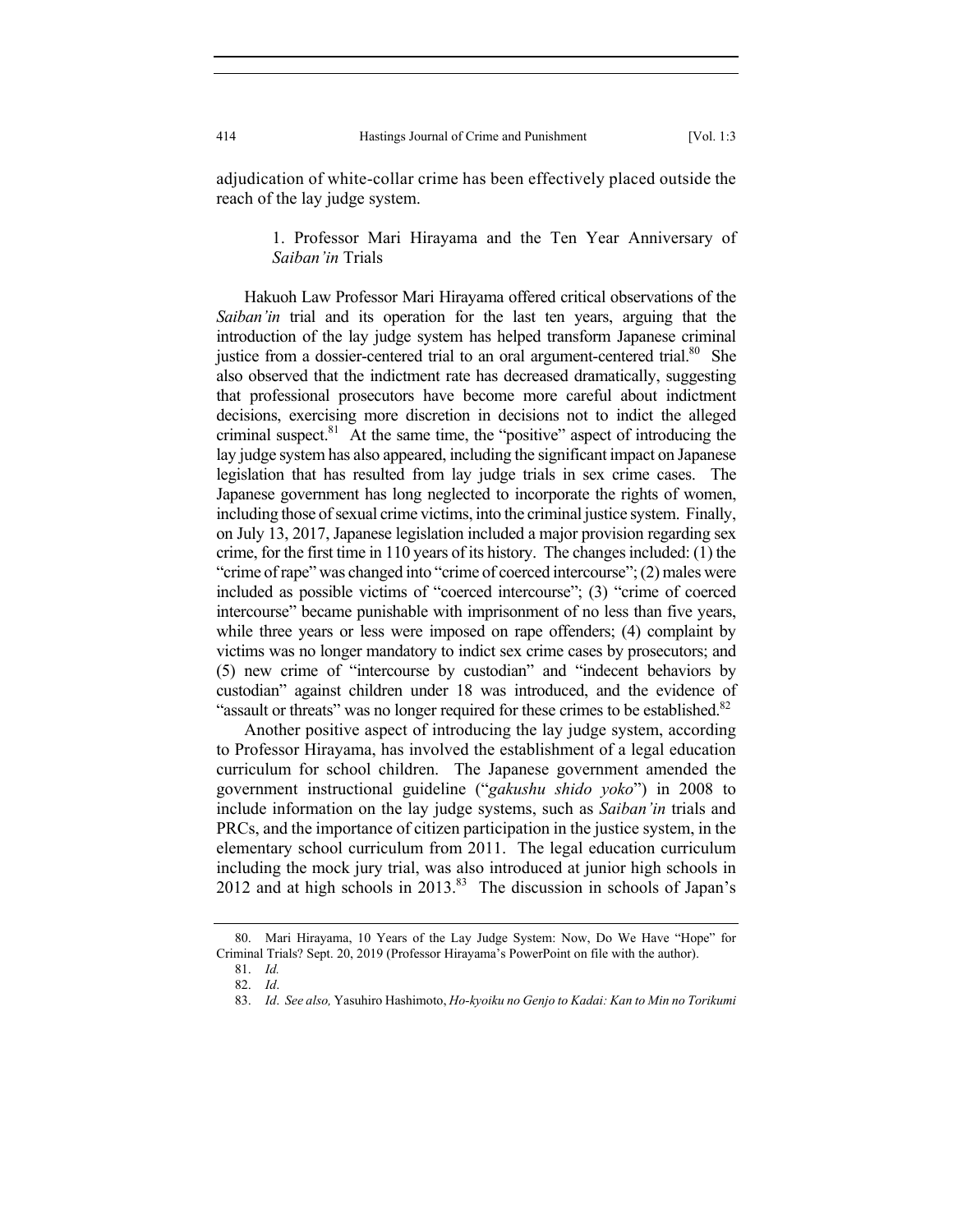adjudication of white-collar crime has been effectively placed outside the reach of the lay judge system.

### 1. Professor Mari Hirayama and the Ten Year Anniversary of *Saiban'in* Trials

Hakuoh Law Professor Mari Hirayama offered critical observations of the *Saiban'in* trial and its operation for the last ten years, arguing that the introduction of the lay judge system has helped transform Japanese criminal justice from a dossier-centered trial to an oral argument-centered trial.[80] She also observed that the indictment rate has decreased dramatically, suggesting that professional prosecutors have become more careful about indictment decisions, exercising more discretion in decisions not to indict the alleged criminal suspect.[81] At the same time, the "positive" aspect of introducing the lay judge system has also appeared, including the significant impact on Japanese legislation that has resulted from lay judge trials in sex crime cases. The Japanese government has long neglected to incorporate the rights of women, including those of sexual crime victims, into the criminal justice system. Finally, on July 13, 2017, Japanese legislation included a major provision regarding sex crime, for the first time in 110 years of its history. The changes included: (1) the "crime of rape" was changed into "crime of coerced intercourse"; (2) males were included as possible victims of "coerced intercourse"; (3) "crime of coerced intercourse" became punishable with imprisonment of no less than five years, while three years or less were imposed on rape offenders; (4) complaint by victims was no longer mandatory to indict sex crime cases by prosecutors; and (5) new crime of "intercourse by custodian" and "indecent behaviors by custodian" against children under 18 was introduced, and the evidence of "assault or threats" was no longer required for these crimes to be established.[82]

Another positive aspect of introducing the lay judge system, according to Professor Hirayama, has involved the establishment of a legal education curriculum for school children. The Japanese government amended the government instructional guideline ("*gakushu shido yoko*") in 2008 to include information on the lay judge systems, such as *Saiban'in* trials and PRCs, and the importance of citizen participation in the justice system, in the elementary school curriculum from 2011. The legal education curriculum including the mock jury trial, was also introduced at junior high schools in 2012 and at high schools in 2013.[83] The discussion in schools of Japan's

---

80. Mari Hirayama, 10 Years of the Lay Judge System: Now, Do We Have "Hope" for Criminal Trials? Sept. 20, 2019 (Professor Hirayama's PowerPoint on file with the author).

81. *Id.*

82. *Id*.

83. *Id*. *See also,* Yasuhiro Hashimoto, *Ho-kyoiku no Genjo to Kadai: Kan to Min no Torikumi*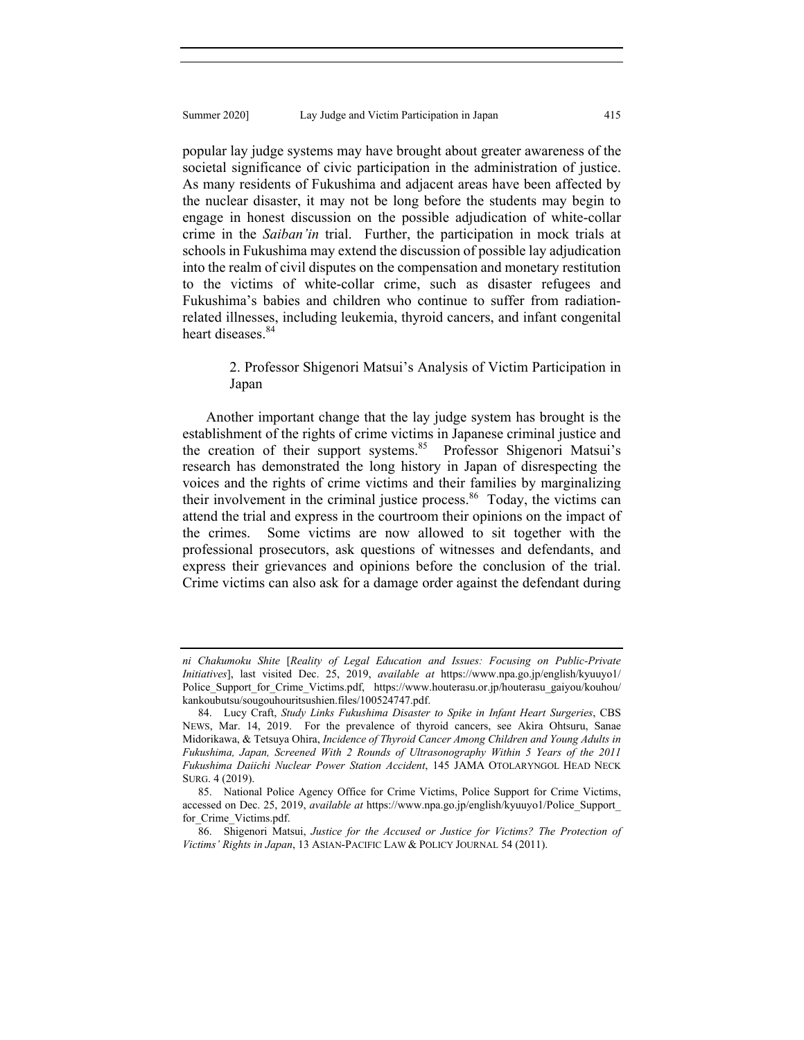popular lay judge systems may have brought about greater awareness of the societal significance of civic participation in the administration of justice. As many residents of Fukushima and adjacent areas have been affected by the nuclear disaster, it may not be long before the students may begin to engage in honest discussion on the possible adjudication of white-collar crime in the *Saiban'in* trial. Further, the participation in mock trials at schools in Fukushima may extend the discussion of possible lay adjudication into the realm of civil disputes on the compensation and monetary restitution to the victims of white-collar crime, such as disaster refugees and Fukushima's babies and children who continue to suffer from radiation-related illnesses, including leukemia, thyroid cancers, and infant congenital heart diseases.[84]

### 2. Professor Shigenori Matsui's Analysis of Victim Participation in Japan

Another important change that the lay judge system has brought is the establishment of the rights of crime victims in Japanese criminal justice and the creation of their support systems.[85] Professor Shigenori Matsui's research has demonstrated the long history in Japan of disrespecting the voices and the rights of crime victims and their families by marginalizing their involvement in the criminal justice process.[86] Today, the victims can attend the trial and express in the courtroom their opinions on the impact of the crimes. Some victims are now allowed to sit together with the professional prosecutors, ask questions of witnesses and defendants, and express their grievances and opinions before the conclusion of the trial. Crime victims can also ask for a damage order against the defendant during

---

*ni Chakumoku Shite* [*Reality of Legal Education and Issues: Focusing on Public-Private Initiatives*], last visited Dec. 25, 2019, *available at* https://www.npa.go.jp/english/kyuuyo1/Police_Support_for_Crime_Victims.pdf, https://www.houterasu.or.jp/houterasu_gaiyou/kouhou/kankoubutsu/sougouhouritsushien.files/100524747.pdf.

84. Lucy Craft, *Study Links Fukushima Disaster to Spike in Infant Heart Surgeries*, CBS NEWS, Mar. 14, 2019. For the prevalence of thyroid cancers, see Akira Ohtsuru, Sanae Midorikawa, & Tetsuya Ohira, *Incidence of Thyroid Cancer Among Children and Young Adults in Fukushima, Japan, Screened With 2 Rounds of Ultrasonography Within 5 Years of the 2011 Fukushima Daiichi Nuclear Power Station Accident*, 145 JAMA OTOLARYNGOL HEAD NECK SURG. 4 (2019).

85. National Police Agency Office for Crime Victims, Police Support for Crime Victims, accessed on Dec. 25, 2019, *available at* https://www.npa.go.jp/english/kyuuyo1/Police_Support_for_Crime_Victims.pdf.

86. Shigenori Matsui, *Justice for the Accused or Justice for Victims? The Protection of Victims' Rights in Japan*, 13 ASIAN-PACIFIC LAW & POLICY JOURNAL 54 (2011).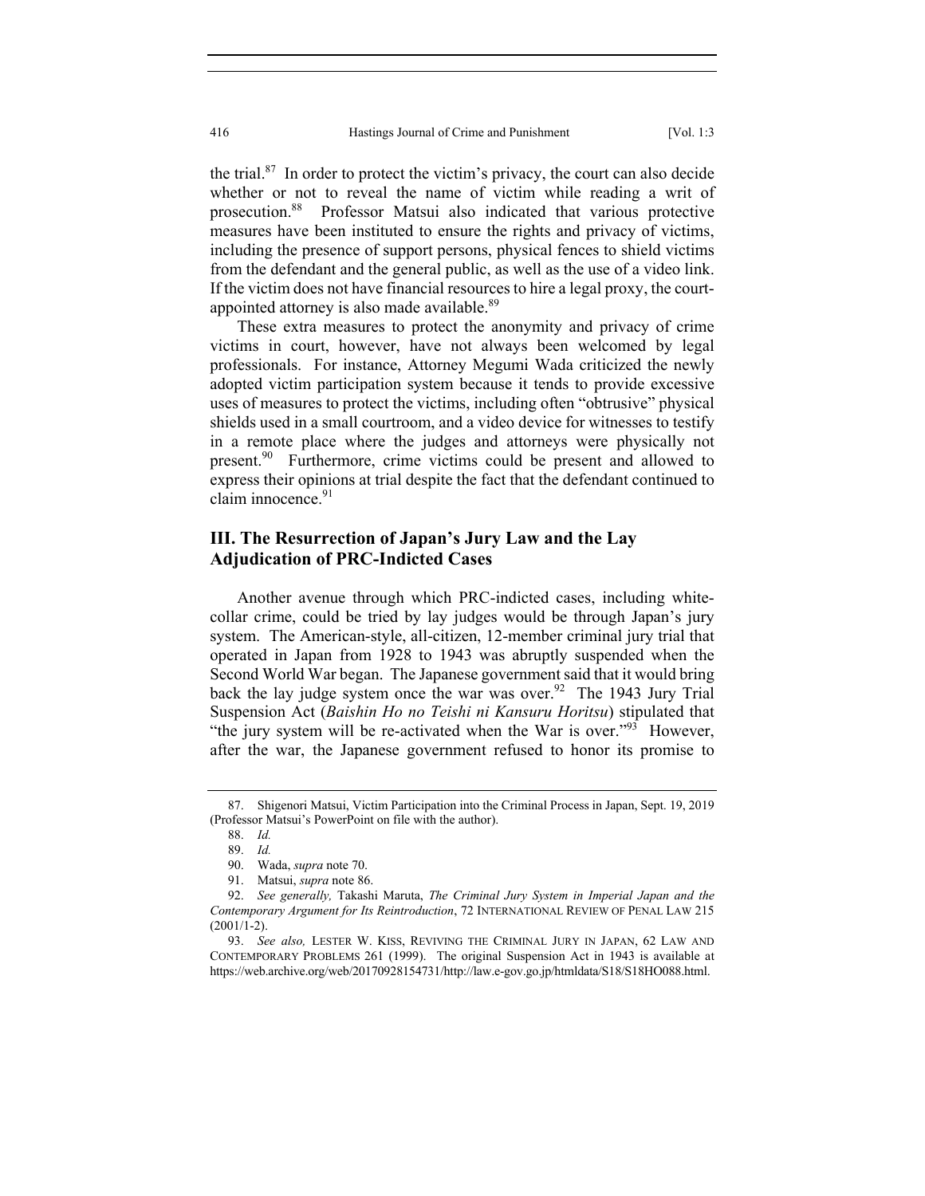the trial.[87] In order to protect the victim's privacy, the court can also decide whether or not to reveal the name of victim while reading a writ of prosecution.[88] Professor Matsui also indicated that various protective measures have been instituted to ensure the rights and privacy of victims, including the presence of support persons, physical fences to shield victims from the defendant and the general public, as well as the use of a video link. If the victim does not have financial resources to hire a legal proxy, the court-appointed attorney is also made available.[89]

These extra measures to protect the anonymity and privacy of crime victims in court, however, have not always been welcomed by legal professionals. For instance, Attorney Megumi Wada criticized the newly adopted victim participation system because it tends to provide excessive uses of measures to protect the victims, including often "obtrusive" physical shields used in a small courtroom, and a video device for witnesses to testify in a remote place where the judges and attorneys were physically not present.[90] Furthermore, crime victims could be present and allowed to express their opinions at trial despite the fact that the defendant continued to claim innocence.[91]

## III. The Resurrection of Japan's Jury Law and the Lay Adjudication of PRC-Indicted Cases

Another avenue through which PRC-indicted cases, including white-collar crime, could be tried by lay judges would be through Japan's jury system. The American-style, all-citizen, 12-member criminal jury trial that operated in Japan from 1928 to 1943 was abruptly suspended when the Second World War began. The Japanese government said that it would bring back the lay judge system once the war was over.[92] The 1943 Jury Trial Suspension Act (*Baishin Ho no Teishi ni Kansuru Horitsu*) stipulated that "the jury system will be re-activated when the War is over."[93] However, after the war, the Japanese government refused to honor its promise to

---

87. Shigenori Matsui, Victim Participation into the Criminal Process in Japan, Sept. 19, 2019 (Professor Matsui's PowerPoint on file with the author).

88. *Id.*

89. *Id.*

90. Wada, *supra* note 70.

91. Matsui, *supra* note 86.

92. *See generally,* Takashi Maruta, *The Criminal Jury System in Imperial Japan and the Contemporary Argument for Its Reintroduction*, 72 INTERNATIONAL REVIEW OF PENAL LAW 215 (2001/1-2).

93. *See also,* LESTER W. KISS, REVIVING THE CRIMINAL JURY IN JAPAN, 62 LAW AND CONTEMPORARY PROBLEMS 261 (1999). The original Suspension Act in 1943 is available at https://web.archive.org/web/20170928154731/http://law.e-gov.go.jp/htmldata/S18/S18HO088.html.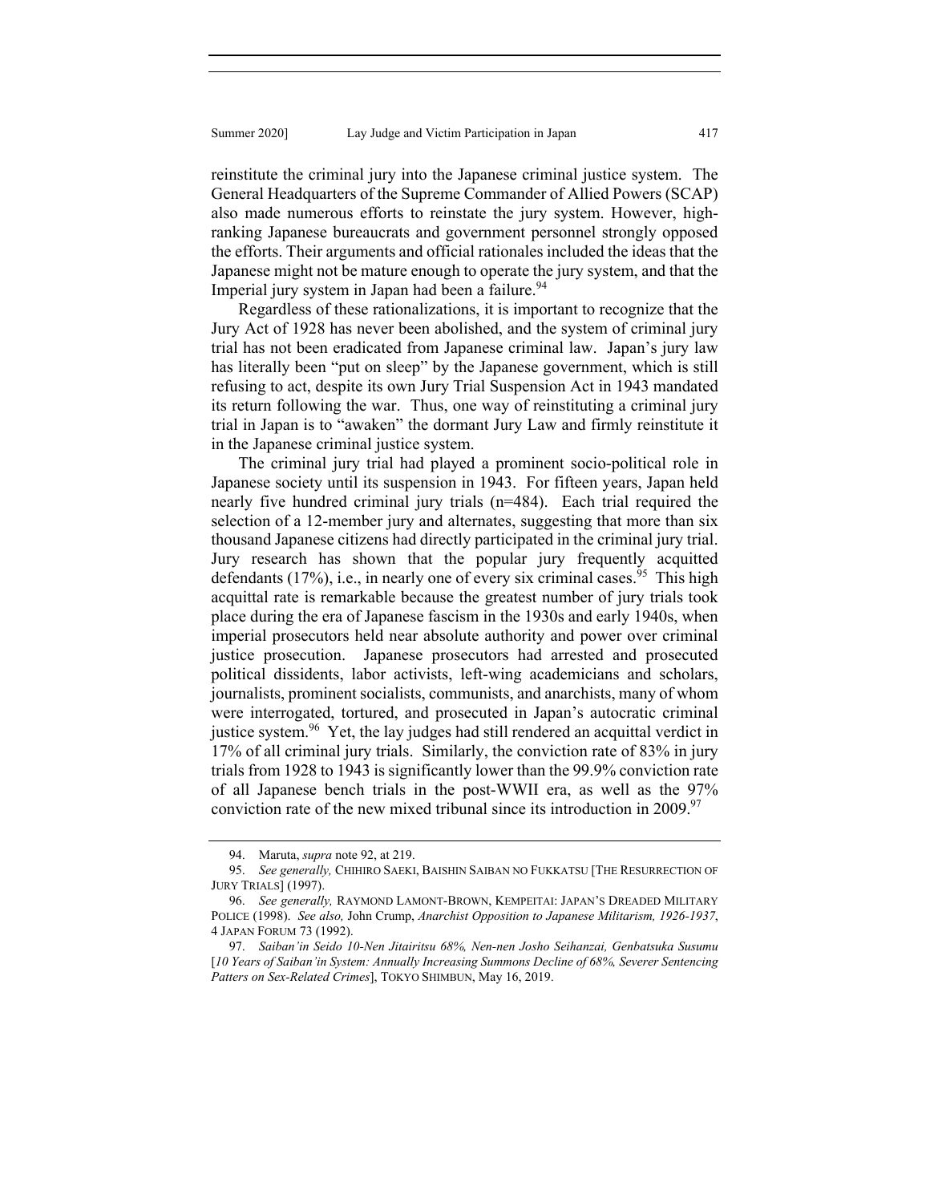reinstitute the criminal jury into the Japanese criminal justice system. The General Headquarters of the Supreme Commander of Allied Powers (SCAP) also made numerous efforts to reinstate the jury system. However, high-ranking Japanese bureaucrats and government personnel strongly opposed the efforts. Their arguments and official rationales included the ideas that the Japanese might not be mature enough to operate the jury system, and that the Imperial jury system in Japan had been a failure.[94]

Regardless of these rationalizations, it is important to recognize that the Jury Act of 1928 has never been abolished, and the system of criminal jury trial has not been eradicated from Japanese criminal law. Japan's jury law has literally been "put on sleep" by the Japanese government, which is still refusing to act, despite its own Jury Trial Suspension Act in 1943 mandated its return following the war. Thus, one way of reinstituting a criminal jury trial in Japan is to "awaken" the dormant Jury Law and firmly reinstitute it in the Japanese criminal justice system.

The criminal jury trial had played a prominent socio-political role in Japanese society until its suspension in 1943. For fifteen years, Japan held nearly five hundred criminal jury trials (n=484). Each trial required the selection of a 12-member jury and alternates, suggesting that more than six thousand Japanese citizens had directly participated in the criminal jury trial. Jury research has shown that the popular jury frequently acquitted defendants (17%), i.e., in nearly one of every six criminal cases.[95] This high acquittal rate is remarkable because the greatest number of jury trials took place during the era of Japanese fascism in the 1930s and early 1940s, when imperial prosecutors held near absolute authority and power over criminal justice prosecution. Japanese prosecutors had arrested and prosecuted political dissidents, labor activists, left-wing academicians and scholars, journalists, prominent socialists, communists, and anarchists, many of whom were interrogated, tortured, and prosecuted in Japan's autocratic criminal justice system.[96] Yet, the lay judges had still rendered an acquittal verdict in 17% of all criminal jury trials. Similarly, the conviction rate of 83% in jury trials from 1928 to 1943 is significantly lower than the 99.9% conviction rate of all Japanese bench trials in the post-WWII era, as well as the 97% conviction rate of the new mixed tribunal since its introduction in 2009.[97]

---

94. Maruta, *supra* note 92, at 219.

95. *See generally,* CHIHIRO SAEKI, BAISHIN SAIBAN NO FUKKATSU [THE RESURRECTION OF JURY TRIALS] (1997).

96. *See generally,* RAYMOND LAMONT-BROWN, KEMPEITAI: JAPAN'S DREADED MILITARY POLICE (1998). *See also,* John Crump, *Anarchist Opposition to Japanese Militarism, 1926-1937*, 4 JAPAN FORUM 73 (1992).

97. *Saiban'in Seido 10-Nen Jitairitsu 68%, Nen-nen Josho Seihanzai, Genbatsuka Susumu* [*10 Years of Saiban'in System: Annually Increasing Summons Decline of 68%, Severer Sentencing Patterns on Sex-Related Crimes*], TOKYO SHIMBUN, May 16, 2019.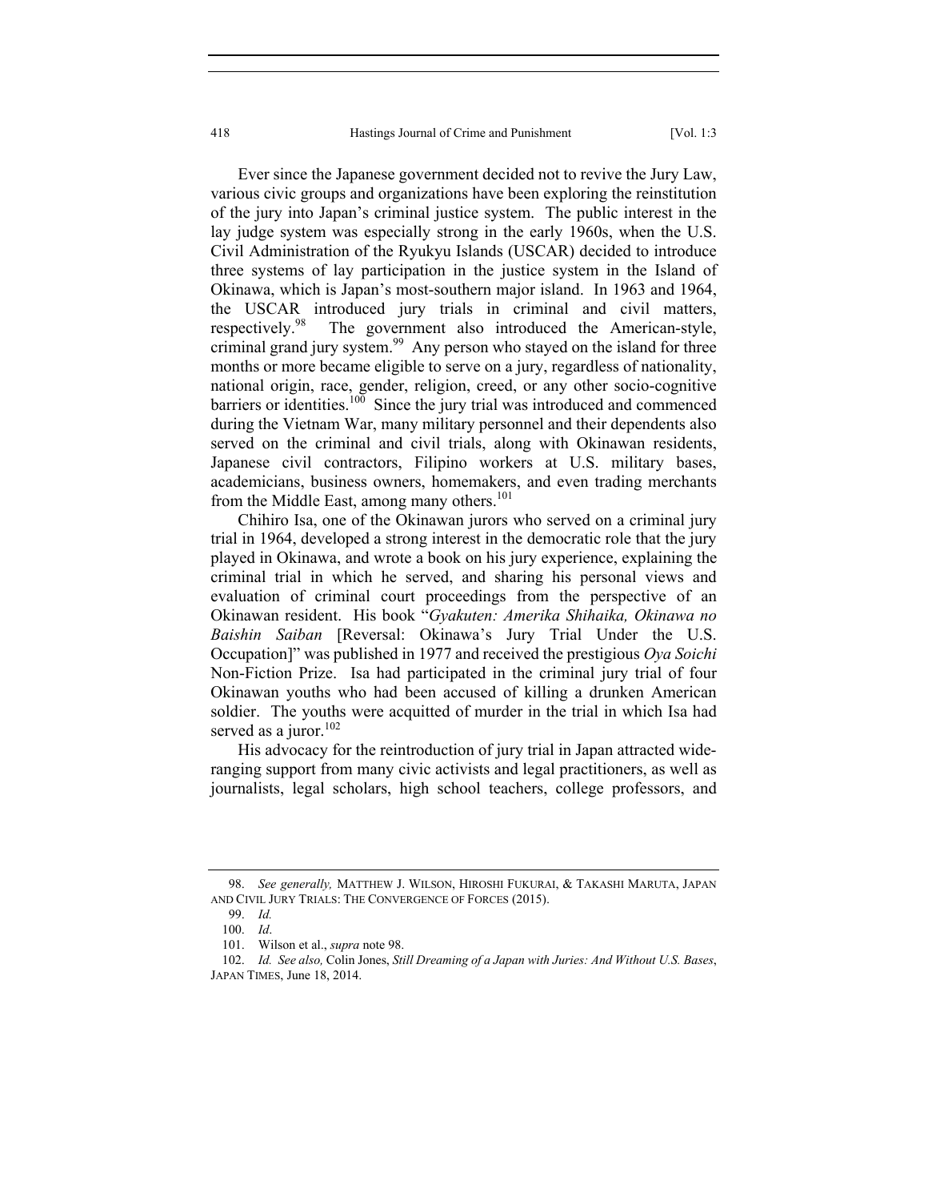Ever since the Japanese government decided not to revive the Jury Law, various civic groups and organizations have been exploring the reinstitution of the jury into Japan's criminal justice system. The public interest in the lay judge system was especially strong in the early 1960s, when the U.S. Civil Administration of the Ryukyu Islands (USCAR) decided to introduce three systems of lay participation in the justice system in the Island of Okinawa, which is Japan's most-southern major island. In 1963 and 1964, the USCAR introduced jury trials in criminal and civil matters, respectively.[98] The government also introduced the American-style, criminal grand jury system.[99] Any person who stayed on the island for three months or more became eligible to serve on a jury, regardless of nationality, national origin, race, gender, religion, creed, or any other socio-cognitive barriers or identities.[100] Since the jury trial was introduced and commenced during the Vietnam War, many military personnel and their dependents also served on the criminal and civil trials, along with Okinawan residents, Japanese civil contractors, Filipino workers at U.S. military bases, academicians, business owners, homemakers, and even trading merchants from the Middle East, among many others.[101]

Chihiro Isa, one of the Okinawan jurors who served on a criminal jury trial in 1964, developed a strong interest in the democratic role that the jury played in Okinawa, and wrote a book on his jury experience, explaining the criminal trial in which he served, and sharing his personal views and evaluation of criminal court proceedings from the perspective of an Okinawan resident. His book "*Gyakuten: Amerika Shihaika, Okinawa no Baishin Saiban* [Reversal: Okinawa's Jury Trial Under the U.S. Occupation]" was published in 1977 and received the prestigious *Oya Soichi* Non-Fiction Prize. Isa had participated in the criminal jury trial of four Okinawan youths who had been accused of killing a drunken American soldier. The youths were acquitted of murder in the trial in which Isa had served as a juror.[102]

His advocacy for the reintroduction of jury trial in Japan attracted wide-ranging support from many civic activists and legal practitioners, as well as journalists, legal scholars, high school teachers, college professors, and

---

98. *See generally,* MATTHEW J. WILSON, HIROSHI FUKURAI, & TAKASHI MARUTA, JAPAN AND CIVIL JURY TRIALS: THE CONVERGENCE OF FORCES (2015).

99. *Id.*

100. *Id*.

101. Wilson et al., *supra* note 98.

102. *Id. See also,* Colin Jones, *Still Dreaming of a Japan with Juries: And Without U.S. Bases*, JAPAN TIMES, June 18, 2014.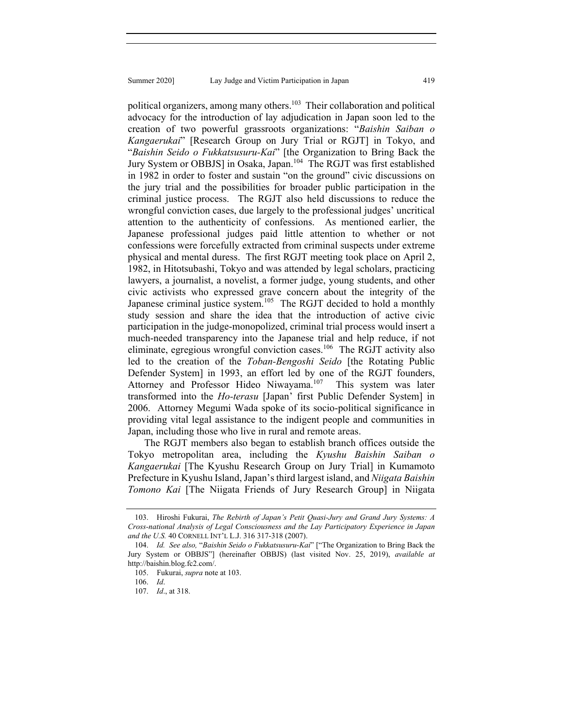political organizers, among many others.[103] Their collaboration and political advocacy for the introduction of lay adjudication in Japan soon led to the creation of two powerful grassroots organizations: "*Baishin Saiban o Kangaerukai*" [Research Group on Jury Trial or RGJT] in Tokyo, and "*Baishin Seido o Fukkatsusuru-Kai*" [the Organization to Bring Back the Jury System or OBBJS] in Osaka, Japan.[104] The RGJT was first established in 1982 in order to foster and sustain "on the ground" civic discussions on the jury trial and the possibilities for broader public participation in the criminal justice process. The RGJT also held discussions to reduce the wrongful conviction cases, due largely to the professional judges' uncritical attention to the authenticity of confessions. As mentioned earlier, the Japanese professional judges paid little attention to whether or not confessions were forcefully extracted from criminal suspects under extreme physical and mental duress. The first RGJT meeting took place on April 2, 1982, in Hitotsubashi, Tokyo and was attended by legal scholars, practicing lawyers, a journalist, a novelist, a former judge, young students, and other civic activists who expressed grave concern about the integrity of the Japanese criminal justice system.[105] The RGJT decided to hold a monthly study session and share the idea that the introduction of active civic participation in the judge-monopolized, criminal trial process would insert a much-needed transparency into the Japanese trial and help reduce, if not eliminate, egregious wrongful conviction cases.[106] The RGJT activity also led to the creation of the *Toban-Bengoshi Seido* [the Rotating Public Defender System] in 1993, an effort led by one of the RGJT founders, Attorney and Professor Hideo Niwayama.[107] This system was later transformed into the *Ho-terasu* [Japan' first Public Defender System] in 2006. Attorney Megumi Wada spoke of its socio-political significance in providing vital legal assistance to the indigent people and communities in Japan, including those who live in rural and remote areas.

The RGJT members also began to establish branch offices outside the Tokyo metropolitan area, including the *Kyushu Baishin Saiban o Kangaerukai* [The Kyushu Research Group on Jury Trial] in Kumamoto Prefecture in Kyushu Island, Japan's third largest island, and *Niigata Baishin Tomono Kai* [The Niigata Friends of Jury Research Group] in Niigata

---

103. Hiroshi Fukurai, *The Rebirth of Japan's Petit Quasi-Jury and Grand Jury Systems: A Cross-national Analysis of Legal Consciousness and the Lay Participatory Experience in Japan and the U.S.* 40 CORNELL INT'L L.J. 316 317-318 (2007).

104. *Id. See also,* "*Baishin Seido o Fukkatsusuru-Kai*" ["The Organization to Bring Back the Jury System or OBBJS"] (hereinafter OBBJS) (last visited Nov. 25, 2019), *available at* http://baishin.blog.fc2.com/.

105. Fukurai, *supra* note at 103.

106. *Id*.

107. *Id*., at 318.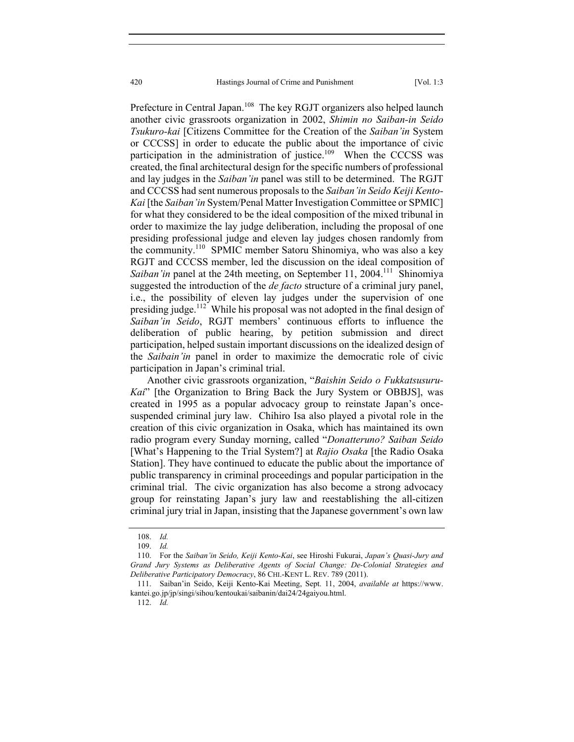Prefecture in Central Japan.[108] The key RGJT organizers also helped launch another civic grassroots organization in 2002, *Shimin no Saiban-in Seido Tsukuro-kai* [Citizens Committee for the Creation of the *Saiban'in* System or CCCSS] in order to educate the public about the importance of civic participation in the administration of justice.[109] When the CCCSS was created, the final architectural design for the specific numbers of professional and lay judges in the *Saiban'in* panel was still to be determined. The RGJT and CCCSS had sent numerous proposals to the *Saiban'in Seido Keiji Kento-Kai* [the *Saiban'in* System/Penal Matter Investigation Committee or SPMIC] for what they considered to be the ideal composition of the mixed tribunal in order to maximize the lay judge deliberation, including the proposal of one presiding professional judge and eleven lay judges chosen randomly from the community.[110] SPMIC member Satoru Shinomiya, who was also a key RGJT and CCCSS member, led the discussion on the ideal composition of *Saiban'in* panel at the 24th meeting, on September 11, 2004.[111] Shinomiya suggested the introduction of the *de facto* structure of a criminal jury panel, i.e., the possibility of eleven lay judges under the supervision of one presiding judge.[112] While his proposal was not adopted in the final design of *Saiban'in Seido*, RGJT members' continuous efforts to influence the deliberation of public hearing, by petition submission and direct participation, helped sustain important discussions on the idealized design of the *Saibain'in* panel in order to maximize the democratic role of civic participation in Japan's criminal trial.

Another civic grassroots organization, "*Baishin Seido o Fukkatsusuru-Kai*" [the Organization to Bring Back the Jury System or OBBJS], was created in 1995 as a popular advocacy group to reinstate Japan's once-suspended criminal jury law. Chihiro Isa also played a pivotal role in the creation of this civic organization in Osaka, which has maintained its own radio program every Sunday morning, called "*Donatteruno? Saiban Seido* [What's Happening to the Trial System?] at *Rajio Osaka* [the Radio Osaka Station]. They have continued to educate the public about the importance of public transparency in criminal proceedings and popular participation in the criminal trial. The civic organization has also become a strong advocacy group for reinstating Japan's jury law and reestablishing the all-citizen criminal jury trial in Japan, insisting that the Japanese government's own law

---

108. *Id.*

109. *Id.*

110. For the *Saiban'in Seido, Keiji Kento-Kai*, see Hiroshi Fukurai, *Japan's Quasi-Jury and Grand Jury Systems as Deliberative Agents of Social Change: De-Colonial Strategies and Deliberative Participatory Democracy*, 86 CHI.-KENT L. REV. 789 (2011).

111. Saiban'in Seido, Keiji Kento-Kai Meeting, Sept. 11, 2004, *available at* https://www.kantei.go.jp/jp/singi/sihou/kentoukai/saibanin/dai24/24gaiyou.html.

112. *Id.*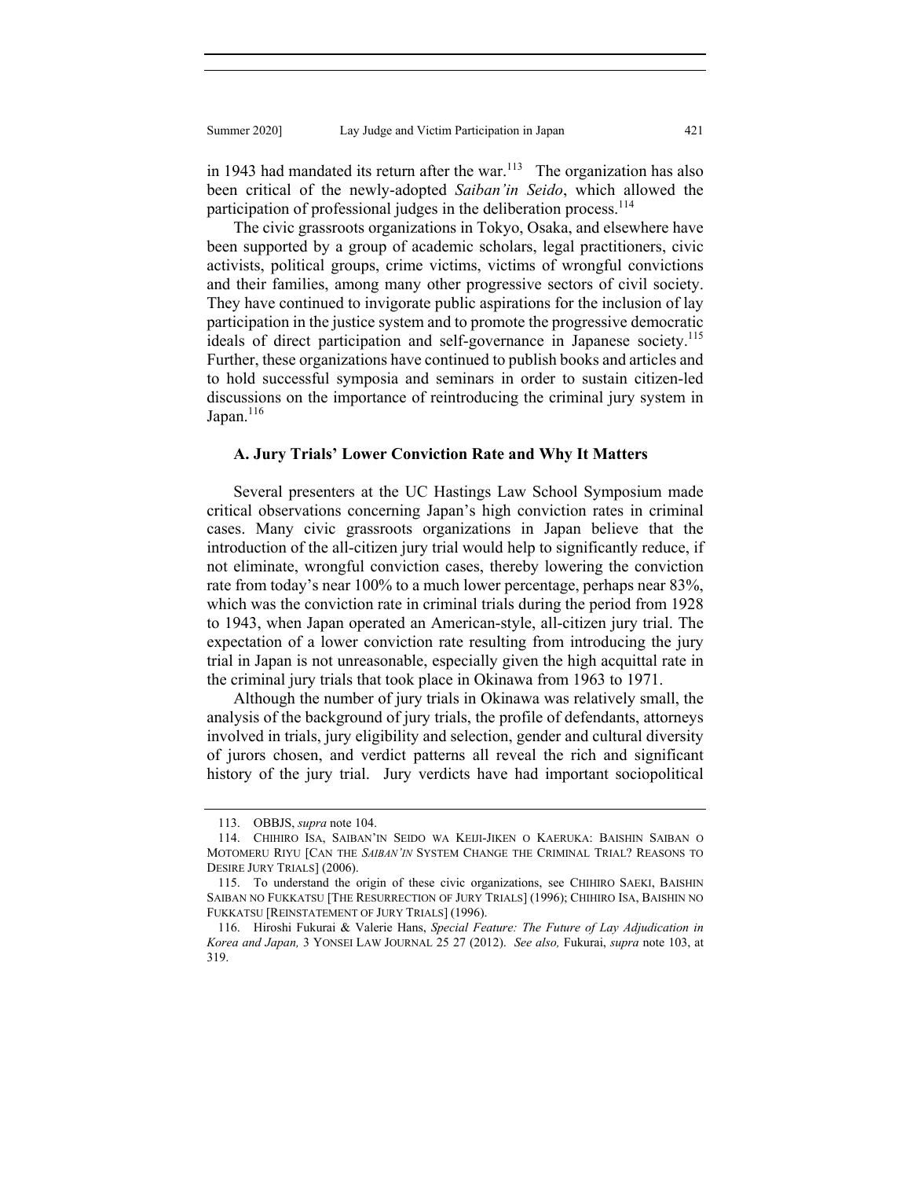in 1943 had mandated its return after the war.[113] The organization has also been critical of the newly-adopted *Saiban'in Seido*, which allowed the participation of professional judges in the deliberation process.[114]

The civic grassroots organizations in Tokyo, Osaka, and elsewhere have been supported by a group of academic scholars, legal practitioners, civic activists, political groups, crime victims, victims of wrongful convictions and their families, among many other progressive sectors of civil society. They have continued to invigorate public aspirations for the inclusion of lay participation in the justice system and to promote the progressive democratic ideals of direct participation and self-governance in Japanese society.[115] Further, these organizations have continued to publish books and articles and to hold successful symposia and seminars in order to sustain citizen-led discussions on the importance of reintroducing the criminal jury system in Japan.[116]

### A. Jury Trials' Lower Conviction Rate and Why It Matters

Several presenters at the UC Hastings Law School Symposium made critical observations concerning Japan's high conviction rates in criminal cases. Many civic grassroots organizations in Japan believe that the introduction of the all-citizen jury trial would help to significantly reduce, if not eliminate, wrongful conviction cases, thereby lowering the conviction rate from today's near 100% to a much lower percentage, perhaps near 83%, which was the conviction rate in criminal trials during the period from 1928 to 1943, when Japan operated an American-style, all-citizen jury trial. The expectation of a lower conviction rate resulting from introducing the jury trial in Japan is not unreasonable, especially given the high acquittal rate in the criminal jury trials that took place in Okinawa from 1963 to 1971.

Although the number of jury trials in Okinawa was relatively small, the analysis of the background of jury trials, the profile of defendants, attorneys involved in trials, jury eligibility and selection, gender and cultural diversity of jurors chosen, and verdict patterns all reveal the rich and significant history of the jury trial. Jury verdicts have had important sociopolitical

---

113. OBBJS, *supra* note 104.

114. CHIHIRO ISA, SAIBAN'IN SEIDO WA KEIJI-JIKEN O KAERUKA: BAISHIN SAIBAN O MOTOMERU RIYU [CAN THE *SAIBAN'IN* SYSTEM CHANGE THE CRIMINAL TRIAL? REASONS TO DESIRE JURY TRIALS] (2006).

115. To understand the origin of these civic organizations, see CHIHIRO SAEKI, BAISHIN SAIBAN NO FUKKATSU [THE RESURRECTION OF JURY TRIALS] (1996); CHIHIRO ISA, BAISHIN NO FUKKATSU [REINSTATEMENT OF JURY TRIALS] (1996).

116. Hiroshi Fukurai & Valerie Hans, *Special Feature: The Future of Lay Adjudication in Korea and Japan,* 3 YONSEI LAW JOURNAL 25 27 (2012). *See also,* Fukurai, *supra* note 103, at 319.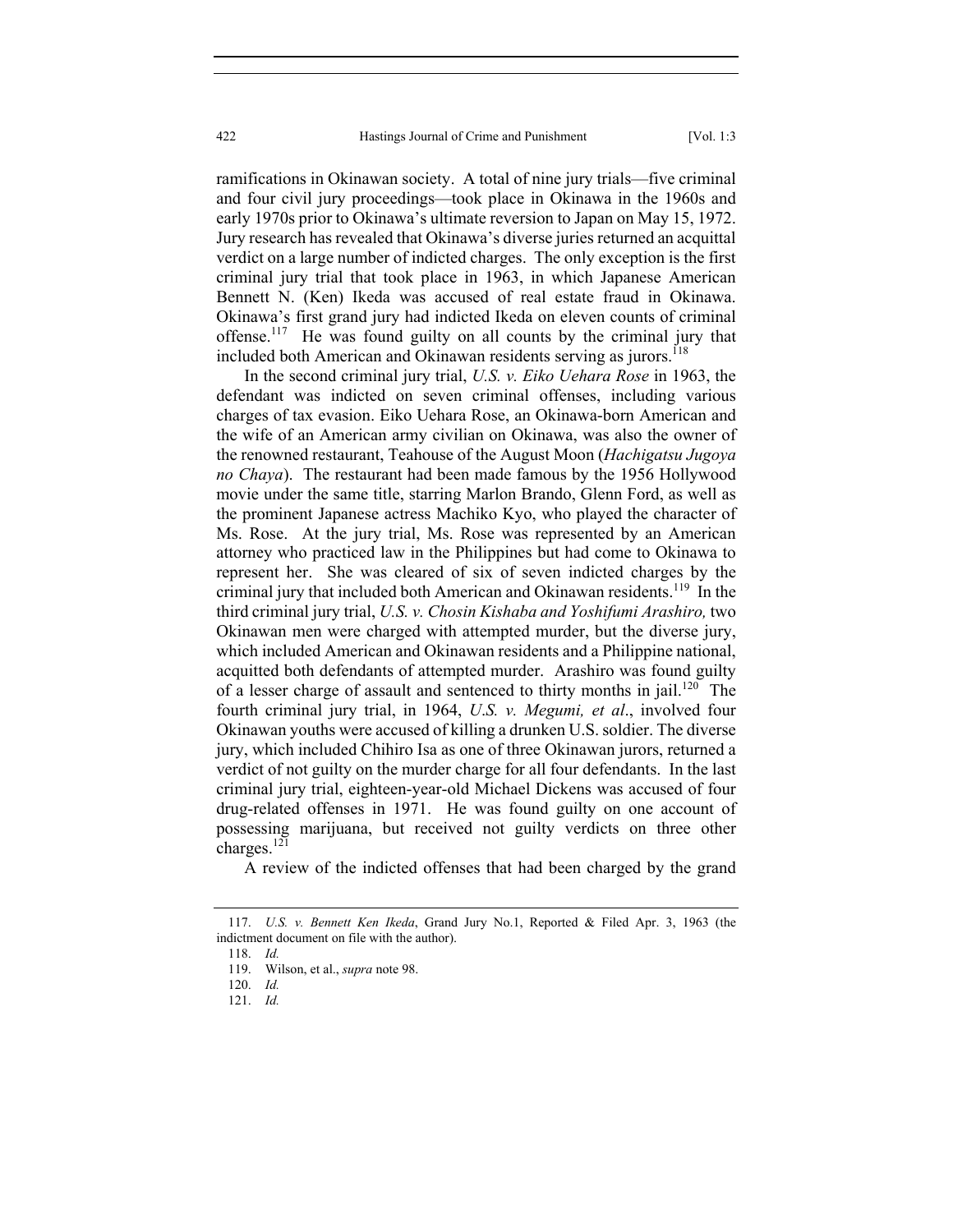ramifications in Okinawan society. A total of nine jury trials—five criminal and four civil jury proceedings—took place in Okinawa in the 1960s and early 1970s prior to Okinawa's ultimate reversion to Japan on May 15, 1972. Jury research has revealed that Okinawa's diverse juries returned an acquittal verdict on a large number of indicted charges. The only exception is the first criminal jury trial that took place in 1963, in which Japanese American Bennett N. (Ken) Ikeda was accused of real estate fraud in Okinawa. Okinawa's first grand jury had indicted Ikeda on eleven counts of criminal offense.[117] He was found guilty on all counts by the criminal jury that included both American and Okinawan residents serving as jurors.[118]

In the second criminal jury trial, *U.S. v. Eiko Uehara Rose* in 1963, the defendant was indicted on seven criminal offenses, including various charges of tax evasion. Eiko Uehara Rose, an Okinawa-born American and the wife of an American army civilian on Okinawa, was also the owner of the renowned restaurant, Teahouse of the August Moon (*Hachigatsu Jugoya no Chaya*). The restaurant had been made famous by the 1956 Hollywood movie under the same title, starring Marlon Brando, Glenn Ford, as well as the prominent Japanese actress Machiko Kyo, who played the character of Ms. Rose. At the jury trial, Ms. Rose was represented by an American attorney who practiced law in the Philippines but had come to Okinawa to represent her. She was cleared of six of seven indicted charges by the criminal jury that included both American and Okinawan residents.[119] In the third criminal jury trial, *U.S. v. Chosin Kishaba and Yoshifumi Arashiro,* two Okinawan men were charged with attempted murder, but the diverse jury, which included American and Okinawan residents and a Philippine national, acquitted both defendants of attempted murder. Arashiro was found guilty of a lesser charge of assault and sentenced to thirty months in jail.[120] The fourth criminal jury trial, in 1964, *U.S. v. Megumi, et al*., involved four Okinawan youths were accused of killing a drunken U.S. soldier. The diverse jury, which included Chihiro Isa as one of three Okinawan jurors, returned a verdict of not guilty on the murder charge for all four defendants. In the last criminal jury trial, eighteen-year-old Michael Dickens was accused of four drug-related offenses in 1971. He was found guilty on one account of possessing marijuana, but received not guilty verdicts on three other charges.[121]

A review of the indicted offenses that had been charged by the grand

---

117. *U.S. v. Bennett Ken Ikeda*, Grand Jury No.1, Reported & Filed Apr. 3, 1963 (the indictment document on file with the author).

118. *Id.*

119. Wilson, et al., *supra* note 98.

120. *Id.*

121. *Id.*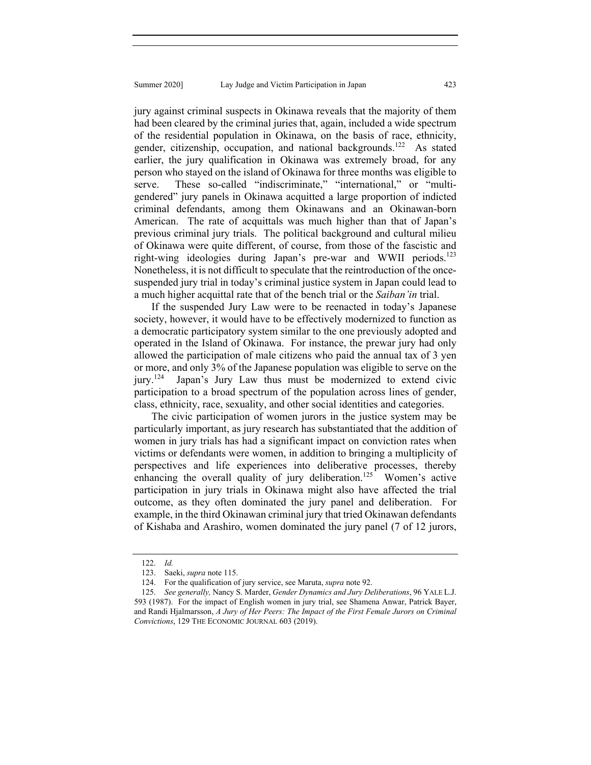jury against criminal suspects in Okinawa reveals that the majority of them had been cleared by the criminal juries that, again, included a wide spectrum of the residential population in Okinawa, on the basis of race, ethnicity, gender, citizenship, occupation, and national backgrounds.[122] As stated earlier, the jury qualification in Okinawa was extremely broad, for any person who stayed on the island of Okinawa for three months was eligible to serve. These so-called "indiscriminate," "international," or "multi-gendered" jury panels in Okinawa acquitted a large proportion of indicted criminal defendants, among them Okinawans and an Okinawan-born American. The rate of acquittals was much higher than that of Japan's previous criminal jury trials. The political background and cultural milieu of Okinawa were quite different, of course, from those of the fascistic and right-wing ideologies during Japan's pre-war and WWII periods.[123] Nonetheless, it is not difficult to speculate that the reintroduction of the once-suspended jury trial in today's criminal justice system in Japan could lead to a much higher acquittal rate that of the bench trial or the *Saiban'in* trial.

If the suspended Jury Law were to be reenacted in today's Japanese society, however, it would have to be effectively modernized to function as a democratic participatory system similar to the one previously adopted and operated in the Island of Okinawa. For instance, the prewar jury had only allowed the participation of male citizens who paid the annual tax of 3 yen or more, and only 3% of the Japanese population was eligible to serve on the jury.[124] Japan's Jury Law thus must be modernized to extend civic participation to a broad spectrum of the population across lines of gender, class, ethnicity, race, sexuality, and other social identities and categories.

The civic participation of women jurors in the justice system may be particularly important, as jury research has substantiated that the addition of women in jury trials has had a significant impact on conviction rates when victims or defendants were women, in addition to bringing a multiplicity of perspectives and life experiences into deliberative processes, thereby enhancing the overall quality of jury deliberation.[125] Women's active participation in jury trials in Okinawa might also have affected the trial outcome, as they often dominated the jury panel and deliberation. For example, in the third Okinawan criminal jury that tried Okinawan defendants of Kishaba and Arashiro, women dominated the jury panel (7 of 12 jurors,

---

122. *Id.*

123. Saeki, *supra* note 115.

124. For the qualification of jury service, see Maruta, *supra* note 92.

125. *See generally,* Nancy S. Marder, *Gender Dynamics and Jury Deliberations*, 96 YALE L.J. 593 (1987). For the impact of English women in jury trial, see Shamena Anwar, Patrick Bayer, and Randi Hjalmarsson, *A Jury of Her Peers: The Impact of the First Female Jurors on Criminal Convictions*, 129 THE ECONOMIC JOURNAL 603 (2019).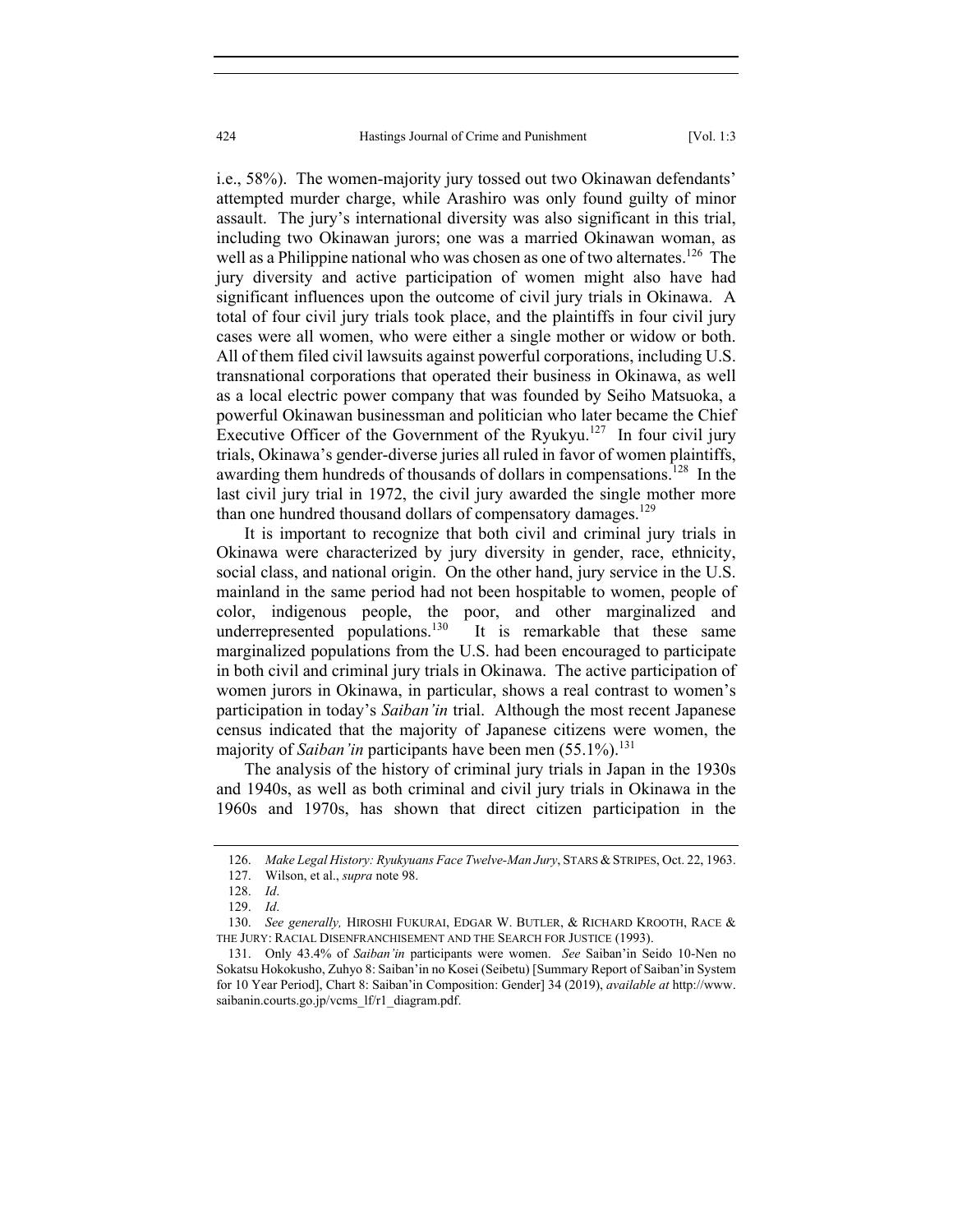i.e., 58%). The women-majority jury tossed out two Okinawan defendants' attempted murder charge, while Arashiro was only found guilty of minor assault. The jury's international diversity was also significant in this trial, including two Okinawan jurors; one was a married Okinawan woman, as well as a Philippine national who was chosen as one of two alternates.[126] The jury diversity and active participation of women might also have had significant influences upon the outcome of civil jury trials in Okinawa. A total of four civil jury trials took place, and the plaintiffs in four civil jury cases were all women, who were either a single mother or widow or both. All of them filed civil lawsuits against powerful corporations, including U.S. transnational corporations that operated their business in Okinawa, as well as a local electric power company that was founded by Seiho Matsuoka, a powerful Okinawan businessman and politician who later became the Chief Executive Officer of the Government of the Ryukyu.[127] In four civil jury trials, Okinawa's gender-diverse juries all ruled in favor of women plaintiffs, awarding them hundreds of thousands of dollars in compensations.[128] In the last civil jury trial in 1972, the civil jury awarded the single mother more than one hundred thousand dollars of compensatory damages.[129]

It is important to recognize that both civil and criminal jury trials in Okinawa were characterized by jury diversity in gender, race, ethnicity, social class, and national origin. On the other hand, jury service in the U.S. mainland in the same period had not been hospitable to women, people of color, indigenous people, the poor, and other marginalized and underrepresented populations.[130] It is remarkable that these same marginalized populations from the U.S. had been encouraged to participate in both civil and criminal jury trials in Okinawa. The active participation of women jurors in Okinawa, in particular, shows a real contrast to women's participation in today's *Saiban'in* trial. Although the most recent Japanese census indicated that the majority of Japanese citizens were women, the majority of *Saiban'in* participants have been men (55.1%).[131]

The analysis of the history of criminal jury trials in Japan in the 1930s and 1940s, as well as both criminal and civil jury trials in Okinawa in the 1960s and 1970s, has shown that direct citizen participation in the

---

126. *Make Legal History: Ryukyuans Face Twelve-Man Jury*, STARS & STRIPES, Oct. 22, 1963.

127. Wilson, et al., *supra* note 98.

128. *Id*.

129. *Id*.

130. *See generally,* HIROSHI FUKURAI, EDGAR W. BUTLER, & RICHARD KROOTH, RACE & THE JURY: RACIAL DISENFRANCHISEMENT AND THE SEARCH FOR JUSTICE (1993).

131. Only 43.4% of *Saiban'in* participants were women. *See* Saiban'in Seido 10-Nen no Sokatsu Hokokusho, Zuhyo 8: Saiban'in no Kosei (Seibetu) [Summary Report of Saiban'in System for 10 Year Period], Chart 8: Saiban'in Composition: Gender] 34 (2019), *available at* http://www.saibanin.courts.go.jp/vcms_lf/r1_diagram.pdf.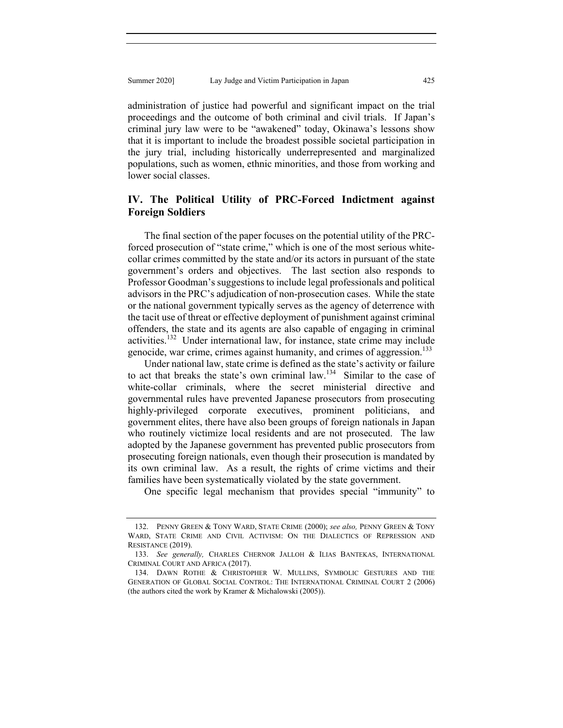administration of justice had powerful and significant impact on the trial proceedings and the outcome of both criminal and civil trials. If Japan's criminal jury law were to be "awakened" today, Okinawa's lessons show that it is important to include the broadest possible societal participation in the jury trial, including historically underrepresented and marginalized populations, such as women, ethnic minorities, and those from working and lower social classes.

## IV. The Political Utility of PRC-Forced Indictment against Foreign Soldiers

The final section of the paper focuses on the potential utility of the PRC-forced prosecution of "state crime," which is one of the most serious white-collar crimes committed by the state and/or its actors in pursuant of the state government's orders and objectives. The last section also responds to Professor Goodman's suggestions to include legal professionals and political advisors in the PRC's adjudication of non-prosecution cases. While the state or the national government typically serves as the agency of deterrence with the tacit use of threat or effective deployment of punishment against criminal offenders, the state and its agents are also capable of engaging in criminal activities.[132] Under international law, for instance, state crime may include genocide, war crime, crimes against humanity, and crimes of aggression.[133]

Under national law, state crime is defined as the state's activity or failure to act that breaks the state's own criminal law.[134] Similar to the case of white-collar criminals, where the secret ministerial directive and governmental rules have prevented Japanese prosecutors from prosecuting highly-privileged corporate executives, prominent politicians, and government elites, there have also been groups of foreign nationals in Japan who routinely victimize local residents and are not prosecuted. The law adopted by the Japanese government has prevented public prosecutors from prosecuting foreign nationals, even though their prosecution is mandated by its own criminal law. As a result, the rights of crime victims and their families have been systematically violated by the state government.

One specific legal mechanism that provides special "immunity" to

---

132. PENNY GREEN & TONY WARD, STATE CRIME (2000); *see also,* PENNY GREEN & TONY WARD, STATE CRIME AND CIVIL ACTIVISM: ON THE DIALECTICS OF REPRESSION AND RESISTANCE (2019).

133. *See generally,* CHARLES CHERNOR JALLOH & ILIAS BANTEKAS, INTERNATIONAL CRIMINAL COURT AND AFRICA (2017).

134. DAWN ROTHE & CHRISTOPHER W. MULLINS, SYMBOLIC GESTURES AND THE GENERATION OF GLOBAL SOCIAL CONTROL: THE INTERNATIONAL CRIMINAL COURT 2 (2006) (the authors cited the work by Kramer & Michalowski (2005)).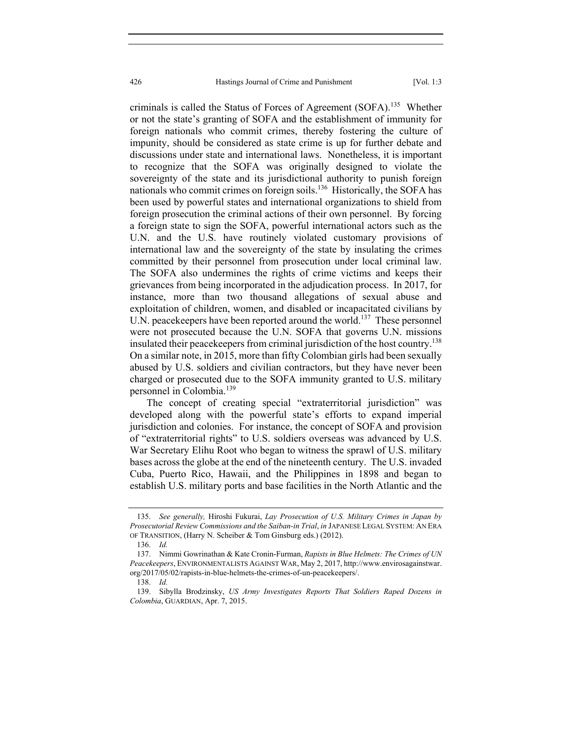criminals is called the Status of Forces of Agreement (SOFA).[135] Whether or not the state's granting of SOFA and the establishment of immunity for foreign nationals who commit crimes, thereby fostering the culture of impunity, should be considered as state crime is up for further debate and discussions under state and international laws. Nonetheless, it is important to recognize that the SOFA was originally designed to violate the sovereignty of the state and its jurisdictional authority to punish foreign nationals who commit crimes on foreign soils.[136] Historically, the SOFA has been used by powerful states and international organizations to shield from foreign prosecution the criminal actions of their own personnel. By forcing a foreign state to sign the SOFA, powerful international actors such as the U.N. and the U.S. have routinely violated customary provisions of international law and the sovereignty of the state by insulating the crimes committed by their personnel from prosecution under local criminal law. The SOFA also undermines the rights of crime victims and keeps their grievances from being incorporated in the adjudication process. In 2017, for instance, more than two thousand allegations of sexual abuse and exploitation of children, women, and disabled or incapacitated civilians by U.N. peacekeepers have been reported around the world.[137] These personnel were not prosecuted because the U.N. SOFA that governs U.N. missions insulated their peacekeepers from criminal jurisdiction of the host country.[138] On a similar note, in 2015, more than fifty Colombian girls had been sexually abused by U.S. soldiers and civilian contractors, but they have never been charged or prosecuted due to the SOFA immunity granted to U.S. military personnel in Colombia.[139]

The concept of creating special "extraterritorial jurisdiction" was developed along with the powerful state's efforts to expand imperial jurisdiction and colonies. For instance, the concept of SOFA and provision of "extraterritorial rights" to U.S. soldiers overseas was advanced by U.S. War Secretary Elihu Root who began to witness the sprawl of U.S. military bases across the globe at the end of the nineteenth century. The U.S. invaded Cuba, Puerto Rico, Hawaii, and the Philippines in 1898 and began to establish U.S. military ports and base facilities in the North Atlantic and the

---

135. *See generally,* Hiroshi Fukurai, *Lay Prosecution of U.S. Military Crimes in Japan by Prosecutorial Review Commissions and the Saiban-in Trial*, *in* JAPANESE LEGAL SYSTEM: AN ERA OF TRANSITION, (Harry N. Scheiber & Tom Ginsburg eds.) (2012).

136. *Id.*

137. Nimmi Gowrinathan & Kate Cronin-Furman, *Rapists in Blue Helmets: The Crimes of UN Peacekeepers*, ENVIRONMENTALISTS AGAINST WAR, May 2, 2017, http://www.envirosagainstwar.org/2017/05/02/rapists-in-blue-helmets-the-crimes-of-un-peacekeepers/.

138. *Id.*

139. Sibylla Brodzinsky, *US Army Investigates Reports That Soldiers Raped Dozens in Colombia*, GUARDIAN, Apr. 7, 2015.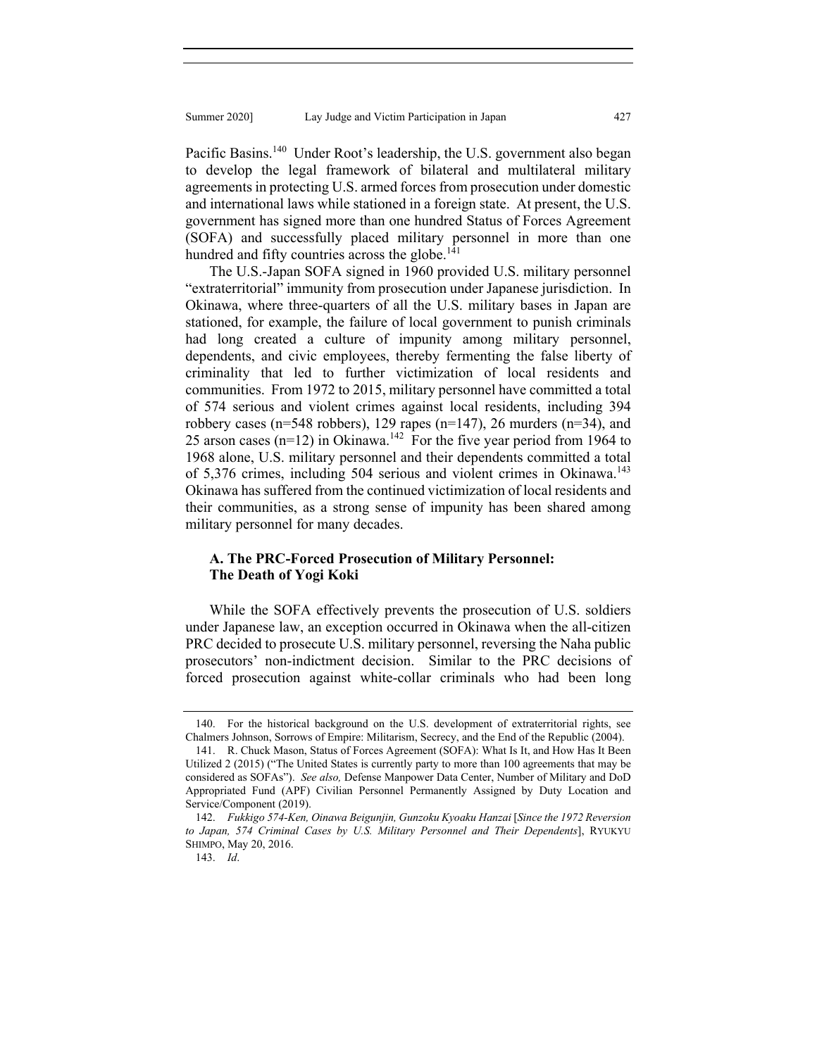Pacific Basins.[140] Under Root's leadership, the U.S. government also began to develop the legal framework of bilateral and multilateral military agreements in protecting U.S. armed forces from prosecution under domestic and international laws while stationed in a foreign state. At present, the U.S. government has signed more than one hundred Status of Forces Agreement (SOFA) and successfully placed military personnel in more than one hundred and fifty countries across the globe.[141]

The U.S.-Japan SOFA signed in 1960 provided U.S. military personnel "extraterritorial" immunity from prosecution under Japanese jurisdiction. In Okinawa, where three-quarters of all the U.S. military bases in Japan are stationed, for example, the failure of local government to punish criminals had long created a culture of impunity among military personnel, dependents, and civic employees, thereby fermenting the false liberty of criminality that led to further victimization of local residents and communities. From 1972 to 2015, military personnel have committed a total of 574 serious and violent crimes against local residents, including 394 robbery cases (n=548 robbers), 129 rapes (n=147), 26 murders (n=34), and 25 arson cases (n=12) in Okinawa.[142] For the five year period from 1964 to 1968 alone, U.S. military personnel and their dependents committed a total of 5,376 crimes, including 504 serious and violent crimes in Okinawa.[143] Okinawa has suffered from the continued victimization of local residents and their communities, as a strong sense of impunity has been shared among military personnel for many decades.

### A. The PRC-Forced Prosecution of Military Personnel: The Death of Yogi Koki

While the SOFA effectively prevents the prosecution of U.S. soldiers under Japanese law, an exception occurred in Okinawa when the all-citizen PRC decided to prosecute U.S. military personnel, reversing the Naha public prosecutors' non-indictment decision. Similar to the PRC decisions of forced prosecution against white-collar criminals who had been long

---

140. For the historical background on the U.S. development of extraterritorial rights, see Chalmers Johnson, Sorrows of Empire: Militarism, Secrecy, and the End of the Republic (2004).

141. R. Chuck Mason, Status of Forces Agreement (SOFA): What Is It, and How Has It Been Utilized 2 (2015) ("The United States is currently party to more than 100 agreements that may be considered as SOFAs"). *See also,* Defense Manpower Data Center, Number of Military and DoD Appropriated Fund (APF) Civilian Personnel Permanently Assigned by Duty Location and Service/Component (2019).

142. *Fukkigo 574-Ken, Oinawa Beigunjin, Gunzoku Kyoaku Hanzai* [*Since the 1972 Reversion to Japan, 574 Criminal Cases by U.S. Military Personnel and Their Dependents*], RYUKYU SHIMPO, May 20, 2016.

143. *Id*.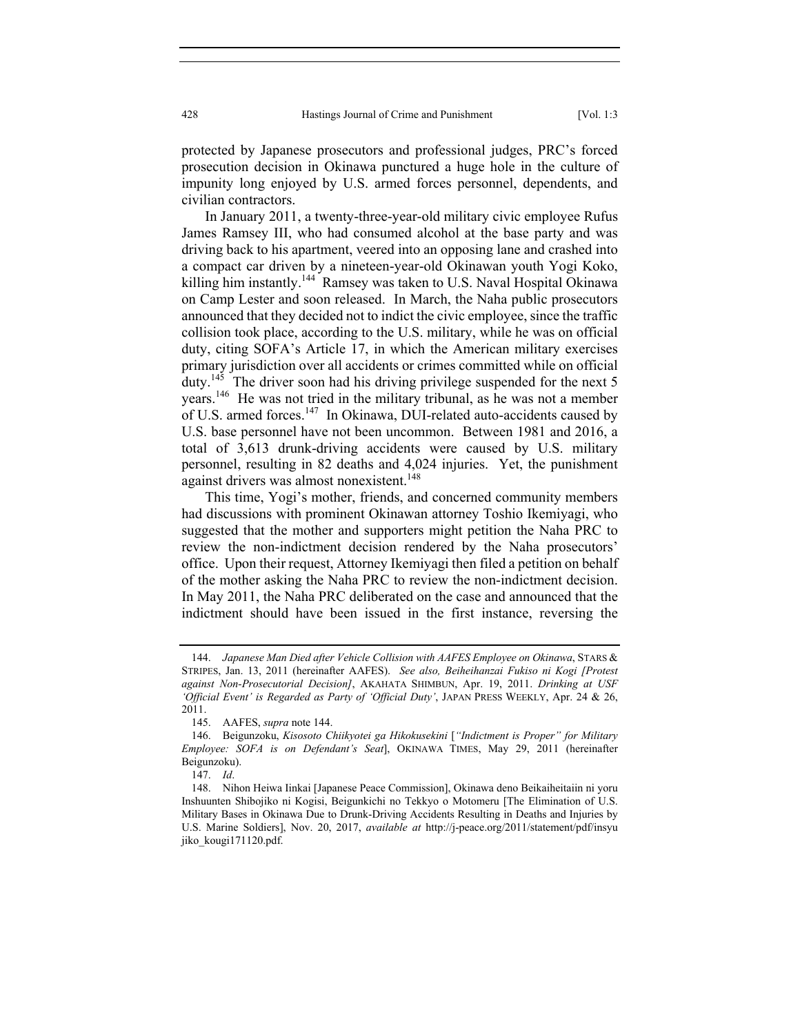protected by Japanese prosecutors and professional judges, PRC's forced prosecution decision in Okinawa punctured a huge hole in the culture of impunity long enjoyed by U.S. armed forces personnel, dependents, and civilian contractors.

In January 2011, a twenty-three-year-old military civic employee Rufus James Ramsey III, who had consumed alcohol at the base party and was driving back to his apartment, veered into an opposing lane and crashed into a compact car driven by a nineteen-year-old Okinawan youth Yogi Koko, killing him instantly.[144] Ramsey was taken to U.S. Naval Hospital Okinawa on Camp Lester and soon released. In March, the Naha public prosecutors announced that they decided not to indict the civic employee, since the traffic collision took place, according to the U.S. military, while he was on official duty, citing SOFA's Article 17, in which the American military exercises primary jurisdiction over all accidents or crimes committed while on official duty.[145] The driver soon had his driving privilege suspended for the next 5 years.[146] He was not tried in the military tribunal, as he was not a member of U.S. armed forces.[147] In Okinawa, DUI-related auto-accidents caused by U.S. base personnel have not been uncommon. Between 1981 and 2016, a total of 3,613 drunk-driving accidents were caused by U.S. military personnel, resulting in 82 deaths and 4,024 injuries. Yet, the punishment against drivers was almost nonexistent.[148]

This time, Yogi's mother, friends, and concerned community members had discussions with prominent Okinawan attorney Toshio Ikemiyagi, who suggested that the mother and supporters might petition the Naha PRC to review the non-indictment decision rendered by the Naha prosecutors' office. Upon their request, Attorney Ikemiyagi then filed a petition on behalf of the mother asking the Naha PRC to review the non-indictment decision. In May 2011, the Naha PRC deliberated on the case and announced that the indictment should have been issued in the first instance, reversing the

---

144. *Japanese Man Died after Vehicle Collision with AAFES Employee on Okinawa*, STARS & STRIPES, Jan. 13, 2011 (hereinafter AAFES). *See also, Beiheihanzai Fukiso ni Kogi [Protest against Non-Prosecutorial Decision]*, AKAHATA SHIMBUN, Apr. 19, 2011. *Drinking at USF 'Official Event' is Regarded as Party of 'Official Duty'*, JAPAN PRESS WEEKLY, Apr. 24 & 26, 2011.

145. AAFES, *supra* note 144.

146. Beigunzoku, *Kisosoto Chiikyotei ga Hikokusekini* [*"Indictment is Proper" for Military Employee: SOFA is on Defendant's Seat*], OKINAWA TIMES, May 29, 2011 (hereinafter Beigunzoku).

147. *Id*.

148. Nihon Heiwa Iinkai [Japanese Peace Commission], Okinawa deno Beikaiheitaiin ni yoru Inshuunten Shibojiko ni Kogisi, Beigunkichi no Tekkyo o Motomeru [The Elimination of U.S. Military Bases in Okinawa Due to Drunk-Driving Accidents Resulting in Deaths and Injuries by U.S. Marine Soldiers], Nov. 20, 2017, *available at* http://j-peace.org/2011/statement/pdf/insyujiko_kougi171120.pdf.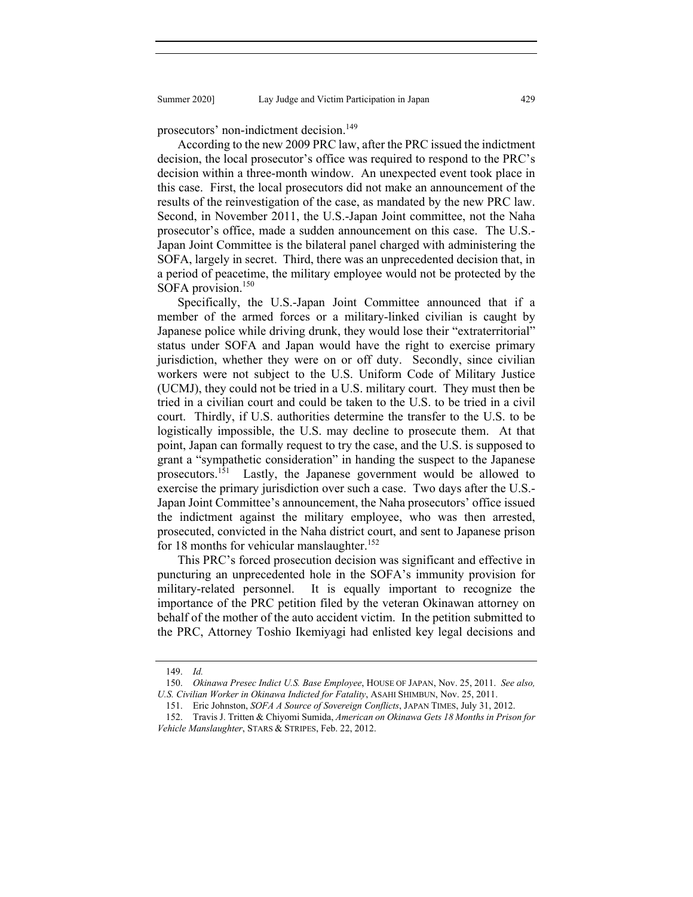prosecutors' non-indictment decision.[149]

According to the new 2009 PRC law, after the PRC issued the indictment decision, the local prosecutor's office was required to respond to the PRC's decision within a three-month window. An unexpected event took place in this case. First, the local prosecutors did not make an announcement of the results of the reinvestigation of the case, as mandated by the new PRC law. Second, in November 2011, the U.S.-Japan Joint committee, not the Naha prosecutor's office, made a sudden announcement on this case. The U.S.-Japan Joint Committee is the bilateral panel charged with administering the SOFA, largely in secret. Third, there was an unprecedented decision that, in a period of peacetime, the military employee would not be protected by the SOFA provision.[150]

Specifically, the U.S.-Japan Joint Committee announced that if a member of the armed forces or a military-linked civilian is caught by Japanese police while driving drunk, they would lose their "extraterritorial" status under SOFA and Japan would have the right to exercise primary jurisdiction, whether they were on or off duty. Secondly, since civilian workers were not subject to the U.S. Uniform Code of Military Justice (UCMJ), they could not be tried in a U.S. military court. They must then be tried in a civilian court and could be taken to the U.S. to be tried in a civil court. Thirdly, if U.S. authorities determine the transfer to the U.S. to be logistically impossible, the U.S. may decline to prosecute them. At that point, Japan can formally request to try the case, and the U.S. is supposed to grant a "sympathetic consideration" in handing the suspect to the Japanese prosecutors.[151] Lastly, the Japanese government would be allowed to exercise the primary jurisdiction over such a case. Two days after the U.S.-Japan Joint Committee's announcement, the Naha prosecutors' office issued the indictment against the military employee, who was then arrested, prosecuted, convicted in the Naha district court, and sent to Japanese prison for 18 months for vehicular manslaughter.[152]

This PRC's forced prosecution decision was significant and effective in puncturing an unprecedented hole in the SOFA's immunity provision for military-related personnel. It is equally important to recognize the importance of the PRC petition filed by the veteran Okinawan attorney on behalf of the mother of the auto accident victim. In the petition submitted to the PRC, Attorney Toshio Ikemiyagi had enlisted key legal decisions and

---

149. *Id.*

150. *Okinawa Presec Indict U.S. Base Employee*, HOUSE OF JAPAN, Nov. 25, 2011. *See also, U.S. Civilian Worker in Okinawa Indicted for Fatality*, ASAHI SHIMBUN, Nov. 25, 2011.

151. Eric Johnston, *SOFA A Source of Sovereign Conflicts*, JAPAN TIMES, July 31, 2012.

152. Travis J. Tritten & Chiyomi Sumida, *American on Okinawa Gets 18 Months in Prison for Vehicle Manslaughter*, STARS & STRIPES, Feb. 22, 2012.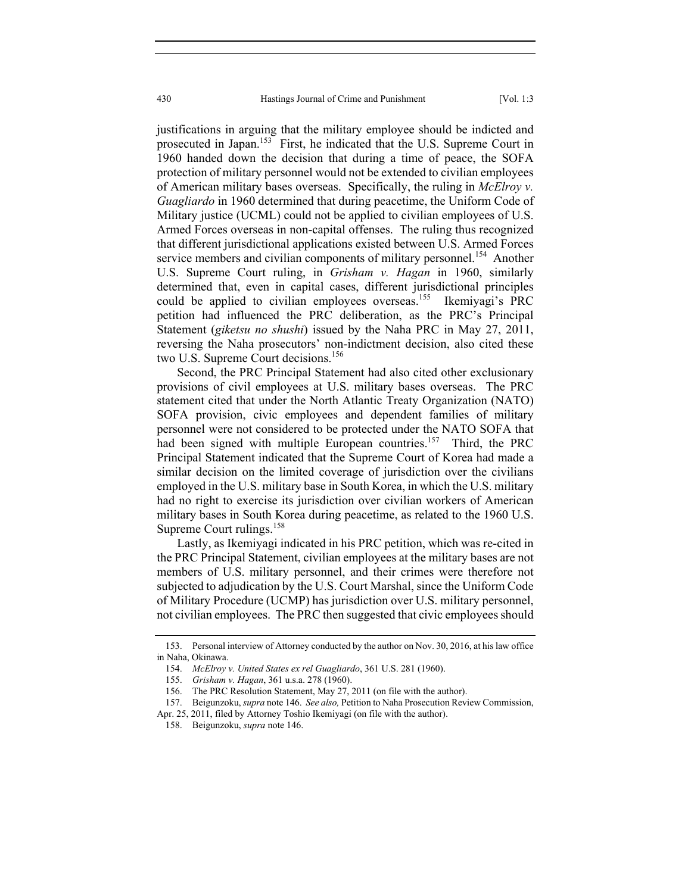justifications in arguing that the military employee should be indicted and prosecuted in Japan.[153] First, he indicated that the U.S. Supreme Court in 1960 handed down the decision that during a time of peace, the SOFA protection of military personnel would not be extended to civilian employees of American military bases overseas. Specifically, the ruling in *McElroy v. Guagliardo* in 1960 determined that during peacetime, the Uniform Code of Military justice (UCML) could not be applied to civilian employees of U.S. Armed Forces overseas in non-capital offenses. The ruling thus recognized that different jurisdictional applications existed between U.S. Armed Forces service members and civilian components of military personnel.[154] Another U.S. Supreme Court ruling, in *Grisham v. Hagan* in 1960, similarly determined that, even in capital cases, different jurisdictional principles could be applied to civilian employees overseas.[155] Ikemiyagi's PRC petition had influenced the PRC deliberation, as the PRC's Principal Statement (*giketsu no shushi*) issued by the Naha PRC in May 27, 2011, reversing the Naha prosecutors' non-indictment decision, also cited these two U.S. Supreme Court decisions.[156]

Second, the PRC Principal Statement had also cited other exclusionary provisions of civil employees at U.S. military bases overseas. The PRC statement cited that under the North Atlantic Treaty Organization (NATO) SOFA provision, civic employees and dependent families of military personnel were not considered to be protected under the NATO SOFA that had been signed with multiple European countries.[157] Third, the PRC Principal Statement indicated that the Supreme Court of Korea had made a similar decision on the limited coverage of jurisdiction over the civilians employed in the U.S. military base in South Korea, in which the U.S. military had no right to exercise its jurisdiction over civilian workers of American military bases in South Korea during peacetime, as related to the 1960 U.S. Supreme Court rulings.[158]

Lastly, as Ikemiyagi indicated in his PRC petition, which was re-cited in the PRC Principal Statement, civilian employees at the military bases are not members of U.S. military personnel, and their crimes were therefore not subjected to adjudication by the U.S. Court Marshal, since the Uniform Code of Military Procedure (UCMP) has jurisdiction over U.S. military personnel, not civilian employees. The PRC then suggested that civic employees should

---

153. Personal interview of Attorney conducted by the author on Nov. 30, 2016, at his law office in Naha, Okinawa.

154. *McElroy v. United States ex rel Guagliardo*, 361 U.S. 281 (1960).

155. *Grisham v. Hagan*, 361 u.s.a. 278 (1960).

156. The PRC Resolution Statement, May 27, 2011 (on file with the author).

157. Beigunzoku, *supra* note 146. *See also,* Petition to Naha Prosecution Review Commission, Apr. 25, 2011, filed by Attorney Toshio Ikemiyagi (on file with the author).

158. Beigunzoku, *supra* note 146.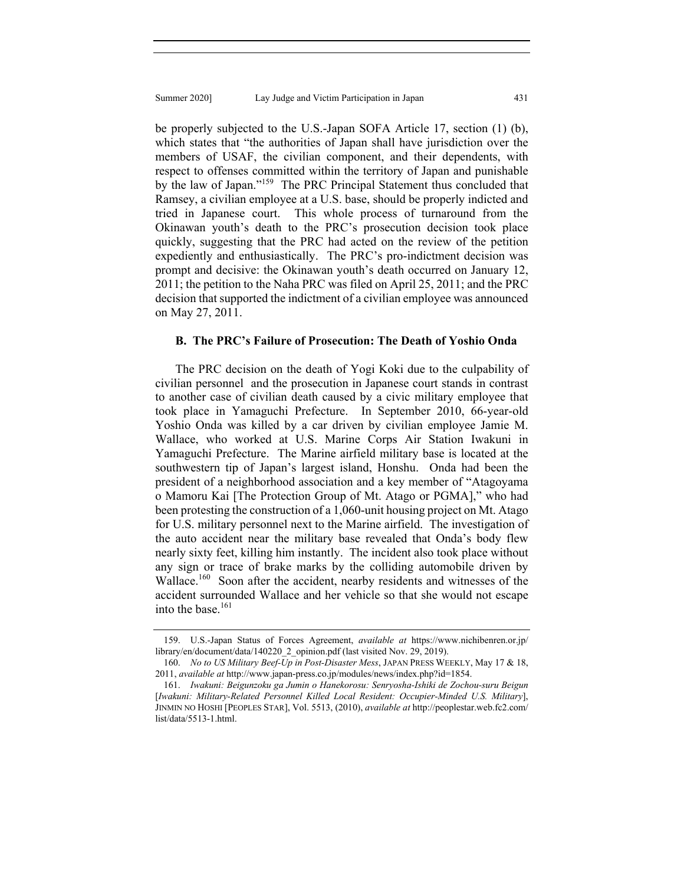be properly subjected to the U.S.-Japan SOFA Article 17, section (1) (b), which states that "the authorities of Japan shall have jurisdiction over the members of USAF, the civilian component, and their dependents, with respect to offenses committed within the territory of Japan and punishable by the law of Japan."[159] The PRC Principal Statement thus concluded that Ramsey, a civilian employee at a U.S. base, should be properly indicted and tried in Japanese court. This whole process of turnaround from the Okinawan youth's death to the PRC's prosecution decision took place quickly, suggesting that the PRC had acted on the review of the petition expediently and enthusiastically. The PRC's pro-indictment decision was prompt and decisive: the Okinawan youth's death occurred on January 12, 2011; the petition to the Naha PRC was filed on April 25, 2011; and the PRC decision that supported the indictment of a civilian employee was announced on May 27, 2011.

### B. The PRC's Failure of Prosecution: The Death of Yoshio Onda

The PRC decision on the death of Yogi Koki due to the culpability of civilian personnel and the prosecution in Japanese court stands in contrast to another case of civilian death caused by a civic military employee that took place in Yamaguchi Prefecture. In September 2010, 66-year-old Yoshio Onda was killed by a car driven by civilian employee Jamie M. Wallace, who worked at U.S. Marine Corps Air Station Iwakuni in Yamaguchi Prefecture. The Marine airfield military base is located at the southwestern tip of Japan's largest island, Honshu. Onda had been the president of a neighborhood association and a key member of "Atagoyama o Mamoru Kai [The Protection Group of Mt. Atago or PGMA]," who had been protesting the construction of a 1,060-unit housing project on Mt. Atago for U.S. military personnel next to the Marine airfield. The investigation of the auto accident near the military base revealed that Onda's body flew nearly sixty feet, killing him instantly. The incident also took place without any sign or trace of brake marks by the colliding automobile driven by Wallace.[160] Soon after the accident, nearby residents and witnesses of the accident surrounded Wallace and her vehicle so that she would not escape into the base.[161]

---

159. U.S.-Japan Status of Forces Agreement, *available at* https://www.nichibenren.or.jp/library/en/document/data/140220_2_opinion.pdf (last visited Nov. 29, 2019).

160. *No to US Military Beef-Up in Post-Disaster Mess*, JAPAN PRESS WEEKLY, May 17 & 18, 2011, *available at* http://www.japan-press.co.jp/modules/news/index.php?id=1854.

161. *Iwakuni: Beigunzoku ga Jumin o Hanekorosu: Senryosha-Ishiki de Zochou-suru Beigun* [*Iwakuni: Military-Related Personnel Killed Local Resident: Occupier-Minded U.S. Military*], JINMIN NO HOSHI [PEOPLES STAR], Vol. 5513, (2010), *available at* http://peoplestar.web.fc2.com/list/data/5513-1.html.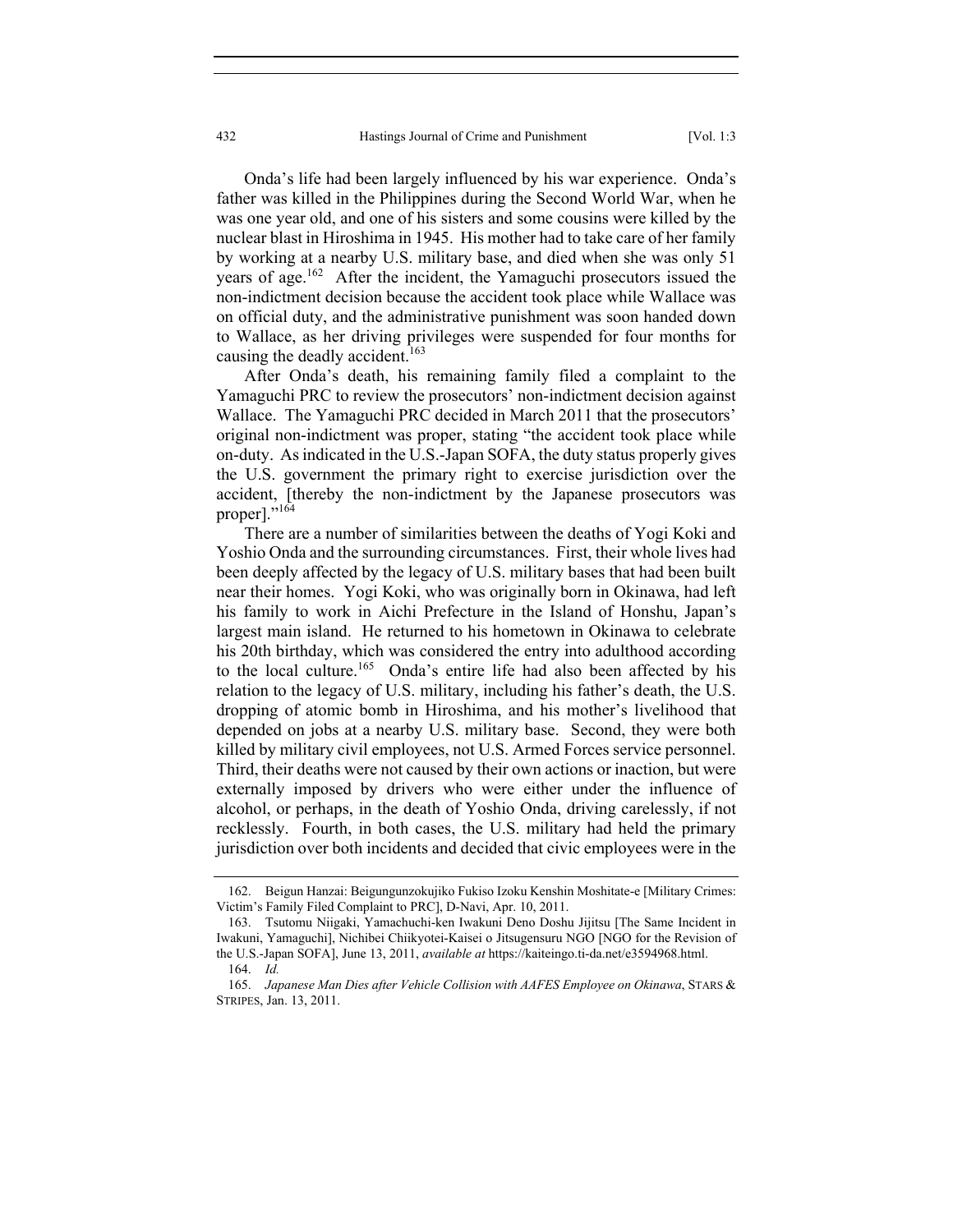Onda's life had been largely influenced by his war experience. Onda's father was killed in the Philippines during the Second World War, when he was one year old, and one of his sisters and some cousins were killed by the nuclear blast in Hiroshima in 1945. His mother had to take care of her family by working at a nearby U.S. military base, and died when she was only 51 years of age.[162] After the incident, the Yamaguchi prosecutors issued the non-indictment decision because the accident took place while Wallace was on official duty, and the administrative punishment was soon handed down to Wallace, as her driving privileges were suspended for four months for causing the deadly accident.[163]

After Onda's death, his remaining family filed a complaint to the Yamaguchi PRC to review the prosecutors' non-indictment decision against Wallace. The Yamaguchi PRC decided in March 2011 that the prosecutors' original non-indictment was proper, stating "the accident took place while on-duty. As indicated in the U.S.-Japan SOFA, the duty status properly gives the U.S. government the primary right to exercise jurisdiction over the accident, [thereby the non-indictment by the Japanese prosecutors was proper]."[164]

There are a number of similarities between the deaths of Yogi Koki and Yoshio Onda and the surrounding circumstances. First, their whole lives had been deeply affected by the legacy of U.S. military bases that had been built near their homes. Yogi Koki, who was originally born in Okinawa, had left his family to work in Aichi Prefecture in the Island of Honshu, Japan's largest main island. He returned to his hometown in Okinawa to celebrate his 20th birthday, which was considered the entry into adulthood according to the local culture.[165] Onda's entire life had also been affected by his relation to the legacy of U.S. military, including his father's death, the U.S. dropping of atomic bomb in Hiroshima, and his mother's livelihood that depended on jobs at a nearby U.S. military base. Second, they were both killed by military civil employees, not U.S. Armed Forces service personnel. Third, their deaths were not caused by their own actions or inaction, but were externally imposed by drivers who were either under the influence of alcohol, or perhaps, in the death of Yoshio Onda, driving carelessly, if not recklessly. Fourth, in both cases, the U.S. military had held the primary jurisdiction over both incidents and decided that civic employees were in the

---

162. Beigun Hanzai: Beigungunzokujiko Fukiso Izoku Kenshin Moshitate-e [Military Crimes: Victim's Family Filed Complaint to PRC], D-Navi, Apr. 10, 2011.

163. Tsutomu Niigaki, Yamachuchi-ken Iwakuni Deno Doshu Jijitsu [The Same Incident in Iwakuni, Yamaguchi], Nichibei Chiikyotei-Kaisei o Jitsugensuru NGO [NGO for the Revision of the U.S.-Japan SOFA], June 13, 2011, *available at* https://kaiteingo.ti-da.net/e3594968.html.

164. *Id.*

165. *Japanese Man Dies after Vehicle Collision with AAFES Employee on Okinawa*, STARS & STRIPES, Jan. 13, 2011.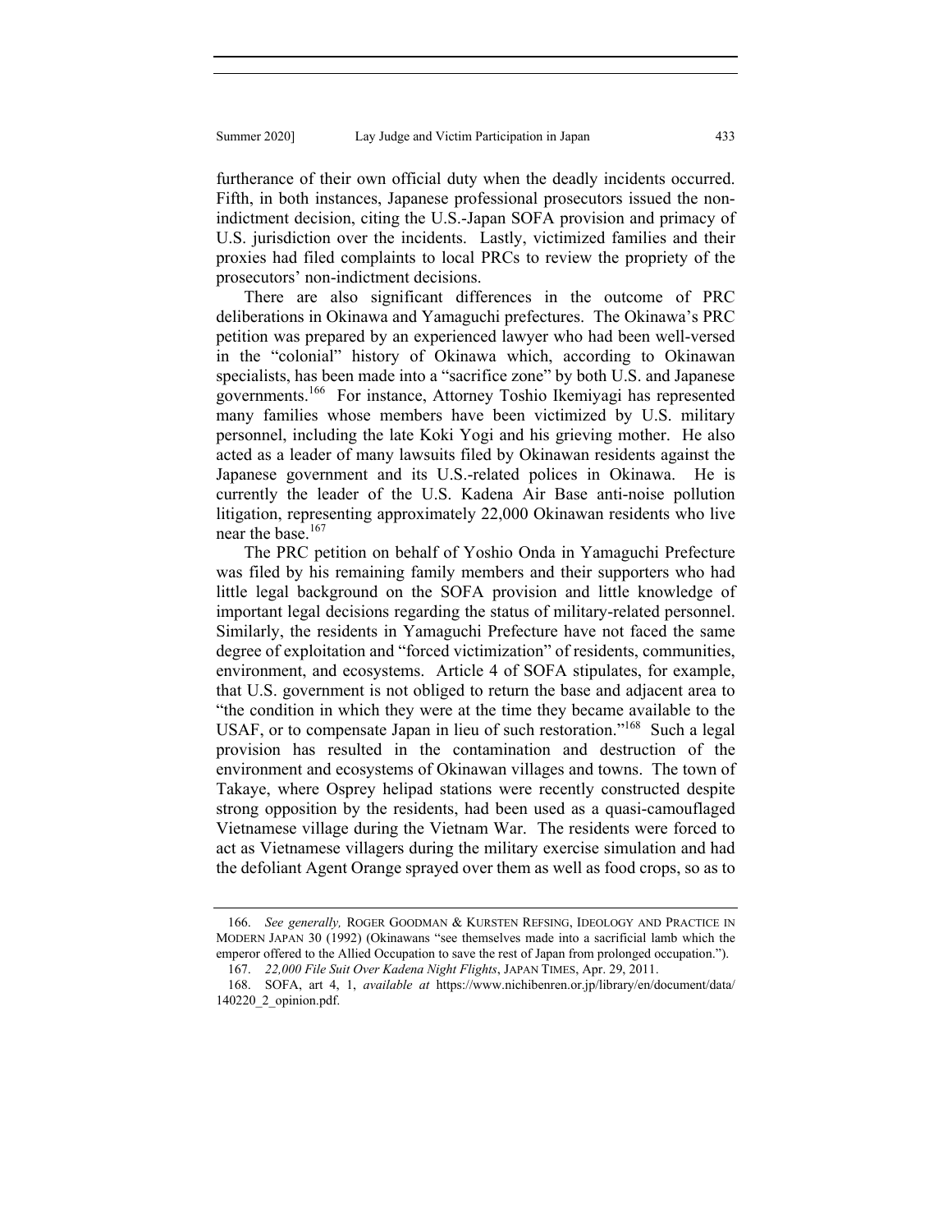furtherance of their own official duty when the deadly incidents occurred. Fifth, in both instances, Japanese professional prosecutors issued the non-indictment decision, citing the U.S.-Japan SOFA provision and primacy of U.S. jurisdiction over the incidents. Lastly, victimized families and their proxies had filed complaints to local PRCs to review the propriety of the prosecutors' non-indictment decisions.

There are also significant differences in the outcome of PRC deliberations in Okinawa and Yamaguchi prefectures. The Okinawa's PRC petition was prepared by an experienced lawyer who had been well-versed in the "colonial" history of Okinawa which, according to Okinawan specialists, has been made into a "sacrifice zone" by both U.S. and Japanese governments.[166] For instance, Attorney Toshio Ikemiyagi has represented many families whose members have been victimized by U.S. military personnel, including the late Koki Yogi and his grieving mother. He also acted as a leader of many lawsuits filed by Okinawan residents against the Japanese government and its U.S.-related polices in Okinawa. He is currently the leader of the U.S. Kadena Air Base anti-noise pollution litigation, representing approximately 22,000 Okinawan residents who live near the base.[167]

The PRC petition on behalf of Yoshio Onda in Yamaguchi Prefecture was filed by his remaining family members and their supporters who had little legal background on the SOFA provision and little knowledge of important legal decisions regarding the status of military-related personnel. Similarly, the residents in Yamaguchi Prefecture have not faced the same degree of exploitation and "forced victimization" of residents, communities, environment, and ecosystems. Article 4 of SOFA stipulates, for example, that U.S. government is not obliged to return the base and adjacent area to "the condition in which they were at the time they became available to the USAF, or to compensate Japan in lieu of such restoration."[168] Such a legal provision has resulted in the contamination and destruction of the environment and ecosystems of Okinawan villages and towns. The town of Takaye, where Osprey helipad stations were recently constructed despite strong opposition by the residents, had been used as a quasi-camouflaged Vietnamese village during the Vietnam War. The residents were forced to act as Vietnamese villagers during the military exercise simulation and had the defoliant Agent Orange sprayed over them as well as food crops, so as to

---

166. *See generally,* ROGER GOODMAN & KURSTEN REFSING, IDEOLOGY AND PRACTICE IN MODERN JAPAN 30 (1992) (Okinawans "see themselves made into a sacrificial lamb which the emperor offered to the Allied Occupation to save the rest of Japan from prolonged occupation.").

167. *22,000 File Suit Over Kadena Night Flights*, JAPAN TIMES, Apr. 29, 2011.

168. SOFA, art 4, 1, *available at* https://www.nichibenren.or.jp/library/en/document/data/140220_2_opinion.pdf.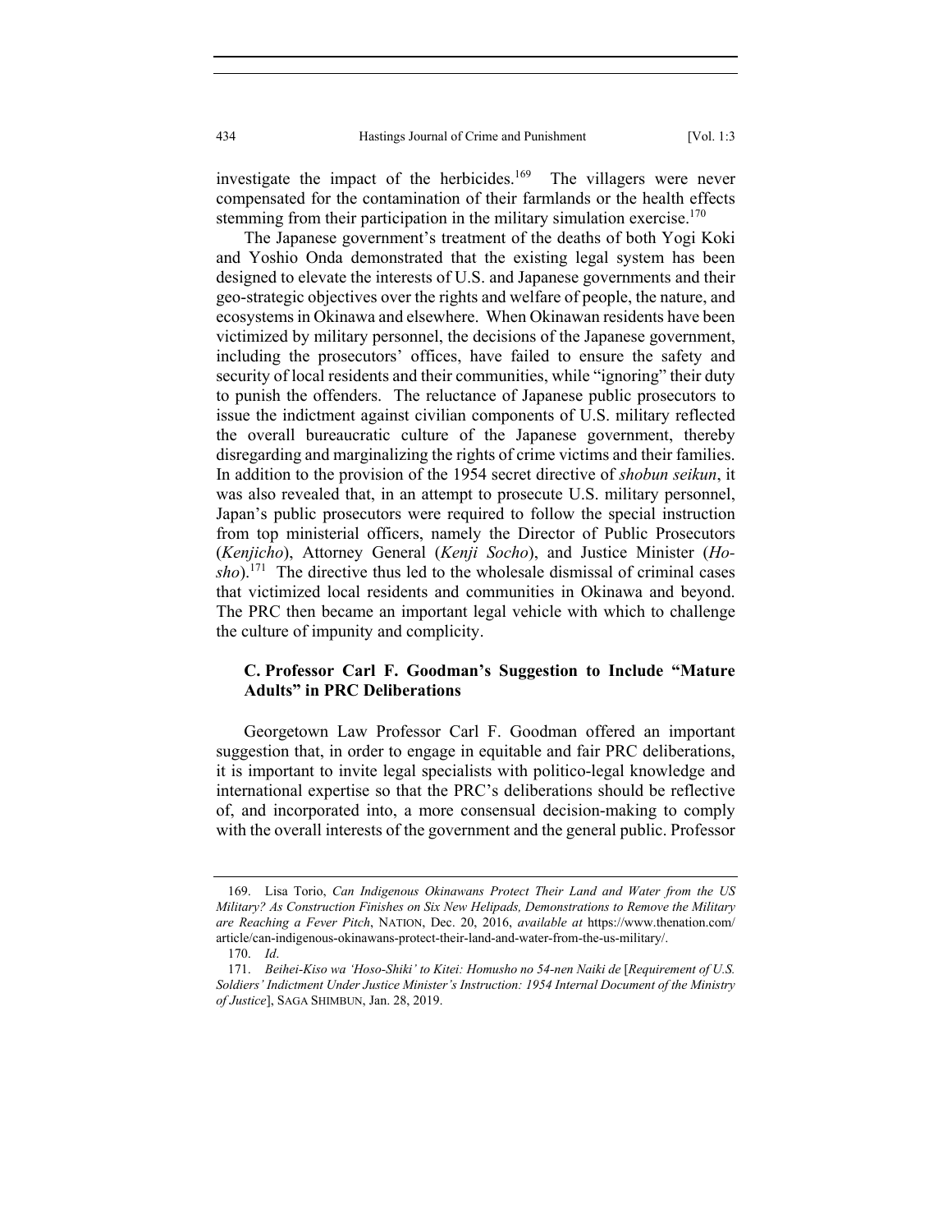investigate the impact of the herbicides.[169] The villagers were never compensated for the contamination of their farmlands or the health effects stemming from their participation in the military simulation exercise.[170]

The Japanese government's treatment of the deaths of both Yogi Koki and Yoshio Onda demonstrated that the existing legal system has been designed to elevate the interests of U.S. and Japanese governments and their geo-strategic objectives over the rights and welfare of people, the nature, and ecosystems in Okinawa and elsewhere. When Okinawan residents have been victimized by military personnel, the decisions of the Japanese government, including the prosecutors' offices, have failed to ensure the safety and security of local residents and their communities, while "ignoring" their duty to punish the offenders. The reluctance of Japanese public prosecutors to issue the indictment against civilian components of U.S. military reflected the overall bureaucratic culture of the Japanese government, thereby disregarding and marginalizing the rights of crime victims and their families. In addition to the provision of the 1954 secret directive of *shobun seikun*, it was also revealed that, in an attempt to prosecute U.S. military personnel, Japan's public prosecutors were required to follow the special instruction from top ministerial officers, namely the Director of Public Prosecutors (*Kenjicho*), Attorney General (*Kenji Socho*), and Justice Minister (*Ho-sho*).[171] The directive thus led to the wholesale dismissal of criminal cases that victimized local residents and communities in Okinawa and beyond. The PRC then became an important legal vehicle with which to challenge the culture of impunity and complicity.

### C. Professor Carl F. Goodman's Suggestion to Include "Mature Adults" in PRC Deliberations

Georgetown Law Professor Carl F. Goodman offered an important suggestion that, in order to engage in equitable and fair PRC deliberations, it is important to invite legal specialists with politico-legal knowledge and international expertise so that the PRC's deliberations should be reflective of, and incorporated into, a more consensual decision-making to comply with the overall interests of the government and the general public. Professor

---

169. Lisa Torio, *Can Indigenous Okinawans Protect Their Land and Water from the US Military? As Construction Finishes on Six New Helipads, Demonstrations to Remove the Military are Reaching a Fever Pitch*, NATION, Dec. 20, 2016, *available at* https://www.thenation.com/article/can-indigenous-okinawans-protect-their-land-and-water-from-the-us-military/.

170. *Id*.

171. *Beihei-Kiso wa 'Hoso-Shiki' to Kitei: Homusho no 54-nen Naiki de* [*Requirement of U.S. Soldiers' Indictment Under Justice Minister's Instruction: 1954 Internal Document of the Ministry of Justice*], SAGA SHIMBUN, Jan. 28, 2019.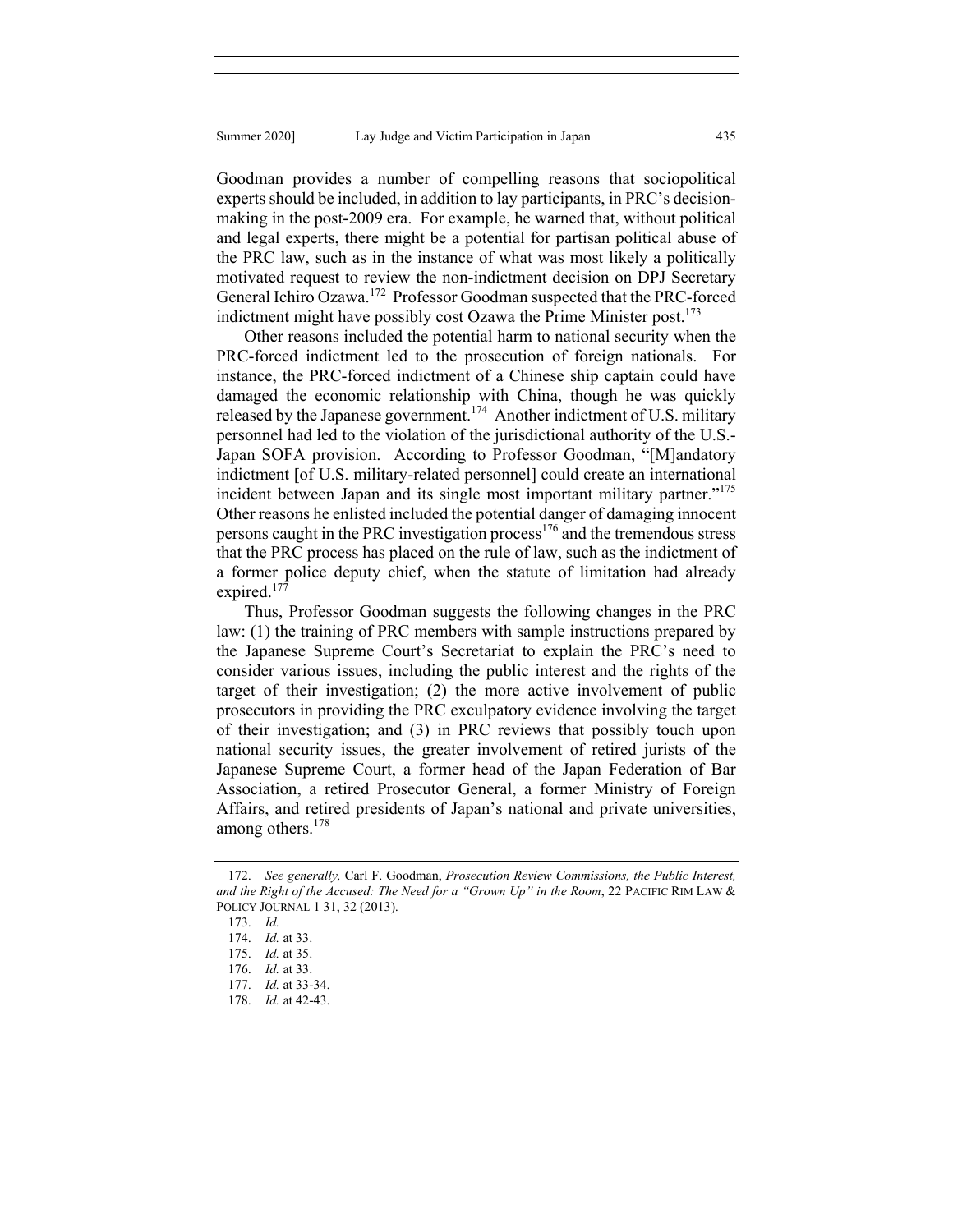Goodman provides a number of compelling reasons that sociopolitical experts should be included, in addition to lay participants, in PRC's decision-making in the post-2009 era. For example, he warned that, without political and legal experts, there might be a potential for partisan political abuse of the PRC law, such as in the instance of what was most likely a politically motivated request to review the non-indictment decision on DPJ Secretary General Ichiro Ozawa.[172] Professor Goodman suspected that the PRC-forced indictment might have possibly cost Ozawa the Prime Minister post.[173]

Other reasons included the potential harm to national security when the PRC-forced indictment led to the prosecution of foreign nationals. For instance, the PRC-forced indictment of a Chinese ship captain could have damaged the economic relationship with China, though he was quickly released by the Japanese government.[174] Another indictment of U.S. military personnel had led to the violation of the jurisdictional authority of the U.S.-Japan SOFA provision. According to Professor Goodman, "[M]andatory indictment [of U.S. military-related personnel] could create an international incident between Japan and its single most important military partner."[175] Other reasons he enlisted included the potential danger of damaging innocent persons caught in the PRC investigation process[176] and the tremendous stress that the PRC process has placed on the rule of law, such as the indictment of a former police deputy chief, when the statute of limitation had already expired.[177]

Thus, Professor Goodman suggests the following changes in the PRC law: (1) the training of PRC members with sample instructions prepared by the Japanese Supreme Court's Secretariat to explain the PRC's need to consider various issues, including the public interest and the rights of the target of their investigation; (2) the more active involvement of public prosecutors in providing the PRC exculpatory evidence involving the target of their investigation; and (3) in PRC reviews that possibly touch upon national security issues, the greater involvement of retired jurists of the Japanese Supreme Court, a former head of the Japan Federation of Bar Association, a retired Prosecutor General, a former Ministry of Foreign Affairs, and retired presidents of Japan's national and private universities, among others.[178]

---

172. *See generally,* Carl F. Goodman, *Prosecution Review Commissions, the Public Interest, and the Right of the Accused: The Need for a "Grown Up" in the Room*, 22 PACIFIC RIM LAW & POLICY JOURNAL 1 31, 32 (2013).

173. *Id.*

174. *Id.* at 33.

175. *Id.* at 35.

176. *Id.* at 33.

177. *Id.* at 33-34.

178. *Id.* at 42-43.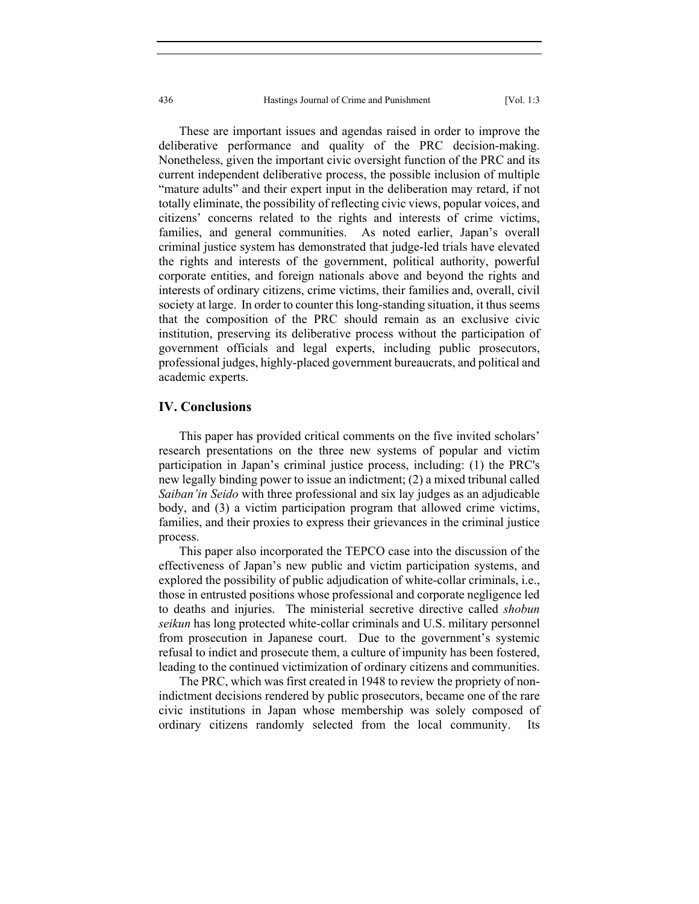These are important issues and agendas raised in order to improve the deliberative performance and quality of the PRC decision-making. Nonetheless, given the important civic oversight function of the PRC and its current independent deliberative process, the possible inclusion of multiple "mature adults" and their expert input in the deliberation may retard, if not totally eliminate, the possibility of reflecting civic views, popular voices, and citizens' concerns related to the rights and interests of crime victims, families, and general communities. As noted earlier, Japan's overall criminal justice system has demonstrated that judge-led trials have elevated the rights and interests of the government, political authority, powerful corporate entities, and foreign nationals above and beyond the rights and interests of ordinary citizens, crime victims, their families and, overall, civil society at large. In order to counter this long-standing situation, it thus seems that the composition of the PRC should remain as an exclusive civic institution, preserving its deliberative process without the participation of government officials and legal experts, including public prosecutors, professional judges, highly-placed government bureaucrats, and political and academic experts.

## IV. Conclusions

This paper has provided critical comments on the five invited scholars' research presentations on the three new systems of popular and victim participation in Japan's criminal justice process, including: (1) the PRC's new legally binding power to issue an indictment; (2) a mixed tribunal called *Saiban'in Seido* with three professional and six lay judges as an adjudicable body, and (3) a victim participation program that allowed crime victims, families, and their proxies to express their grievances in the criminal justice process.

This paper also incorporated the TEPCO case into the discussion of the effectiveness of Japan's new public and victim participation systems, and explored the possibility of public adjudication of white-collar criminals, i.e., those in entrusted positions whose professional and corporate negligence led to deaths and injuries. The ministerial secretive directive called *shobun seikun* has long protected white-collar criminals and U.S. military personnel from prosecution in Japanese court. Due to the government's systemic refusal to indict and prosecute them, a culture of impunity has been fostered, leading to the continued victimization of ordinary citizens and communities.

The PRC, which was first created in 1948 to review the propriety of non-indictment decisions rendered by public prosecutors, became one of the rare civic institutions in Japan whose membership was solely composed of ordinary citizens randomly selected from the local community. Its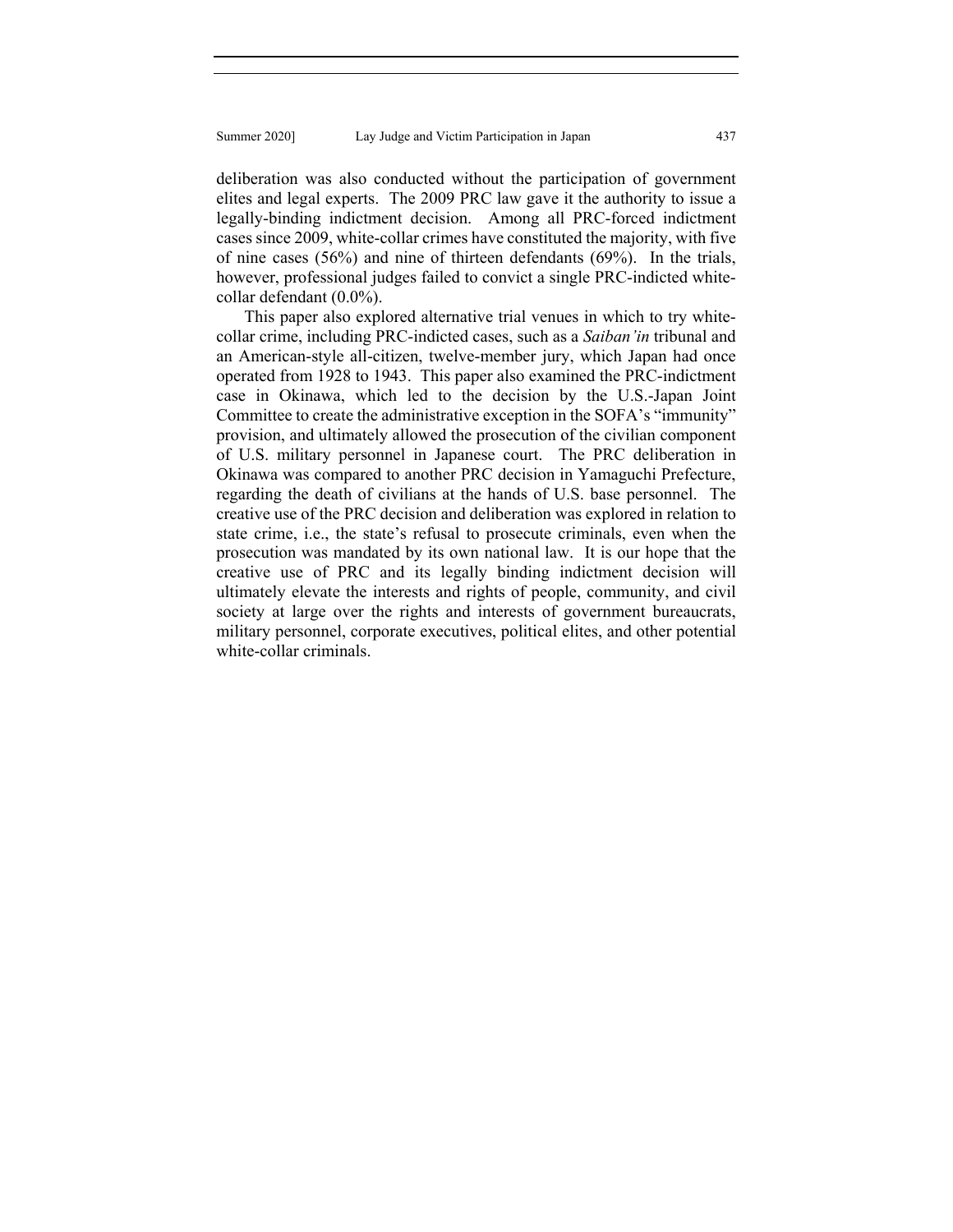deliberation was also conducted without the participation of government elites and legal experts. The 2009 PRC law gave it the authority to issue a legally-binding indictment decision. Among all PRC-forced indictment cases since 2009, white-collar crimes have constituted the majority, with five of nine cases (56%) and nine of thirteen defendants (69%). In the trials, however, professional judges failed to convict a single PRC-indicted white-collar defendant (0.0%).

This paper also explored alternative trial venues in which to try white-collar crime, including PRC-indicted cases, such as a *Saiban'in* tribunal and an American-style all-citizen, twelve-member jury, which Japan had once operated from 1928 to 1943. This paper also examined the PRC-indictment case in Okinawa, which led to the decision by the U.S.-Japan Joint Committee to create the administrative exception in the SOFA's "immunity" provision, and ultimately allowed the prosecution of the civilian component of U.S. military personnel in Japanese court. The PRC deliberation in Okinawa was compared to another PRC decision in Yamaguchi Prefecture, regarding the death of civilians at the hands of U.S. base personnel. The creative use of the PRC decision and deliberation was explored in relation to state crime, i.e., the state's refusal to prosecute criminals, even when the prosecution was mandated by its own national law. It is our hope that the creative use of PRC and its legally binding indictment decision will ultimately elevate the interests and rights of people, community, and civil society at large over the rights and interests of government bureaucrats, military personnel, corporate executives, political elites, and other potential white-collar criminals.